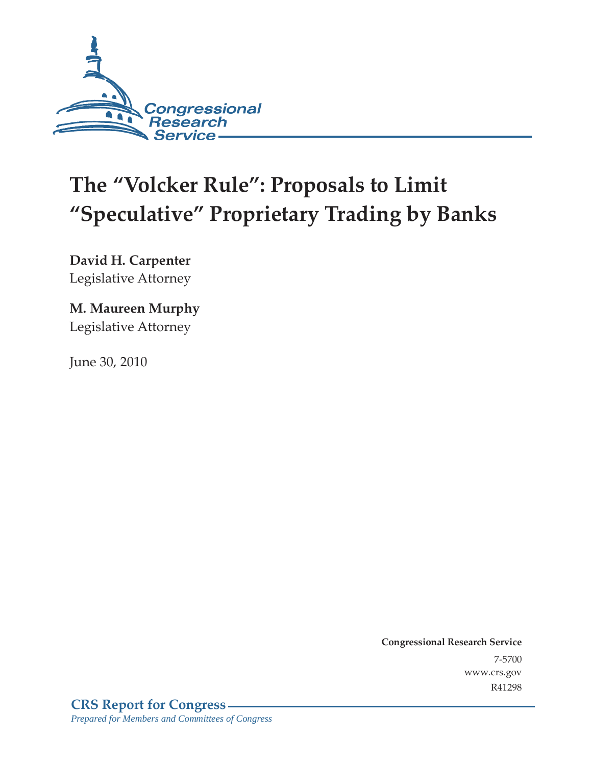Congressional Research Service

# The "Volcker Rule": Proposals to Limit "Speculative" Proprietary Trading by Banks

**David H. Carpenter**
Legislative Attorney

**M. Maureen Murphy**
Legislative Attorney

June 30, 2010

**Congressional Research Service**
7-5700
www.crs.gov
R41298

**CRS Report for Congress**
*Prepared for Members and Committees of Congress*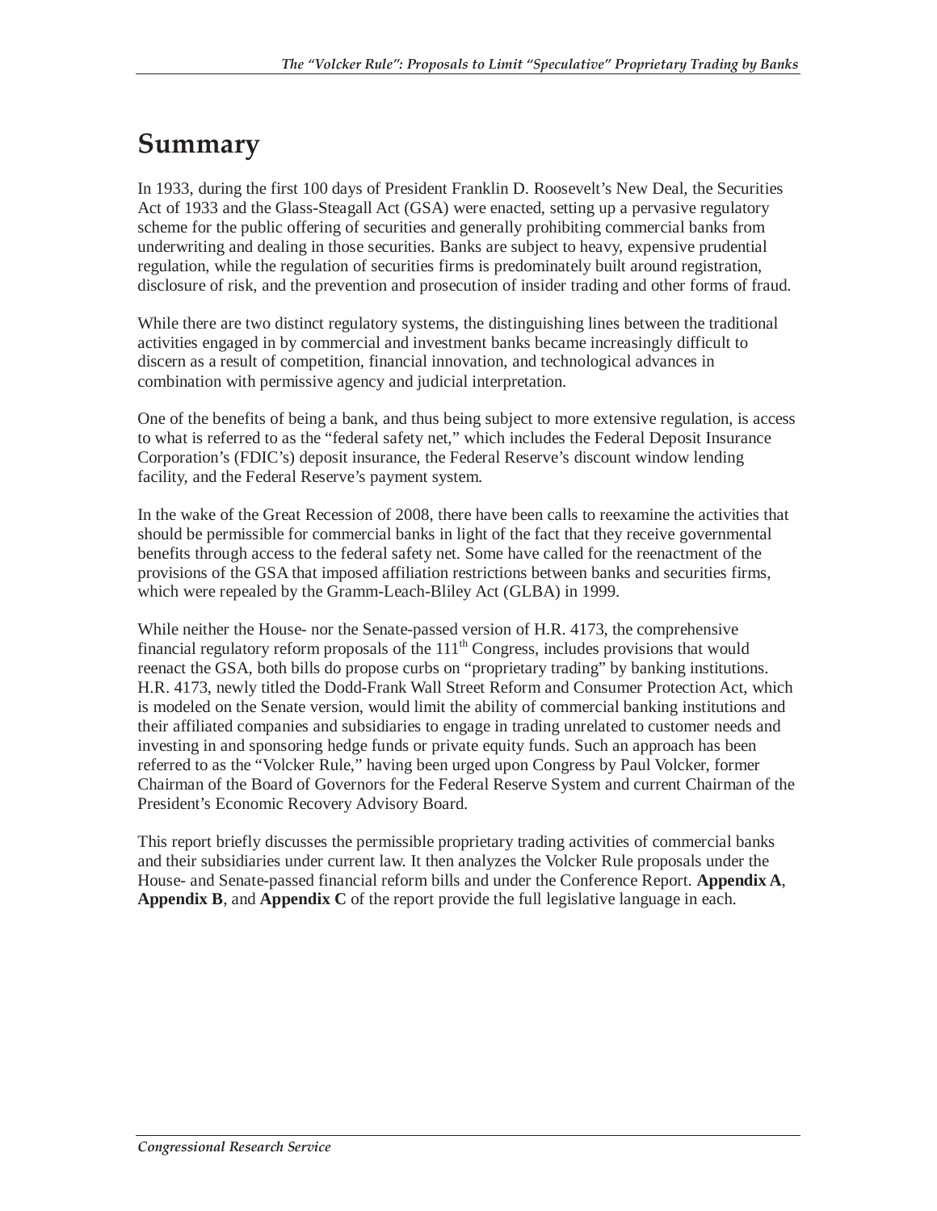# Summary

In 1933, during the first 100 days of President Franklin D. Roosevelt's New Deal, the Securities Act of 1933 and the Glass-Steagall Act (GSA) were enacted, setting up a pervasive regulatory scheme for the public offering of securities and generally prohibiting commercial banks from underwriting and dealing in those securities. Banks are subject to heavy, expensive prudential regulation, while the regulation of securities firms is predominately built around registration, disclosure of risk, and the prevention and prosecution of insider trading and other forms of fraud.

While there are two distinct regulatory systems, the distinguishing lines between the traditional activities engaged in by commercial and investment banks became increasingly difficult to discern as a result of competition, financial innovation, and technological advances in combination with permissive agency and judicial interpretation.

One of the benefits of being a bank, and thus being subject to more extensive regulation, is access to what is referred to as the "federal safety net," which includes the Federal Deposit Insurance Corporation's (FDIC's) deposit insurance, the Federal Reserve's discount window lending facility, and the Federal Reserve's payment system.

In the wake of the Great Recession of 2008, there have been calls to reexamine the activities that should be permissible for commercial banks in light of the fact that they receive governmental benefits through access to the federal safety net. Some have called for the reenactment of the provisions of the GSA that imposed affiliation restrictions between banks and securities firms, which were repealed by the Gramm-Leach-Bliley Act (GLBA) in 1999.

While neither the House- nor the Senate-passed version of H.R. 4173, the comprehensive financial regulatory reform proposals of the 111th Congress, includes provisions that would reenact the GSA, both bills do propose curbs on "proprietary trading" by banking institutions. H.R. 4173, newly titled the Dodd-Frank Wall Street Reform and Consumer Protection Act, which is modeled on the Senate version, would limit the ability of commercial banking institutions and their affiliated companies and subsidiaries to engage in trading unrelated to customer needs and investing in and sponsoring hedge funds or private equity funds. Such an approach has been referred to as the "Volcker Rule," having been urged upon Congress by Paul Volcker, former Chairman of the Board of Governors for the Federal Reserve System and current Chairman of the President's Economic Recovery Advisory Board.

This report briefly discusses the permissible proprietary trading activities of commercial banks and their subsidiaries under current law. It then analyzes the Volcker Rule proposals under the House- and Senate-passed financial reform bills and under the Conference Report. **Appendix A**, **Appendix B**, and **Appendix C** of the report provide the full legislative language in each.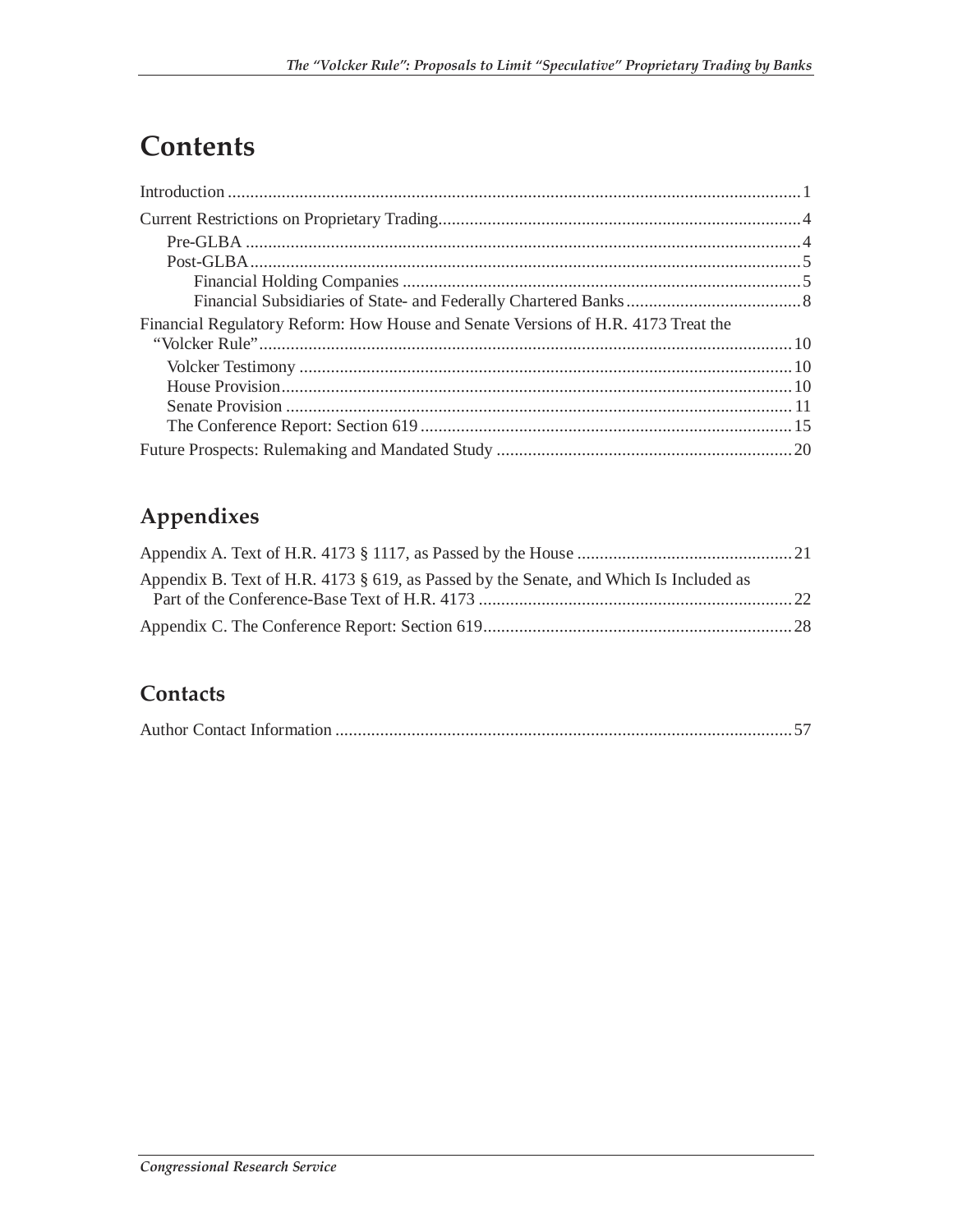# Contents

Introduction ... 1

Current Restrictions on Proprietary Trading ... 4

- Pre-GLBA ... 4
- Post-GLBA ... 5
  - Financial Holding Companies ... 5
  - Financial Subsidiaries of State- and Federally Chartered Banks ... 8

Financial Regulatory Reform: How House and Senate Versions of H.R. 4173 Treat the "Volcker Rule" ... 10

- Volcker Testimony ... 10
- House Provision ... 10
- Senate Provision ... 11
- The Conference Report: Section 619 ... 15

Future Prospects: Rulemaking and Mandated Study ... 20

## Appendixes

Appendix A. Text of H.R. 4173 § 1117, as Passed by the House ... 21

Appendix B. Text of H.R. 4173 § 619, as Passed by the Senate, and Which Is Included as Part of the Conference-Base Text of H.R. 4173 ... 22

Appendix C. The Conference Report: Section 619 ... 28

## Contacts

Author Contact Information ... 57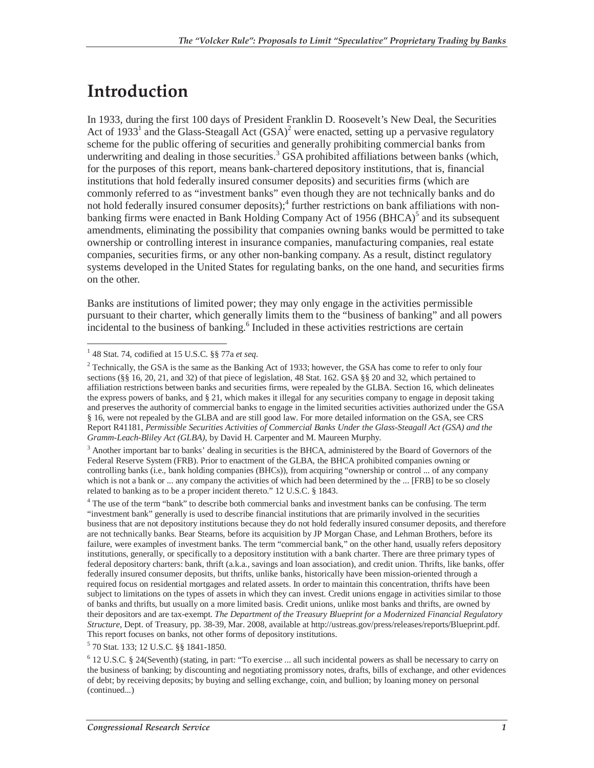# Introduction

In 1933, during the first 100 days of President Franklin D. Roosevelt's New Deal, the Securities Act of 1933[1] and the Glass-Steagall Act (GSA)[2] were enacted, setting up a pervasive regulatory scheme for the public offering of securities and generally prohibiting commercial banks from underwriting and dealing in those securities.[3] GSA prohibited affiliations between banks (which, for the purposes of this report, means bank-chartered depository institutions, that is, financial institutions that hold federally insured consumer deposits) and securities firms (which are commonly referred to as "investment banks" even though they are not technically banks and do not hold federally insured consumer deposits);[4] further restrictions on bank affiliations with non-banking firms were enacted in Bank Holding Company Act of 1956 (BHCA)[5] and its subsequent amendments, eliminating the possibility that companies owning banks would be permitted to take ownership or controlling interest in insurance companies, manufacturing companies, real estate companies, securities firms, or any other non-banking company. As a result, distinct regulatory systems developed in the United States for regulating banks, on the one hand, and securities firms on the other.

Banks are institutions of limited power; they may only engage in the activities permissible pursuant to their charter, which generally limits them to the "business of banking" and all powers incidental to the business of banking.[6] Included in these activities restrictions are certain

---

[1] 48 Stat. 74, codified at 15 U.S.C. §§ 77a *et seq*.

[2] Technically, the GSA is the same as the Banking Act of 1933; however, the GSA has come to refer to only four sections (§§ 16, 20, 21, and 32) of that piece of legislation, 48 Stat. 162. GSA §§ 20 and 32, which pertained to affiliation restrictions between banks and securities firms, were repealed by the GLBA. Section 16, which delineates the express powers of banks, and § 21, which makes it illegal for any securities company to engage in deposit taking and preserves the authority of commercial banks to engage in the limited securities activities authorized under the GSA § 16, were not repealed by the GLBA and are still good law. For more detailed information on the GSA, see CRS Report R41181, *Permissible Securities Activities of Commercial Banks Under the Glass-Steagall Act (GSA) and the Gramm-Leach-Bliley Act (GLBA)*, by David H. Carpenter and M. Maureen Murphy.

[3] Another important bar to banks' dealing in securities is the BHCA, administered by the Board of Governors of the Federal Reserve System (FRB). Prior to enactment of the GLBA, the BHCA prohibited companies owning or controlling banks (i.e., bank holding companies (BHCs)), from acquiring "ownership or control ... of any company which is not a bank or ... any company the activities of which had been determined by the ... [FRB] to be so closely related to banking as to be a proper incident thereto." 12 U.S.C. § 1843.

[4] The use of the term "bank" to describe both commercial banks and investment banks can be confusing. The term "investment bank" generally is used to describe financial institutions that are primarily involved in the securities business that are not depository institutions because they do not hold federally insured consumer deposits, and therefore are not technically banks. Bear Stearns, before its acquisition by JP Morgan Chase, and Lehman Brothers, before its failure, were examples of investment banks. The term "commercial bank," on the other hand, usually refers depository institutions, generally, or specifically to a depository institution with a bank charter. There are three primary types of federal depository charters: bank, thrift (a.k.a., savings and loan association), and credit union. Thrifts, like banks, offer federally insured consumer deposits, but thrifts, unlike banks, historically have been mission-oriented through a required focus on residential mortgages and related assets. In order to maintain this concentration, thrifts have been subject to limitations on the types of assets in which they can invest. Credit unions engage in activities similar to those of banks and thrifts, but usually on a more limited basis. Credit unions, unlike most banks and thrifts, are owned by their depositors and are tax-exempt. *The Department of the Treasury Blueprint for a Modernized Financial Regulatory Structure*, Dept. of Treasury, pp. 38-39, Mar. 2008, available at http://ustreas.gov/press/releases/reports/Blueprint.pdf. This report focuses on banks, not other forms of depository institutions.

[5] 70 Stat. 133; 12 U.S.C. §§ 1841-1850.

[6] 12 U.S.C. § 24(Seventh) (stating, in part: "To exercise ... all such incidental powers as shall be necessary to carry on the business of banking; by discounting and negotiating promissory notes, drafts, bills of exchange, and other evidences of debt; by receiving deposits; by buying and selling exchange, coin, and bullion; by loaning money on personal (continued...)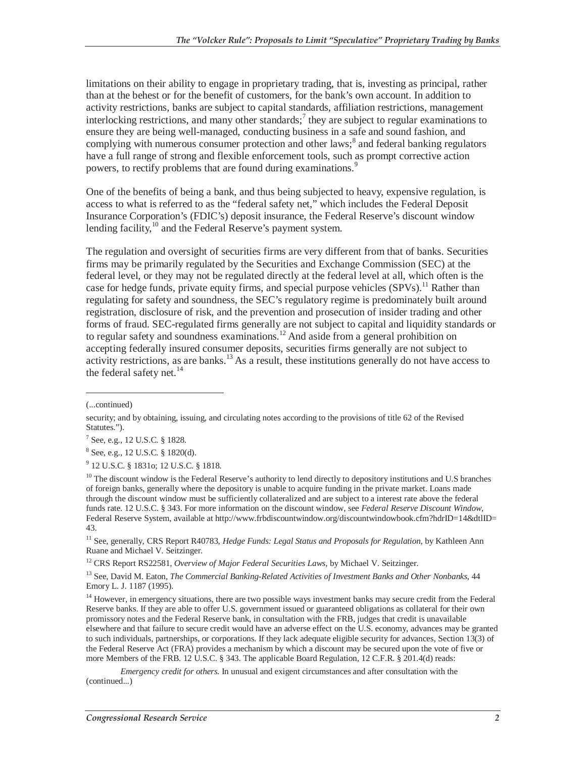limitations on their ability to engage in proprietary trading, that is, investing as principal, rather than at the behest or for the benefit of customers, for the bank's own account. In addition to activity restrictions, banks are subject to capital standards, affiliation restrictions, management interlocking restrictions, and many other standards;[7] they are subject to regular examinations to ensure they are being well-managed, conducting business in a safe and sound fashion, and complying with numerous consumer protection and other laws;[8] and federal banking regulators have a full range of strong and flexible enforcement tools, such as prompt corrective action powers, to rectify problems that are found during examinations.[9]

One of the benefits of being a bank, and thus being subjected to heavy, expensive regulation, is access to what is referred to as the "federal safety net," which includes the Federal Deposit Insurance Corporation's (FDIC's) deposit insurance, the Federal Reserve's discount window lending facility,[10] and the Federal Reserve's payment system.

The regulation and oversight of securities firms are very different from that of banks. Securities firms may be primarily regulated by the Securities and Exchange Commission (SEC) at the federal level, or they may not be regulated directly at the federal level at all, which often is the case for hedge funds, private equity firms, and special purpose vehicles (SPVs).[11] Rather than regulating for safety and soundness, the SEC's regulatory regime is predominately built around registration, disclosure of risk, and the prevention and prosecution of insider trading and other forms of fraud. SEC-regulated firms generally are not subject to capital and liquidity standards or to regular safety and soundness examinations.[12] And aside from a general prohibition on accepting federally insured consumer deposits, securities firms generally are not subject to activity restrictions, as are banks.[13] As a result, these institutions generally do not have access to the federal safety net.[14]

---

(...continued)

security; and by obtaining, issuing, and circulating notes according to the provisions of title 62 of the Revised Statutes.").

[7] See, e.g., 12 U.S.C. § 1828.

[8] See, e.g., 12 U.S.C. § 1820(d).

[9] 12 U.S.C. § 1831o; 12 U.S.C. § 1818.

[10] The discount window is the Federal Reserve's authority to lend directly to depository institutions and U.S branches of foreign banks, generally where the depository is unable to acquire funding in the private market. Loans made through the discount window must be sufficiently collateralized and are subject to a interest rate above the federal funds rate. 12 U.S.C. § 343. For more information on the discount window, see *Federal Reserve Discount Window*, Federal Reserve System, available at http://www.frbdiscountwindow.org/discountwindowbook.cfm?hdrID=14&dtlID=43.

[11] See, generally, CRS Report R40783, *Hedge Funds: Legal Status and Proposals for Regulation*, by Kathleen Ann Ruane and Michael V. Seitzinger.

[12] CRS Report RS22581, *Overview of Major Federal Securities Laws*, by Michael V. Seitzinger.

[13] See, David M. Eaton, *The Commercial Banking-Related Activities of Investment Banks and Other Nonbanks*, 44 Emory L. J. 1187 (1995).

[14] However, in emergency situations, there are two possible ways investment banks may secure credit from the Federal Reserve banks. If they are able to offer U.S. government issued or guaranteed obligations as collateral for their own promissory notes and the Federal Reserve bank, in consultation with the FRB, judges that credit is unavailable elsewhere and that failure to secure credit would have an adverse effect on the U.S. economy, advances may be granted to such individuals, partnerships, or corporations. If they lack adequate eligible security for advances, Section 13(3) of the Federal Reserve Act (FRA) provides a mechanism by which a discount may be secured upon the vote of five or more Members of the FRB. 12 U.S.C. § 343. The applicable Board Regulation, 12 C.F.R. § 201.4(d) reads:

*Emergency credit for others.* In unusual and exigent circumstances and after consultation with the (continued...)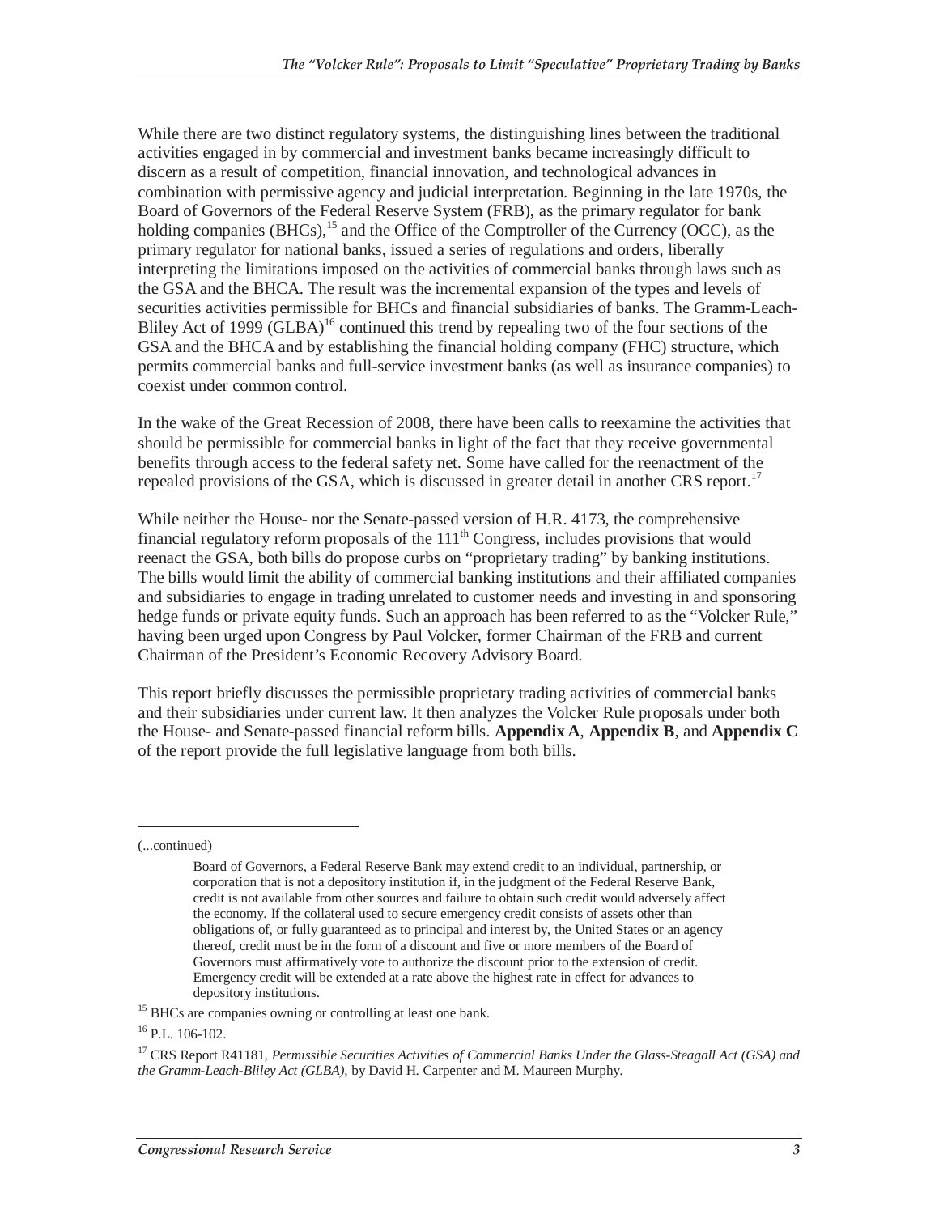While there are two distinct regulatory systems, the distinguishing lines between the traditional activities engaged in by commercial and investment banks became increasingly difficult to discern as a result of competition, financial innovation, and technological advances in combination with permissive agency and judicial interpretation. Beginning in the late 1970s, the Board of Governors of the Federal Reserve System (FRB), as the primary regulator for bank holding companies (BHCs),[15] and the Office of the Comptroller of the Currency (OCC), as the primary regulator for national banks, issued a series of regulations and orders, liberally interpreting the limitations imposed on the activities of commercial banks through laws such as the GSA and the BHCA. The result was the incremental expansion of the types and levels of securities activities permissible for BHCs and financial subsidiaries of banks. The Gramm-Leach-Bliley Act of 1999 (GLBA)[16] continued this trend by repealing two of the four sections of the GSA and the BHCA and by establishing the financial holding company (FHC) structure, which permits commercial banks and full-service investment banks (as well as insurance companies) to coexist under common control.

In the wake of the Great Recession of 2008, there have been calls to reexamine the activities that should be permissible for commercial banks in light of the fact that they receive governmental benefits through access to the federal safety net. Some have called for the reenactment of the repealed provisions of the GSA, which is discussed in greater detail in another CRS report.[17]

While neither the House- nor the Senate-passed version of H.R. 4173, the comprehensive financial regulatory reform proposals of the 111th Congress, includes provisions that would reenact the GSA, both bills do propose curbs on "proprietary trading" by banking institutions. The bills would limit the ability of commercial banking institutions and their affiliated companies and subsidiaries to engage in trading unrelated to customer needs and investing in and sponsoring hedge funds or private equity funds. Such an approach has been referred to as the "Volcker Rule," having been urged upon Congress by Paul Volcker, former Chairman of the FRB and current Chairman of the President's Economic Recovery Advisory Board.

This report briefly discusses the permissible proprietary trading activities of commercial banks and their subsidiaries under current law. It then analyzes the Volcker Rule proposals under both the House- and Senate-passed financial reform bills. **Appendix A**, **Appendix B**, and **Appendix C** of the report provide the full legislative language from both bills.

---

(...continued)

> Board of Governors, a Federal Reserve Bank may extend credit to an individual, partnership, or corporation that is not a depository institution if, in the judgment of the Federal Reserve Bank, credit is not available from other sources and failure to obtain such credit would adversely affect the economy. If the collateral used to secure emergency credit consists of assets other than obligations of, or fully guaranteed as to principal and interest by, the United States or an agency thereof, credit must be in the form of a discount and five or more members of the Board of Governors must affirmatively vote to authorize the discount prior to the extension of credit. Emergency credit will be extended at a rate above the highest rate in effect for advances to depository institutions.

[15] BHCs are companies owning or controlling at least one bank.

[16] P.L. 106-102.

[17] CRS Report R41181, *Permissible Securities Activities of Commercial Banks Under the Glass-Steagall Act (GSA) and the Gramm-Leach-Bliley Act (GLBA)*, by David H. Carpenter and M. Maureen Murphy.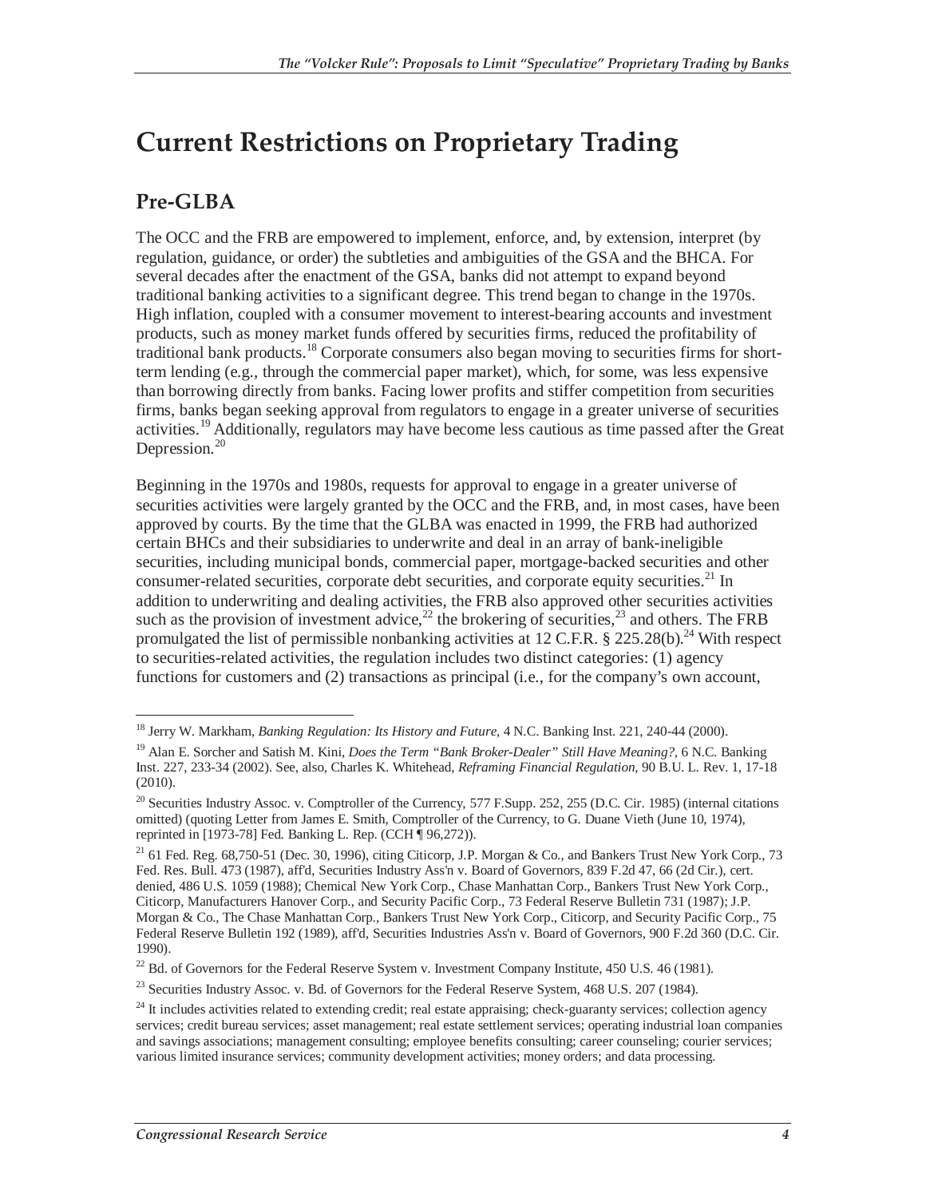# Current Restrictions on Proprietary Trading

## Pre-GLBA

The OCC and the FRB are empowered to implement, enforce, and, by extension, interpret (by regulation, guidance, or order) the subtleties and ambiguities of the GSA and the BHCA. For several decades after the enactment of the GSA, banks did not attempt to expand beyond traditional banking activities to a significant degree. This trend began to change in the 1970s. High inflation, coupled with a consumer movement to interest-bearing accounts and investment products, such as money market funds offered by securities firms, reduced the profitability of traditional bank products.[18] Corporate consumers also began moving to securities firms for short-term lending (e.g., through the commercial paper market), which, for some, was less expensive than borrowing directly from banks. Facing lower profits and stiffer competition from securities firms, banks began seeking approval from regulators to engage in a greater universe of securities activities.[19] Additionally, regulators may have become less cautious as time passed after the Great Depression.[20]

Beginning in the 1970s and 1980s, requests for approval to engage in a greater universe of securities activities were largely granted by the OCC and the FRB, and, in most cases, have been approved by courts. By the time that the GLBA was enacted in 1999, the FRB had authorized certain BHCs and their subsidiaries to underwrite and deal in an array of bank-ineligible securities, including municipal bonds, commercial paper, mortgage-backed securities and other consumer-related securities, corporate debt securities, and corporate equity securities.[21] In addition to underwriting and dealing activities, the FRB also approved other securities activities such as the provision of investment advice,[22] the brokering of securities,[23] and others. The FRB promulgated the list of permissible nonbanking activities at 12 C.F.R. § 225.28(b).[24] With respect to securities-related activities, the regulation includes two distinct categories: (1) agency functions for customers and (2) transactions as principal (i.e., for the company's own account,

---

[18] Jerry W. Markham, *Banking Regulation: Its History and Future*, 4 N.C. Banking Inst. 221, 240-44 (2000).

[19] Alan E. Sorcher and Satish M. Kini, *Does the Term "Bank Broker-Dealer" Still Have Meaning?*, 6 N.C. Banking Inst. 227, 233-34 (2002). See, also, Charles K. Whitehead, *Reframing Financial Regulation*, 90 B.U. L. Rev. 1, 17-18 (2010).

[20] Securities Industry Assoc. v. Comptroller of the Currency, 577 F.Supp. 252, 255 (D.C. Cir. 1985) (internal citations omitted) (quoting Letter from James E. Smith, Comptroller of the Currency, to G. Duane Vieth (June 10, 1974), reprinted in [1973-78] Fed. Banking L. Rep. (CCH ¶ 96,272)).

[21] 61 Fed. Reg. 68,750-51 (Dec. 30, 1996), citing Citicorp, J.P. Morgan & Co., and Bankers Trust New York Corp., 73 Fed. Res. Bull. 473 (1987), aff'd, Securities Industry Ass'n v. Board of Governors, 839 F.2d 47, 66 (2d Cir.), cert. denied, 486 U.S. 1059 (1988); Chemical New York Corp., Chase Manhattan Corp., Bankers Trust New York Corp., Citicorp, Manufacturers Hanover Corp., and Security Pacific Corp., 73 Federal Reserve Bulletin 731 (1987); J.P. Morgan & Co., The Chase Manhattan Corp., Bankers Trust New York Corp., Citicorp, and Security Pacific Corp., 75 Federal Reserve Bulletin 192 (1989), aff'd, Securities Industries Ass'n v. Board of Governors, 900 F.2d 360 (D.C. Cir. 1990).

[22] Bd. of Governors for the Federal Reserve System v. Investment Company Institute, 450 U.S. 46 (1981).

[23] Securities Industry Assoc. v. Bd. of Governors for the Federal Reserve System, 468 U.S. 207 (1984).

[24] It includes activities related to extending credit; real estate appraising; check-guaranty services; collection agency services; credit bureau services; asset management; real estate settlement services; operating industrial loan companies and savings associations; management consulting; employee benefits consulting; career counseling; courier services; various limited insurance services; community development activities; money orders; and data processing.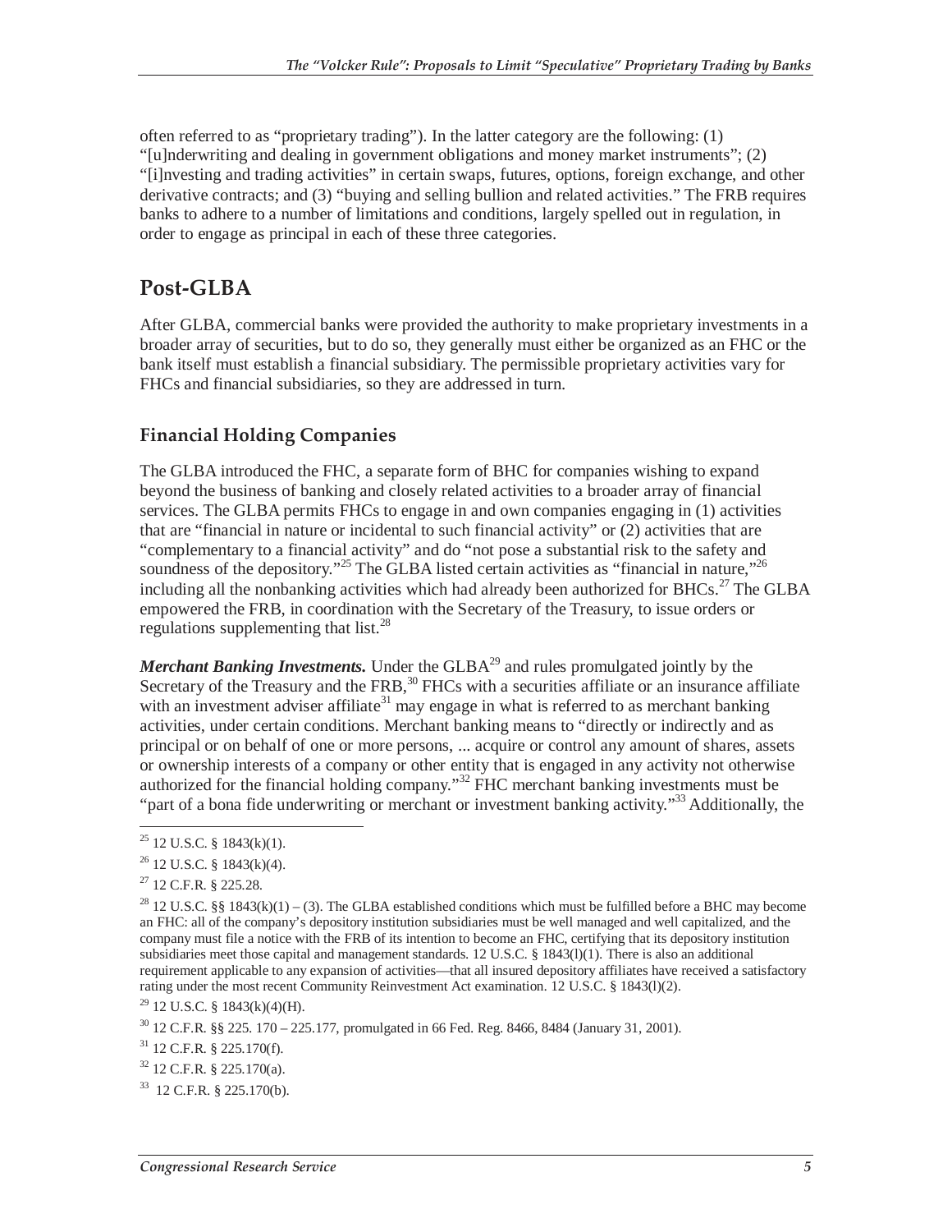often referred to as "proprietary trading"). In the latter category are the following: (1) "[u]nderwriting and dealing in government obligations and money market instruments"; (2) "[i]nvesting and trading activities" in certain swaps, futures, options, foreign exchange, and other derivative contracts; and (3) "buying and selling bullion and related activities." The FRB requires banks to adhere to a number of limitations and conditions, largely spelled out in regulation, in order to engage as principal in each of these three categories.

## Post-GLBA

After GLBA, commercial banks were provided the authority to make proprietary investments in a broader array of securities, but to do so, they generally must either be organized as an FHC or the bank itself must establish a financial subsidiary. The permissible proprietary activities vary for FHCs and financial subsidiaries, so they are addressed in turn.

### Financial Holding Companies

The GLBA introduced the FHC, a separate form of BHC for companies wishing to expand beyond the business of banking and closely related activities to a broader array of financial services. The GLBA permits FHCs to engage in and own companies engaging in (1) activities that are "financial in nature or incidental to such financial activity" or (2) activities that are "complementary to a financial activity" and do "not pose a substantial risk to the safety and soundness of the depository."[25] The GLBA listed certain activities as "financial in nature,"[26] including all the nonbanking activities which had already been authorized for BHCs.[27] The GLBA empowered the FRB, in coordination with the Secretary of the Treasury, to issue orders or regulations supplementing that list.[28]

***Merchant Banking Investments.*** Under the GLBA[29] and rules promulgated jointly by the Secretary of the Treasury and the FRB,[30] FHCs with a securities affiliate or an insurance affiliate with an investment adviser affiliate[31] may engage in what is referred to as merchant banking activities, under certain conditions. Merchant banking means to "directly or indirectly and as principal or on behalf of one or more persons, ... acquire or control any amount of shares, assets or ownership interests of a company or other entity that is engaged in any activity not otherwise authorized for the financial holding company."[32] FHC merchant banking investments must be "part of a bona fide underwriting or merchant or investment banking activity."[33] Additionally, the

---

[25] 12 U.S.C. § 1843(k)(1).

[26] 12 U.S.C. § 1843(k)(4).

[27] 12 C.F.R. § 225.28.

[28] 12 U.S.C. §§ 1843(k)(1) – (3). The GLBA established conditions which must be fulfilled before a BHC may become an FHC: all of the company's depository institution subsidiaries must be well managed and well capitalized, and the company must file a notice with the FRB of its intention to become an FHC, certifying that its depository institution subsidiaries meet those capital and management standards. 12 U.S.C. § 1843(l)(1). There is also an additional requirement applicable to any expansion of activities—that all insured depository affiliates have received a satisfactory rating under the most recent Community Reinvestment Act examination. 12 U.S.C. § 1843(l)(2).

[29] 12 U.S.C. § 1843(k)(4)(H).

[30] 12 C.F.R. §§ 225. 170 – 225.177, promulgated in 66 Fed. Reg. 8466, 8484 (January 31, 2001).

[31] 12 C.F.R. § 225.170(f).

[32] 12 C.F.R. § 225.170(a).

[33] 12 C.F.R. § 225.170(b).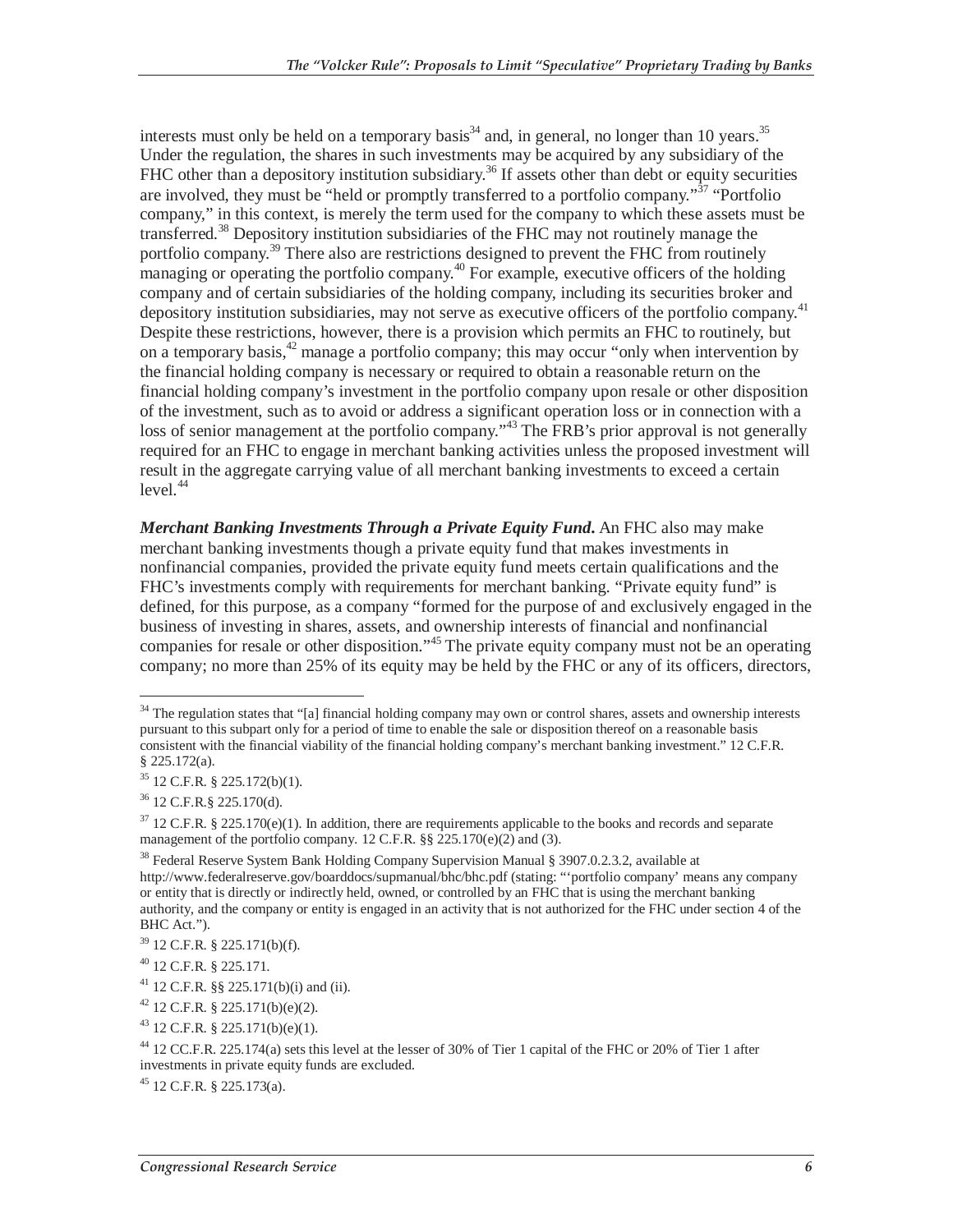interests must only be held on a temporary basis[34] and, in general, no longer than 10 years.[35] Under the regulation, the shares in such investments may be acquired by any subsidiary of the FHC other than a depository institution subsidiary.[36] If assets other than debt or equity securities are involved, they must be "held or promptly transferred to a portfolio company."[37] "Portfolio company," in this context, is merely the term used for the company to which these assets must be transferred.[38] Depository institution subsidiaries of the FHC may not routinely manage the portfolio company.[39] There also are restrictions designed to prevent the FHC from routinely managing or operating the portfolio company.[40] For example, executive officers of the holding company and of certain subsidiaries of the holding company, including its securities broker and depository institution subsidiaries, may not serve as executive officers of the portfolio company.[41] Despite these restrictions, however, there is a provision which permits an FHC to routinely, but on a temporary basis,[42] manage a portfolio company; this may occur "only when intervention by the financial holding company is necessary or required to obtain a reasonable return on the financial holding company's investment in the portfolio company upon resale or other disposition of the investment, such as to avoid or address a significant operation loss or in connection with a loss of senior management at the portfolio company."[43] The FRB's prior approval is not generally required for an FHC to engage in merchant banking activities unless the proposed investment will result in the aggregate carrying value of all merchant banking investments to exceed a certain level.[44]

***Merchant Banking Investments Through a Private Equity Fund.*** An FHC also may make merchant banking investments though a private equity fund that makes investments in nonfinancial companies, provided the private equity fund meets certain qualifications and the FHC's investments comply with requirements for merchant banking. "Private equity fund" is defined, for this purpose, as a company "formed for the purpose of and exclusively engaged in the business of investing in shares, assets, and ownership interests of financial and nonfinancial companies for resale or other disposition."[45] The private equity company must not be an operating company; no more than 25% of its equity may be held by the FHC or any of its officers, directors,

---

[34] The regulation states that "[a] financial holding company may own or control shares, assets and ownership interests pursuant to this subpart only for a period of time to enable the sale or disposition thereof on a reasonable basis consistent with the financial viability of the financial holding company's merchant banking investment." 12 C.F.R. § 225.172(a).

[35] 12 C.F.R. § 225.172(b)(1).

[36] 12 C.F.R.§ 225.170(d).

[37] 12 C.F.R. § 225.170(e)(1). In addition, there are requirements applicable to the books and records and separate management of the portfolio company. 12 C.F.R. §§ 225.170(e)(2) and (3).

[38] Federal Reserve System Bank Holding Company Supervision Manual § 3907.0.2.3.2, available at http://www.federalreserve.gov/boarddocs/supmanual/bhc/bhc.pdf (stating: "'portfolio company' means any company or entity that is directly or indirectly held, owned, or controlled by an FHC that is using the merchant banking authority, and the company or entity is engaged in an activity that is not authorized for the FHC under section 4 of the BHC Act.").

[39] 12 C.F.R. § 225.171(b)(f).

[40] 12 C.F.R. § 225.171.

[41] 12 C.F.R. §§ 225.171(b)(i) and (ii).

[42] 12 C.F.R. § 225.171(b)(e)(2).

[43] 12 C.F.R. § 225.171(b)(e)(1).

[44] 12 CC.F.R. 225.174(a) sets this level at the lesser of 30% of Tier 1 capital of the FHC or 20% of Tier 1 after investments in private equity funds are excluded.

[45] 12 C.F.R. § 225.173(a).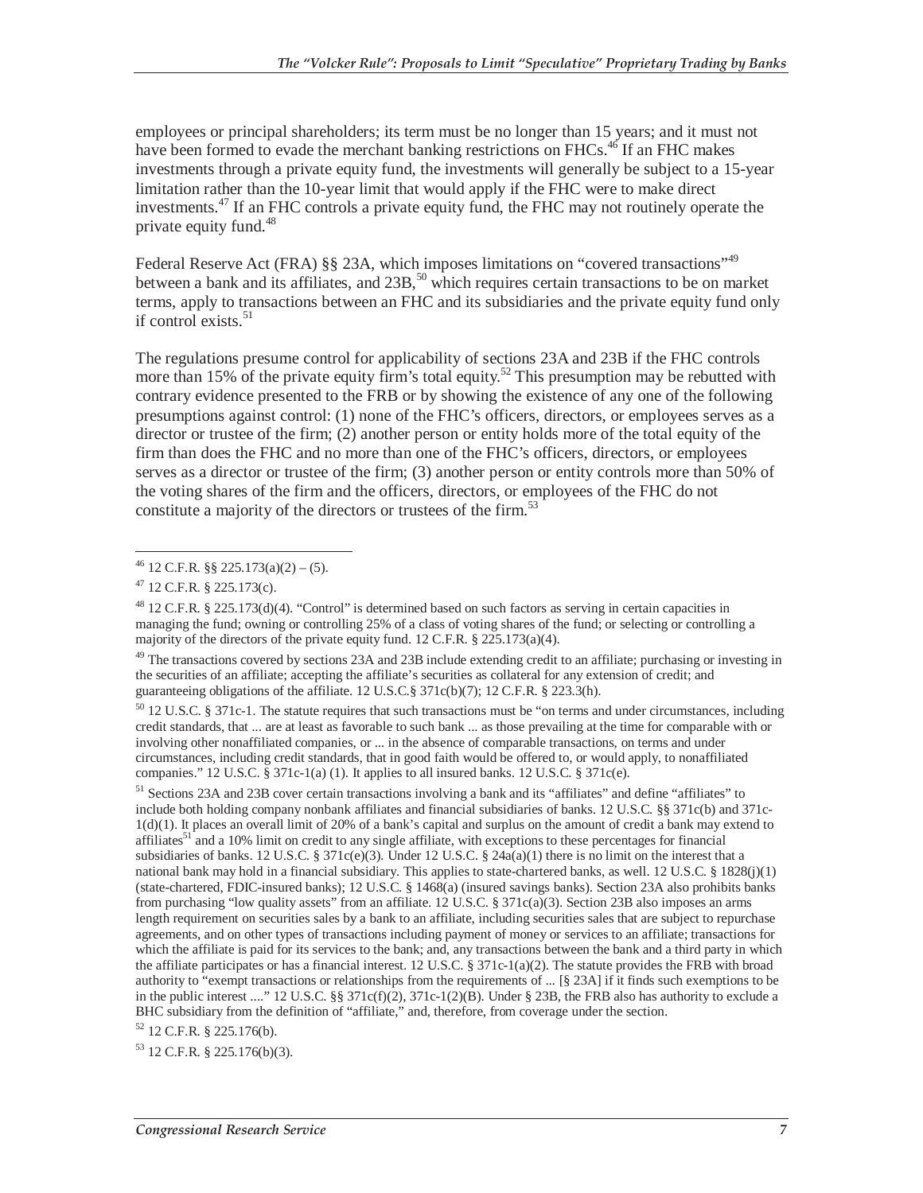employees or principal shareholders; its term must be no longer than 15 years; and it must not have been formed to evade the merchant banking restrictions on FHCs.[46] If an FHC makes investments through a private equity fund, the investments will generally be subject to a 15-year limitation rather than the 10-year limit that would apply if the FHC were to make direct investments.[47] If an FHC controls a private equity fund, the FHC may not routinely operate the private equity fund.[48]

Federal Reserve Act (FRA) §§ 23A, which imposes limitations on "covered transactions"[49] between a bank and its affiliates, and 23B,[50] which requires certain transactions to be on market terms, apply to transactions between an FHC and its subsidiaries and the private equity fund only if control exists.[51]

The regulations presume control for applicability of sections 23A and 23B if the FHC controls more than 15% of the private equity firm's total equity.[52] This presumption may be rebutted with contrary evidence presented to the FRB or by showing the existence of any one of the following presumptions against control: (1) none of the FHC's officers, directors, or employees serves as a director or trustee of the firm; (2) another person or entity holds more of the total equity of the firm than does the FHC and no more than one of the FHC's officers, directors, or employees serves as a director or trustee of the firm; (3) another person or entity controls more than 50% of the voting shares of the firm and the officers, directors, or employees of the FHC do not constitute a majority of the directors or trustees of the firm.[53]

---

[46] 12 C.F.R. §§ 225.173(a)(2) – (5).

[47] 12 C.F.R. § 225.173(c).

[48] 12 C.F.R. § 225.173(d)(4). "Control" is determined based on such factors as serving in certain capacities in managing the fund; owning or controlling 25% of a class of voting shares of the fund; or selecting or controlling a majority of the directors of the private equity fund. 12 C.F.R. § 225.173(a)(4).

[49] The transactions covered by sections 23A and 23B include extending credit to an affiliate; purchasing or investing in the securities of an affiliate; accepting the affiliate's securities as collateral for any extension of credit; and guaranteeing obligations of the affiliate. 12 U.S.C.§ 371c(b)(7); 12 C.F.R. § 223.3(h).

[50] 12 U.S.C. § 371c-1. The statute requires that such transactions must be "on terms and under circumstances, including credit standards, that ... are at least as favorable to such bank ... as those prevailing at the time for comparable with or involving other nonaffiliated companies, or ... in the absence of comparable transactions, on terms and under circumstances, including credit standards, that in good faith would be offered to, or would apply, to nonaffiliated companies." 12 U.S.C. § 371c-1(a) (1). It applies to all insured banks. 12 U.S.C. § 371c(e).

[51] Sections 23A and 23B cover certain transactions involving a bank and its "affiliates" and define "affiliates" to include both holding company nonbank affiliates and financial subsidiaries of banks. 12 U.S.C. §§ 371c(b) and 371c-1(d)(1). It places an overall limit of 20% of a bank's capital and surplus on the amount of credit a bank may extend to affiliates[51] and a 10% limit on credit to any single affiliate, with exceptions to these percentages for financial subsidiaries of banks. 12 U.S.C. § 371c(e)(3). Under 12 U.S.C. § 24a(a)(1) there is no limit on the interest that a national bank may hold in a financial subsidiary. This applies to state-chartered banks, as well. 12 U.S.C. § 1828(j)(1) (state-chartered, FDIC-insured banks); 12 U.S.C. § 1468(a) (insured savings banks). Section 23A also prohibits banks from purchasing "low quality assets" from an affiliate. 12 U.S.C. § 371c(a)(3). Section 23B also imposes an arms length requirement on securities sales by a bank to an affiliate, including securities sales that are subject to repurchase agreements, and on other types of transactions including payment of money or services to an affiliate; transactions for which the affiliate is paid for its services to the bank; and, any transactions between the bank and a third party in which the affiliate participates or has a financial interest. 12 U.S.C. § 371c-1(a)(2). The statute provides the FRB with broad authority to "exempt transactions or relationships from the requirements of ... [§ 23A] if it finds such exemptions to be in the public interest ...." 12 U.S.C. §§ 371c(f)(2), 371c-1(2)(B). Under § 23B, the FRB also has authority to exclude a BHC subsidiary from the definition of "affiliate," and, therefore, from coverage under the section.

[52] 12 C.F.R. § 225.176(b).

[53] 12 C.F.R. § 225.176(b)(3).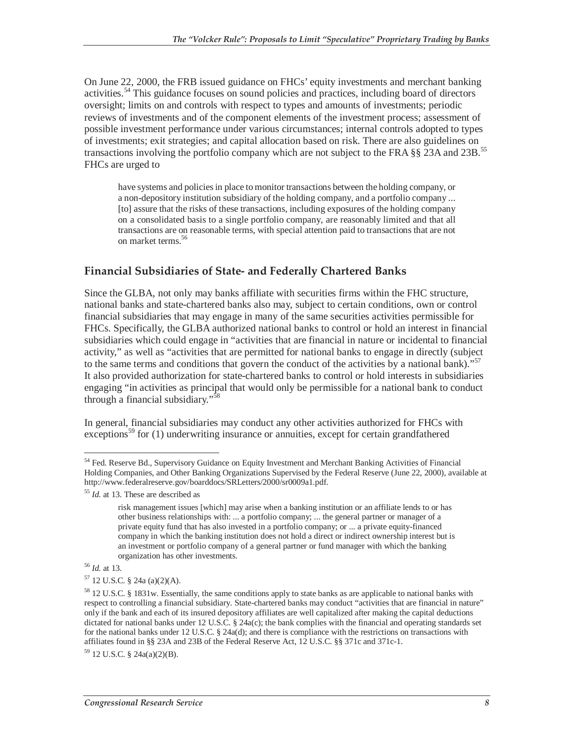On June 22, 2000, the FRB issued guidance on FHCs' equity investments and merchant banking activities.[54] This guidance focuses on sound policies and practices, including board of directors oversight; limits on and controls with respect to types and amounts of investments; periodic reviews of investments and of the component elements of the investment process; assessment of possible investment performance under various circumstances; internal controls adopted to types of investments; exit strategies; and capital allocation based on risk. There are also guidelines on transactions involving the portfolio company which are not subject to the FRA §§ 23A and 23B.[55] FHCs are urged to

> have systems and policies in place to monitor transactions between the holding company, or a non-depository institution subsidiary of the holding company, and a portfolio company ... [to] assure that the risks of these transactions, including exposures of the holding company on a consolidated basis to a single portfolio company, are reasonably limited and that all transactions are on reasonable terms, with special attention paid to transactions that are not on market terms.[56]

## Financial Subsidiaries of State- and Federally Chartered Banks

Since the GLBA, not only may banks affiliate with securities firms within the FHC structure, national banks and state-chartered banks also may, subject to certain conditions, own or control financial subsidiaries that may engage in many of the same securities activities permissible for FHCs. Specifically, the GLBA authorized national banks to control or hold an interest in financial subsidiaries which could engage in "activities that are financial in nature or incidental to financial activity," as well as "activities that are permitted for national banks to engage in directly (subject to the same terms and conditions that govern the conduct of the activities by a national bank)."[57] It also provided authorization for state-chartered banks to control or hold interests in subsidiaries engaging "in activities as principal that would only be permissible for a national bank to conduct through a financial subsidiary."[58]

In general, financial subsidiaries may conduct any other activities authorized for FHCs with exceptions[59] for (1) underwriting insurance or annuities, except for certain grandfathered

---

[54] Fed. Reserve Bd., Supervisory Guidance on Equity Investment and Merchant Banking Activities of Financial Holding Companies, and Other Banking Organizations Supervised by the Federal Reserve (June 22, 2000), available at http://www.federalreserve.gov/boarddocs/SRLetters/2000/sr0009a1.pdf.

[55] *Id.* at 13. These are described as

> risk management issues [which] may arise when a banking institution or an affiliate lends to or has other business relationships with: ... a portfolio company; ... the general partner or manager of a private equity fund that has also invested in a portfolio company; or ... a private equity-financed company in which the banking institution does not hold a direct or indirect ownership interest but is an investment or portfolio company of a general partner or fund manager with which the banking organization has other investments.

[56] *Id.* at 13.

[57] 12 U.S.C. § 24a (a)(2)(A).

[58] 12 U.S.C. § 1831w. Essentially, the same conditions apply to state banks as are applicable to national banks with respect to controlling a financial subsidiary. State-chartered banks may conduct "activities that are financial in nature" only if the bank and each of its insured depository affiliates are well capitalized after making the capital deductions dictated for national banks under 12 U.S.C. § 24a(c); the bank complies with the financial and operating standards set for the national banks under 12 U.S.C. § 24a(d); and there is compliance with the restrictions on transactions with affiliates found in §§ 23A and 23B of the Federal Reserve Act, 12 U.S.C. §§ 371c and 371c-1.

[59] 12 U.S.C. § 24a(a)(2)(B).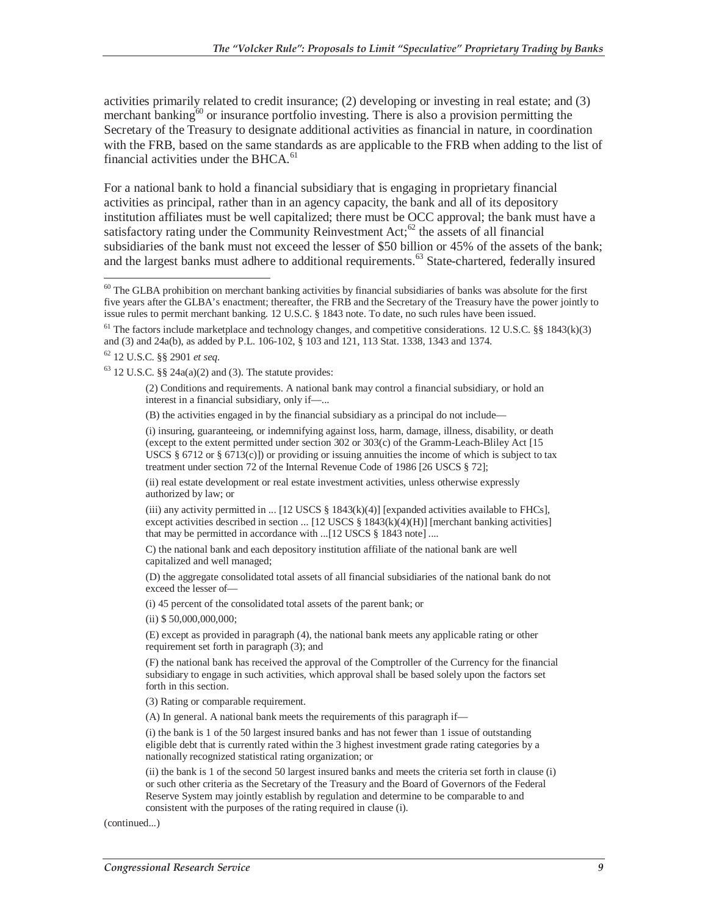activities primarily related to credit insurance; (2) developing or investing in real estate; and (3) merchant banking[60] or insurance portfolio investing. There is also a provision permitting the Secretary of the Treasury to designate additional activities as financial in nature, in coordination with the FRB, based on the same standards as are applicable to the FRB when adding to the list of financial activities under the BHCA.[61]

For a national bank to hold a financial subsidiary that is engaging in proprietary financial activities as principal, rather than in an agency capacity, the bank and all of its depository institution affiliates must be well capitalized; there must be OCC approval; the bank must have a satisfactory rating under the Community Reinvestment Act;[62] the assets of all financial subsidiaries of the bank must not exceed the lesser of \$50 billion or 45% of the assets of the bank; and the largest banks must adhere to additional requirements.[63] State-chartered, federally insured

---

[60] The GLBA prohibition on merchant banking activities by financial subsidiaries of banks was absolute for the first five years after the GLBA's enactment; thereafter, the FRB and the Secretary of the Treasury have the power jointly to issue rules to permit merchant banking. 12 U.S.C. § 1843 note. To date, no such rules have been issued.

[61] The factors include marketplace and technology changes, and competitive considerations. 12 U.S.C. §§ 1843(k)(3) and (3) and 24a(b), as added by P.L. 106-102, § 103 and 121, 113 Stat. 1338, 1343 and 1374.

[62] 12 U.S.C. §§ 2901 *et seq.*

[63] 12 U.S.C. §§ 24a(a)(2) and (3). The statute provides:

> (2) Conditions and requirements. A national bank may control a financial subsidiary, or hold an interest in a financial subsidiary, only if—...
>
> (B) the activities engaged in by the financial subsidiary as a principal do not include—
>
> (i) insuring, guaranteeing, or indemnifying against loss, harm, damage, illness, disability, or death (except to the extent permitted under section 302 or 303(c) of the Gramm-Leach-Bliley Act [15 USCS § 6712 or § 6713(c)]) or providing or issuing annuities the income of which is subject to tax treatment under section 72 of the Internal Revenue Code of 1986 [26 USCS § 72];
>
> (ii) real estate development or real estate investment activities, unless otherwise expressly authorized by law; or
>
> (iii) any activity permitted in ... [12 USCS § 1843(k)(4)] [expanded activities available to FHCs], except activities described in section ... [12 USCS § 1843(k)(4)(H)] [merchant banking activities] that may be permitted in accordance with ...[12 USCS § 1843 note] ....
>
> C) the national bank and each depository institution affiliate of the national bank are well capitalized and well managed;
>
> (D) the aggregate consolidated total assets of all financial subsidiaries of the national bank do not exceed the lesser of—
>
> (i) 45 percent of the consolidated total assets of the parent bank; or
>
> (ii) \$ 50,000,000,000;
>
> (E) except as provided in paragraph (4), the national bank meets any applicable rating or other requirement set forth in paragraph (3); and
>
> (F) the national bank has received the approval of the Comptroller of the Currency for the financial subsidiary to engage in such activities, which approval shall be based solely upon the factors set forth in this section.
>
> (3) Rating or comparable requirement.
>
> (A) In general. A national bank meets the requirements of this paragraph if—
>
> (i) the bank is 1 of the 50 largest insured banks and has not fewer than 1 issue of outstanding eligible debt that is currently rated within the 3 highest investment grade rating categories by a nationally recognized statistical rating organization; or
>
> (ii) the bank is 1 of the second 50 largest insured banks and meets the criteria set forth in clause (i) or such other criteria as the Secretary of the Treasury and the Board of Governors of the Federal Reserve System may jointly establish by regulation and determine to be comparable to and consistent with the purposes of the rating required in clause (i).

(continued...)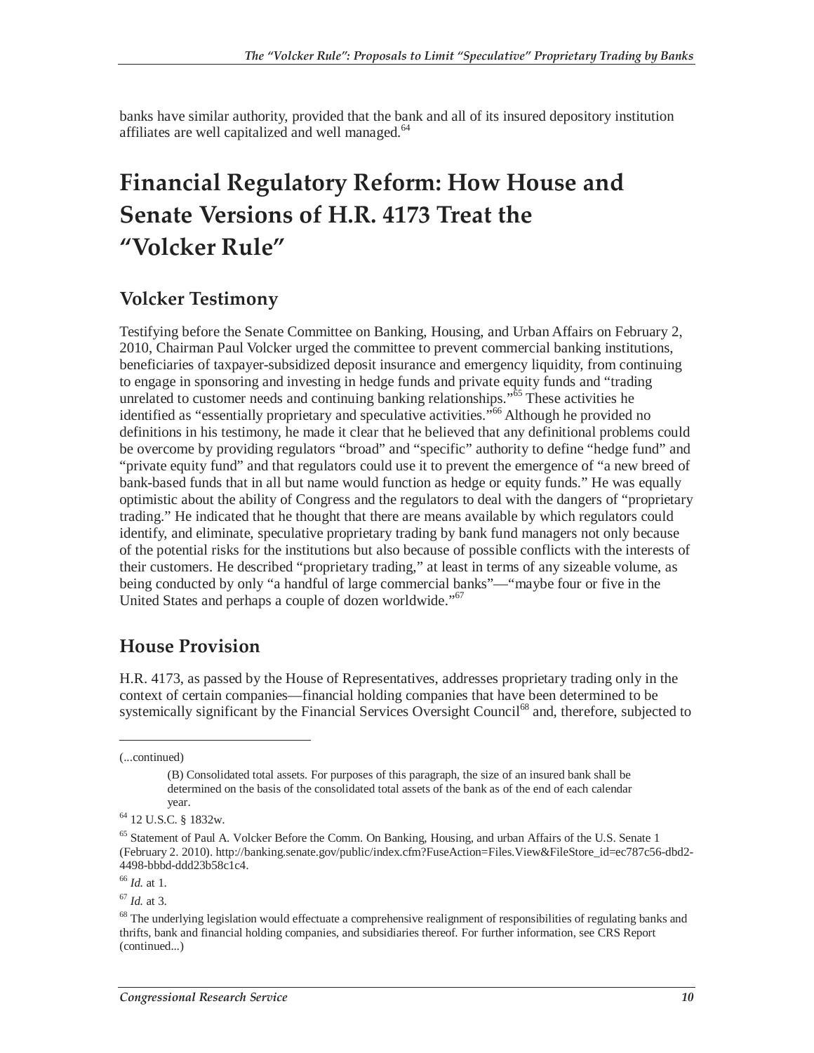banks have similar authority, provided that the bank and all of its insured depository institution affiliates are well capitalized and well managed.[64]

# Financial Regulatory Reform: How House and Senate Versions of H.R. 4173 Treat the "Volcker Rule"

## Volcker Testimony

Testifying before the Senate Committee on Banking, Housing, and Urban Affairs on February 2, 2010, Chairman Paul Volcker urged the committee to prevent commercial banking institutions, beneficiaries of taxpayer-subsidized deposit insurance and emergency liquidity, from continuing to engage in sponsoring and investing in hedge funds and private equity funds and "trading unrelated to customer needs and continuing banking relationships."[65] These activities he identified as "essentially proprietary and speculative activities."[66] Although he provided no definitions in his testimony, he made it clear that he believed that any definitional problems could be overcome by providing regulators "broad" and "specific" authority to define "hedge fund" and "private equity fund" and that regulators could use it to prevent the emergence of "a new breed of bank-based funds that in all but name would function as hedge or equity funds." He was equally optimistic about the ability of Congress and the regulators to deal with the dangers of "proprietary trading." He indicated that he thought that there are means available by which regulators could identify, and eliminate, speculative proprietary trading by bank fund managers not only because of the potential risks for the institutions but also because of possible conflicts with the interests of their customers. He described "proprietary trading," at least in terms of any sizeable volume, as being conducted by only "a handful of large commercial banks"—"maybe four or five in the United States and perhaps a couple of dozen worldwide."[67]

## House Provision

H.R. 4173, as passed by the House of Representatives, addresses proprietary trading only in the context of certain companies—financial holding companies that have been determined to be systemically significant by the Financial Services Oversight Council[68] and, therefore, subjected to

---

(...continued)

> (B) Consolidated total assets. For purposes of this paragraph, the size of an insured bank shall be determined on the basis of the consolidated total assets of the bank as of the end of each calendar year.

[64] 12 U.S.C. § 1832w.

[65] Statement of Paul A. Volcker Before the Comm. On Banking, Housing, and urban Affairs of the U.S. Senate 1 (February 2. 2010). http://banking.senate.gov/public/index.cfm?FuseAction=Files.View&FileStore_id=ec787c56-dbd2-4498-bbbd-ddd23b58c1c4.

[66] *Id.* at 1.

[67] *Id.* at 3.

[68] The underlying legislation would effectuate a comprehensive realignment of responsibilities of regulating banks and thrifts, bank and financial holding companies, and subsidiaries thereof. For further information, see CRS Report (continued...)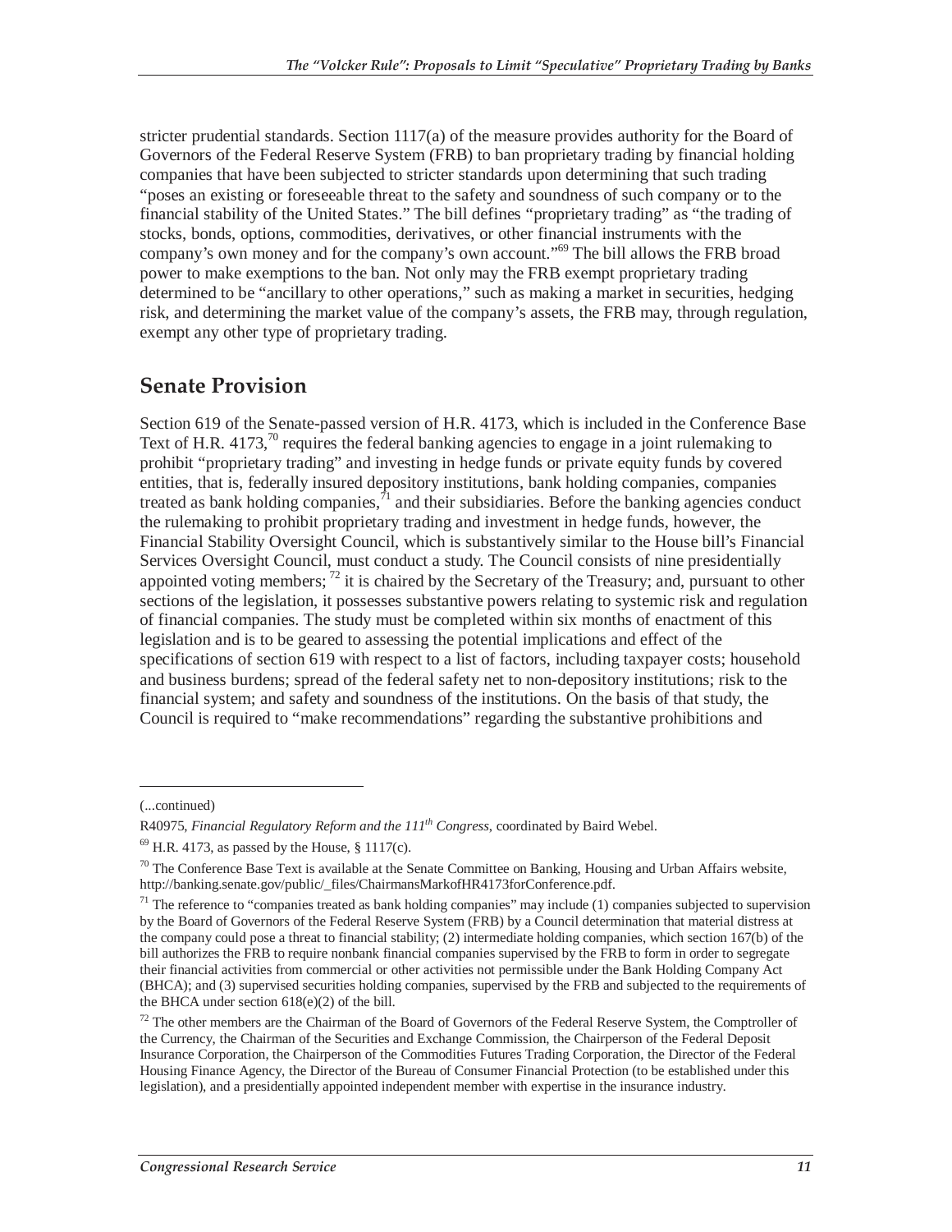stricter prudential standards. Section 1117(a) of the measure provides authority for the Board of Governors of the Federal Reserve System (FRB) to ban proprietary trading by financial holding companies that have been subjected to stricter standards upon determining that such trading "poses an existing or foreseeable threat to the safety and soundness of such company or to the financial stability of the United States." The bill defines "proprietary trading" as "the trading of stocks, bonds, options, commodities, derivatives, or other financial instruments with the company's own money and for the company's own account."[69] The bill allows the FRB broad power to make exemptions to the ban. Not only may the FRB exempt proprietary trading determined to be "ancillary to other operations," such as making a market in securities, hedging risk, and determining the market value of the company's assets, the FRB may, through regulation, exempt any other type of proprietary trading.

## Senate Provision

Section 619 of the Senate-passed version of H.R. 4173, which is included in the Conference Base Text of H.R. 4173,[70] requires the federal banking agencies to engage in a joint rulemaking to prohibit "proprietary trading" and investing in hedge funds or private equity funds by covered entities, that is, federally insured depository institutions, bank holding companies, companies treated as bank holding companies,[71] and their subsidiaries. Before the banking agencies conduct the rulemaking to prohibit proprietary trading and investment in hedge funds, however, the Financial Stability Oversight Council, which is substantively similar to the House bill's Financial Services Oversight Council, must conduct a study. The Council consists of nine presidentially appointed voting members;[72] it is chaired by the Secretary of the Treasury; and, pursuant to other sections of the legislation, it possesses substantive powers relating to systemic risk and regulation of financial companies. The study must be completed within six months of enactment of this legislation and is to be geared to assessing the potential implications and effect of the specifications of section 619 with respect to a list of factors, including taxpayer costs; household and business burdens; spread of the federal safety net to non-depository institutions; risk to the financial system; and safety and soundness of the institutions. On the basis of that study, the Council is required to "make recommendations" regarding the substantive prohibitions and

---

(...continued)

R40975, *Financial Regulatory Reform and the 111th Congress*, coordinated by Baird Webel.

[69] H.R. 4173, as passed by the House, § 1117(c).

[70] The Conference Base Text is available at the Senate Committee on Banking, Housing and Urban Affairs website, http://banking.senate.gov/public/_files/ChairmansMarkofHR4173forConference.pdf.

[71] The reference to "companies treated as bank holding companies" may include (1) companies subjected to supervision by the Board of Governors of the Federal Reserve System (FRB) by a Council determination that material distress at the company could pose a threat to financial stability; (2) intermediate holding companies, which section 167(b) of the bill authorizes the FRB to require nonbank financial companies supervised by the FRB to form in order to segregate their financial activities from commercial or other activities not permissible under the Bank Holding Company Act (BHCA); and (3) supervised securities holding companies, supervised by the FRB and subjected to the requirements of the BHCA under section 618(e)(2) of the bill.

[72] The other members are the Chairman of the Board of Governors of the Federal Reserve System, the Comptroller of the Currency, the Chairman of the Securities and Exchange Commission, the Chairperson of the Federal Deposit Insurance Corporation, the Chairperson of the Commodities Futures Trading Corporation, the Director of the Federal Housing Finance Agency, the Director of the Bureau of Consumer Financial Protection (to be established under this legislation), and a presidentially appointed independent member with expertise in the insurance industry.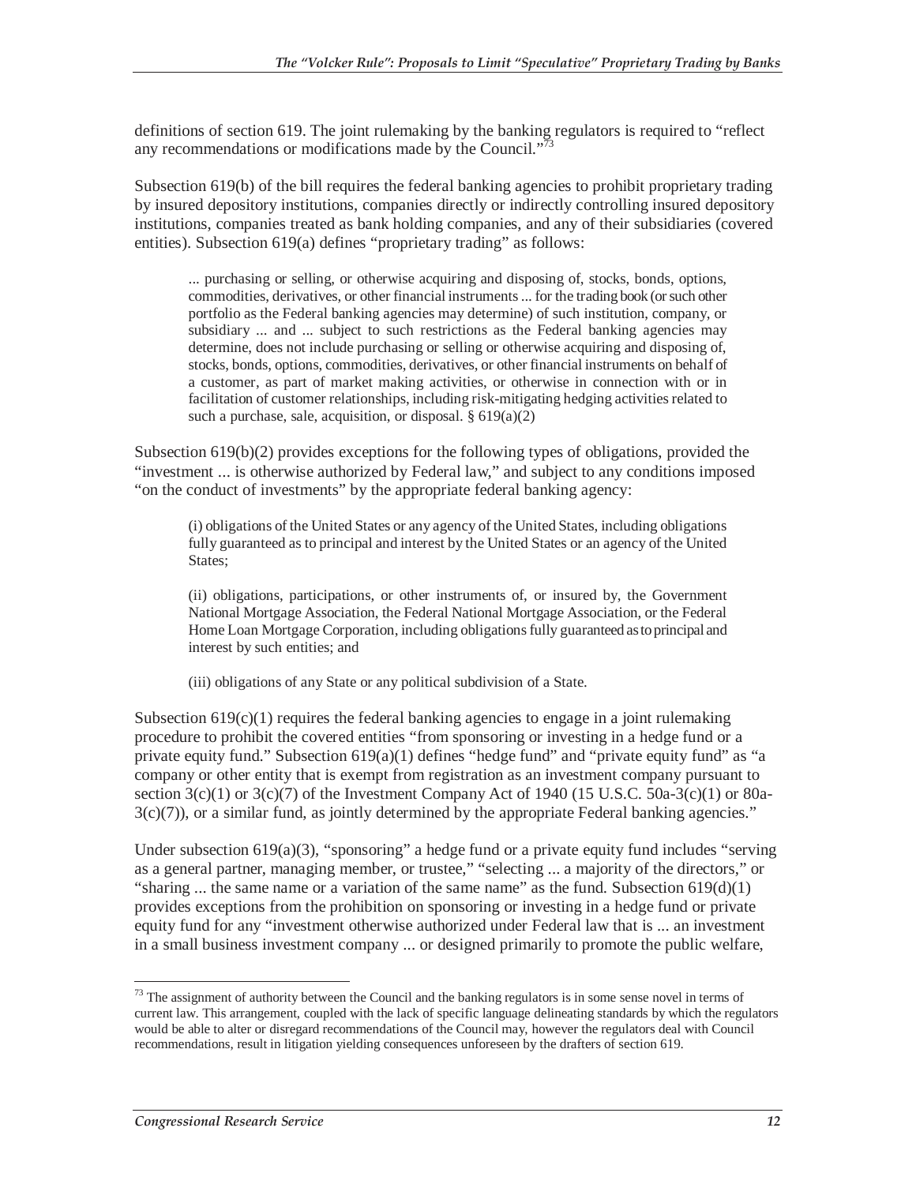definitions of section 619. The joint rulemaking by the banking regulators is required to "reflect any recommendations or modifications made by the Council."[73]

Subsection 619(b) of the bill requires the federal banking agencies to prohibit proprietary trading by insured depository institutions, companies directly or indirectly controlling insured depository institutions, companies treated as bank holding companies, and any of their subsidiaries (covered entities). Subsection 619(a) defines "proprietary trading" as follows:

> ... purchasing or selling, or otherwise acquiring and disposing of, stocks, bonds, options, commodities, derivatives, or other financial instruments ... for the trading book (or such other portfolio as the Federal banking agencies may determine) of such institution, company, or subsidiary ... and ... subject to such restrictions as the Federal banking agencies may determine, does not include purchasing or selling or otherwise acquiring and disposing of, stocks, bonds, options, commodities, derivatives, or other financial instruments on behalf of a customer, as part of market making activities, or otherwise in connection with or in facilitation of customer relationships, including risk-mitigating hedging activities related to such a purchase, sale, acquisition, or disposal. § 619(a)(2)

Subsection 619(b)(2) provides exceptions for the following types of obligations, provided the "investment ... is otherwise authorized by Federal law," and subject to any conditions imposed "on the conduct of investments" by the appropriate federal banking agency:

> (i) obligations of the United States or any agency of the United States, including obligations fully guaranteed as to principal and interest by the United States or an agency of the United States;
>
> (ii) obligations, participations, or other instruments of, or insured by, the Government National Mortgage Association, the Federal National Mortgage Association, or the Federal Home Loan Mortgage Corporation, including obligations fully guaranteed as to principal and interest by such entities; and
>
> (iii) obligations of any State or any political subdivision of a State.

Subsection 619(c)(1) requires the federal banking agencies to engage in a joint rulemaking procedure to prohibit the covered entities "from sponsoring or investing in a hedge fund or a private equity fund." Subsection 619(a)(1) defines "hedge fund" and "private equity fund" as "a company or other entity that is exempt from registration as an investment company pursuant to section 3(c)(1) or 3(c)(7) of the Investment Company Act of 1940 (15 U.S.C. 50a-3(c)(1) or 80a-3(c)(7)), or a similar fund, as jointly determined by the appropriate Federal banking agencies."

Under subsection 619(a)(3), "sponsoring" a hedge fund or a private equity fund includes "serving as a general partner, managing member, or trustee," "selecting ... a majority of the directors," or "sharing ... the same name or a variation of the same name" as the fund. Subsection 619(d)(1) provides exceptions from the prohibition on sponsoring or investing in a hedge fund or private equity fund for any "investment otherwise authorized under Federal law that is ... an investment in a small business investment company ... or designed primarily to promote the public welfare,

---

[73] The assignment of authority between the Council and the banking regulators is in some sense novel in terms of current law. This arrangement, coupled with the lack of specific language delineating standards by which the regulators would be able to alter or disregard recommendations of the Council may, however the regulators deal with Council recommendations, result in litigation yielding consequences unforeseen by the drafters of section 619.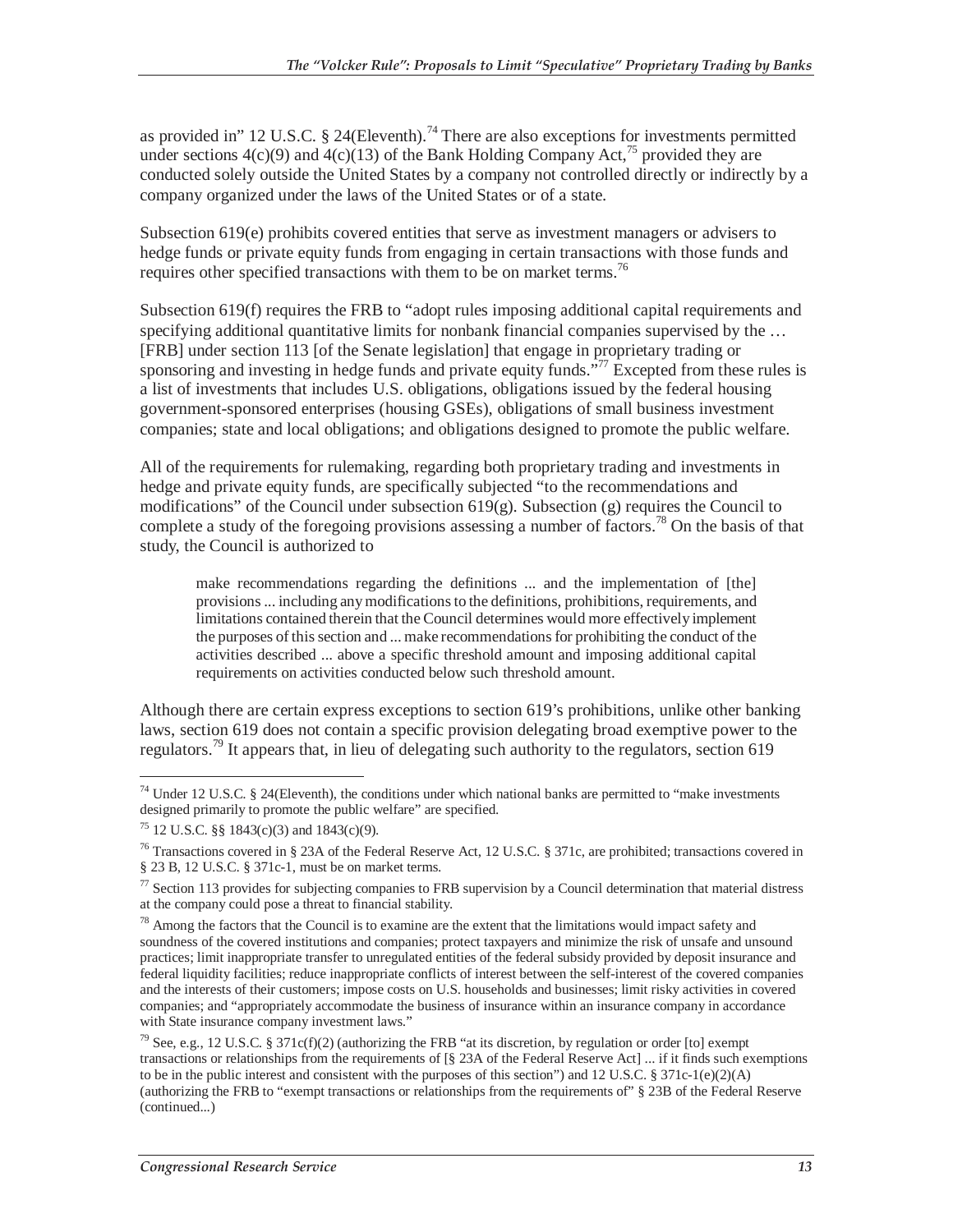as provided in" 12 U.S.C. § 24(Eleventh).[74] There are also exceptions for investments permitted under sections 4(c)(9) and 4(c)(13) of the Bank Holding Company Act,[75] provided they are conducted solely outside the United States by a company not controlled directly or indirectly by a company organized under the laws of the United States or of a state.

Subsection 619(e) prohibits covered entities that serve as investment managers or advisers to hedge funds or private equity funds from engaging in certain transactions with those funds and requires other specified transactions with them to be on market terms.[76]

Subsection 619(f) requires the FRB to "adopt rules imposing additional capital requirements and specifying additional quantitative limits for nonbank financial companies supervised by the … [FRB] under section 113 [of the Senate legislation] that engage in proprietary trading or sponsoring and investing in hedge funds and private equity funds."[77] Excepted from these rules is a list of investments that includes U.S. obligations, obligations issued by the federal housing government-sponsored enterprises (housing GSEs), obligations of small business investment companies; state and local obligations; and obligations designed to promote the public welfare.

All of the requirements for rulemaking, regarding both proprietary trading and investments in hedge and private equity funds, are specifically subjected "to the recommendations and modifications" of the Council under subsection 619(g). Subsection (g) requires the Council to complete a study of the foregoing provisions assessing a number of factors.[78] On the basis of that study, the Council is authorized to

> make recommendations regarding the definitions ... and the implementation of [the] provisions ... including any modifications to the definitions, prohibitions, requirements, and limitations contained therein that the Council determines would more effectively implement the purposes of this section and ... make recommendations for prohibiting the conduct of the activities described ... above a specific threshold amount and imposing additional capital requirements on activities conducted below such threshold amount.

Although there are certain express exceptions to section 619's prohibitions, unlike other banking laws, section 619 does not contain a specific provision delegating broad exemptive power to the regulators.[79] It appears that, in lieu of delegating such authority to the regulators, section 619

---

[74] Under 12 U.S.C. § 24(Eleventh), the conditions under which national banks are permitted to "make investments designed primarily to promote the public welfare" are specified.

[75] 12 U.S.C. §§ 1843(c)(3) and 1843(c)(9).

[76] Transactions covered in § 23A of the Federal Reserve Act, 12 U.S.C. § 371c, are prohibited; transactions covered in § 23 B, 12 U.S.C. § 371c-1, must be on market terms.

[77] Section 113 provides for subjecting companies to FRB supervision by a Council determination that material distress at the company could pose a threat to financial stability.

[78] Among the factors that the Council is to examine are the extent that the limitations would impact safety and soundness of the covered institutions and companies; protect taxpayers and minimize the risk of unsafe and unsound practices; limit inappropriate transfer to unregulated entities of the federal subsidy provided by deposit insurance and federal liquidity facilities; reduce inappropriate conflicts of interest between the self-interest of the covered companies and the interests of their customers; impose costs on U.S. households and businesses; limit risky activities in covered companies; and "appropriately accommodate the business of insurance within an insurance company in accordance with State insurance company investment laws."

[79] See, e.g., 12 U.S.C. § 371c(f)(2) (authorizing the FRB "at its discretion, by regulation or order [to] exempt transactions or relationships from the requirements of [§ 23A of the Federal Reserve Act] ... if it finds such exemptions to be in the public interest and consistent with the purposes of this section") and 12 U.S.C. § 371c-1(e)(2)(A) (authorizing the FRB to "exempt transactions or relationships from the requirements of" § 23B of the Federal Reserve (continued...)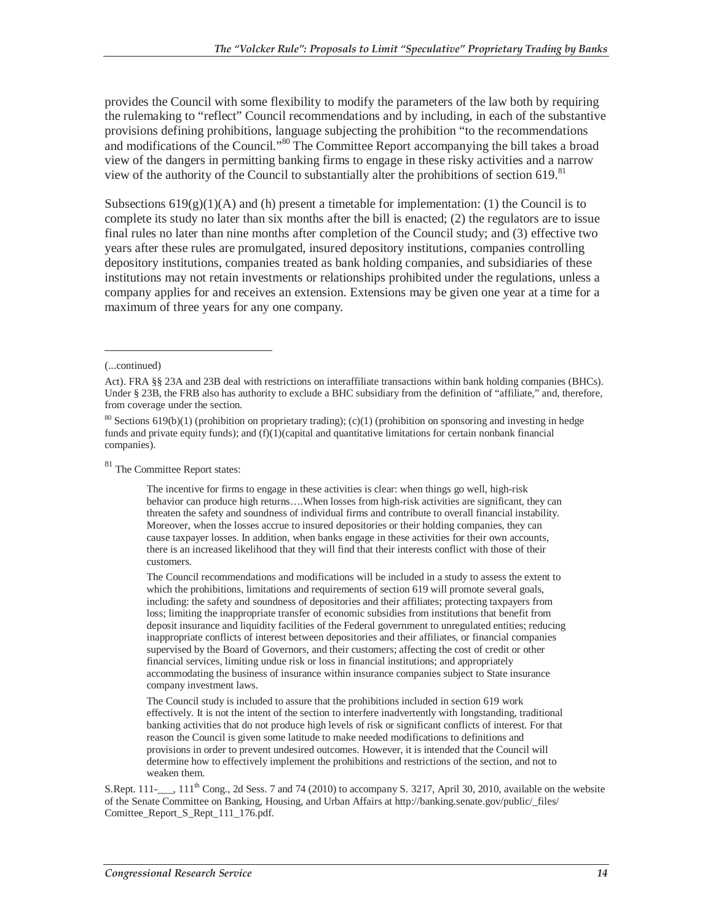provides the Council with some flexibility to modify the parameters of the law both by requiring the rulemaking to "reflect" Council recommendations and by including, in each of the substantive provisions defining prohibitions, language subjecting the prohibition "to the recommendations and modifications of the Council."[80] The Committee Report accompanying the bill takes a broad view of the dangers in permitting banking firms to engage in these risky activities and a narrow view of the authority of the Council to substantially alter the prohibitions of section 619.[81]

Subsections 619(g)(1)(A) and (h) present a timetable for implementation: (1) the Council is to complete its study no later than six months after the bill is enacted; (2) the regulators are to issue final rules no later than nine months after completion of the Council study; and (3) effective two years after these rules are promulgated, insured depository institutions, companies controlling depository institutions, companies treated as bank holding companies, and subsidiaries of these institutions may not retain investments or relationships prohibited under the regulations, unless a company applies for and receives an extension. Extensions may be given one year at a time for a maximum of three years for any one company.

---

(...continued)

Act). FRA §§ 23A and 23B deal with restrictions on interaffiliate transactions within bank holding companies (BHCs). Under § 23B, the FRB also has authority to exclude a BHC subsidiary from the definition of "affiliate," and, therefore, from coverage under the section.

[80] Sections 619(b)(1) (prohibition on proprietary trading); (c)(1) (prohibition on sponsoring and investing in hedge funds and private equity funds); and (f)(1)(capital and quantitative limitations for certain nonbank financial companies).

[81] The Committee Report states:

> The incentive for firms to engage in these activities is clear: when things go well, high-risk behavior can produce high returns….When losses from high-risk activities are significant, they can threaten the safety and soundness of individual firms and contribute to overall financial instability. Moreover, when the losses accrue to insured depositories or their holding companies, they can cause taxpayer losses. In addition, when banks engage in these activities for their own accounts, there is an increased likelihood that they will find that their interests conflict with those of their customers.
>
> The Council recommendations and modifications will be included in a study to assess the extent to which the prohibitions, limitations and requirements of section 619 will promote several goals, including: the safety and soundness of depositories and their affiliates; protecting taxpayers from loss; limiting the inappropriate transfer of economic subsidies from institutions that benefit from deposit insurance and liquidity facilities of the Federal government to unregulated entities; reducing inappropriate conflicts of interest between depositories and their affiliates, or financial companies supervised by the Board of Governors, and their customers; affecting the cost of credit or other financial services, limiting undue risk or loss in financial institutions; and appropriately accommodating the business of insurance within insurance companies subject to State insurance company investment laws.
>
> The Council study is included to assure that the prohibitions included in section 619 work effectively. It is not the intent of the section to interfere inadvertently with longstanding, traditional banking activities that do not produce high levels of risk or significant conflicts of interest. For that reason the Council is given some latitude to make needed modifications to definitions and provisions in order to prevent undesired outcomes. However, it is intended that the Council will determine how to effectively implement the prohibitions and restrictions of the section, and not to weaken them.

S.Rept. 111-___, 111th Cong., 2d Sess. 7 and 74 (2010) to accompany S. 3217, April 30, 2010, available on the website of the Senate Committee on Banking, Housing, and Urban Affairs at http://banking.senate.gov/public/_files/Comittee_Report_S_Rept_111_176.pdf.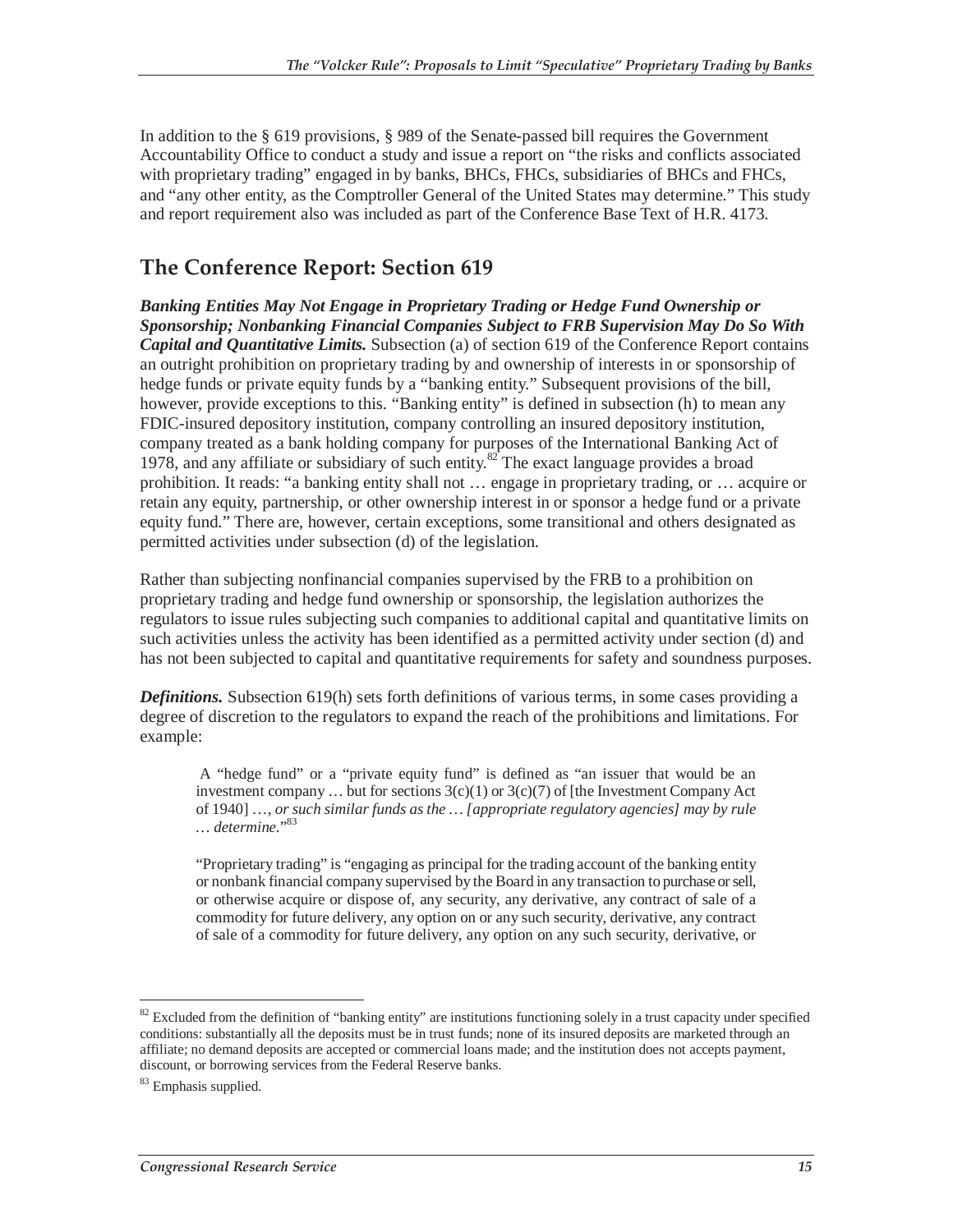In addition to the § 619 provisions, § 989 of the Senate-passed bill requires the Government Accountability Office to conduct a study and issue a report on "the risks and conflicts associated with proprietary trading" engaged in by banks, BHCs, FHCs, subsidiaries of BHCs and FHCs, and "any other entity, as the Comptroller General of the United States may determine." This study and report requirement also was included as part of the Conference Base Text of H.R. 4173.

## The Conference Report: Section 619

***Banking Entities May Not Engage in Proprietary Trading or Hedge Fund Ownership or Sponsorship; Nonbanking Financial Companies Subject to FRB Supervision May Do So With Capital and Quantitative Limits.*** Subsection (a) of section 619 of the Conference Report contains an outright prohibition on proprietary trading by and ownership of interests in or sponsorship of hedge funds or private equity funds by a "banking entity." Subsequent provisions of the bill, however, provide exceptions to this. "Banking entity" is defined in subsection (h) to mean any FDIC-insured depository institution, company controlling an insured depository institution, company treated as a bank holding company for purposes of the International Banking Act of 1978, and any affiliate or subsidiary of such entity.[82] The exact language provides a broad prohibition. It reads: "a banking entity shall not … engage in proprietary trading, or … acquire or retain any equity, partnership, or other ownership interest in or sponsor a hedge fund or a private equity fund." There are, however, certain exceptions, some transitional and others designated as permitted activities under subsection (d) of the legislation.

Rather than subjecting nonfinancial companies supervised by the FRB to a prohibition on proprietary trading and hedge fund ownership or sponsorship, the legislation authorizes the regulators to issue rules subjecting such companies to additional capital and quantitative limits on such activities unless the activity has been identified as a permitted activity under section (d) and has not been subjected to capital and quantitative requirements for safety and soundness purposes.

***Definitions.*** Subsection 619(h) sets forth definitions of various terms, in some cases providing a degree of discretion to the regulators to expand the reach of the prohibitions and limitations. For example:

> A "hedge fund" or a "private equity fund" is defined as "an issuer that would be an investment company … but for sections 3(c)(1) or 3(c)(7) of [the Investment Company Act of 1940] …, *or such similar funds as the … [appropriate regulatory agencies] may by rule … determine*."[83]
>
> "Proprietary trading" is "engaging as principal for the trading account of the banking entity or nonbank financial company supervised by the Board in any transaction to purchase or sell, or otherwise acquire or dispose of, any security, any derivative, any contract of sale of a commodity for future delivery, any option on or any such security, derivative, any contract of sale of a commodity for future delivery, any option on any such security, derivative, or

---

[82] Excluded from the definition of "banking entity" are institutions functioning solely in a trust capacity under specified conditions: substantially all the deposits must be in trust funds; none of its insured deposits are marketed through an affiliate; no demand deposits are accepted or commercial loans made; and the institution does not accepts payment, discount, or borrowing services from the Federal Reserve banks.

[83] Emphasis supplied.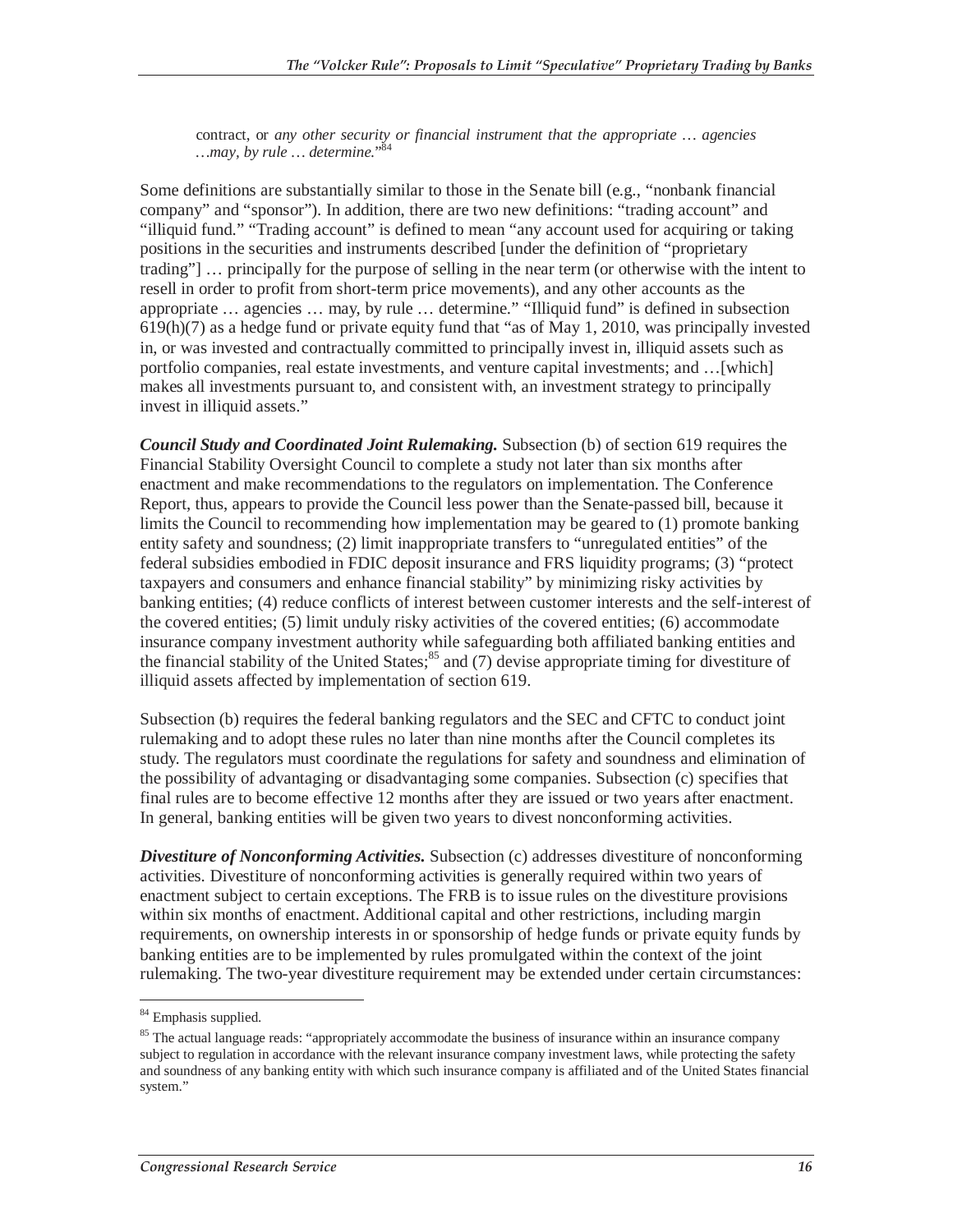contract, or *any other security or financial instrument that the appropriate … agencies …may, by rule … determine.*"[84]

Some definitions are substantially similar to those in the Senate bill (e.g., "nonbank financial company" and "sponsor"). In addition, there are two new definitions: "trading account" and "illiquid fund." "Trading account" is defined to mean "any account used for acquiring or taking positions in the securities and instruments described [under the definition of "proprietary trading"] … principally for the purpose of selling in the near term (or otherwise with the intent to resell in order to profit from short-term price movements), and any other accounts as the appropriate … agencies … may, by rule … determine." "Illiquid fund" is defined in subsection 619(h)(7) as a hedge fund or private equity fund that "as of May 1, 2010, was principally invested in, or was invested and contractually committed to principally invest in, illiquid assets such as portfolio companies, real estate investments, and venture capital investments; and …[which] makes all investments pursuant to, and consistent with, an investment strategy to principally invest in illiquid assets."

***Council Study and Coordinated Joint Rulemaking.*** Subsection (b) of section 619 requires the Financial Stability Oversight Council to complete a study not later than six months after enactment and make recommendations to the regulators on implementation. The Conference Report, thus, appears to provide the Council less power than the Senate-passed bill, because it limits the Council to recommending how implementation may be geared to (1) promote banking entity safety and soundness; (2) limit inappropriate transfers to "unregulated entities" of the federal subsidies embodied in FDIC deposit insurance and FRS liquidity programs; (3) "protect taxpayers and consumers and enhance financial stability" by minimizing risky activities by banking entities; (4) reduce conflicts of interest between customer interests and the self-interest of the covered entities; (5) limit unduly risky activities of the covered entities; (6) accommodate insurance company investment authority while safeguarding both affiliated banking entities and the financial stability of the United States;[85] and (7) devise appropriate timing for divestiture of illiquid assets affected by implementation of section 619.

Subsection (b) requires the federal banking regulators and the SEC and CFTC to conduct joint rulemaking and to adopt these rules no later than nine months after the Council completes its study. The regulators must coordinate the regulations for safety and soundness and elimination of the possibility of advantaging or disadvantaging some companies. Subsection (c) specifies that final rules are to become effective 12 months after they are issued or two years after enactment. In general, banking entities will be given two years to divest nonconforming activities.

***Divestiture of Nonconforming Activities.*** Subsection (c) addresses divestiture of nonconforming activities. Divestiture of nonconforming activities is generally required within two years of enactment subject to certain exceptions. The FRB is to issue rules on the divestiture provisions within six months of enactment. Additional capital and other restrictions, including margin requirements, on ownership interests in or sponsorship of hedge funds or private equity funds by banking entities are to be implemented by rules promulgated within the context of the joint rulemaking. The two-year divestiture requirement may be extended under certain circumstances:

---

[84] Emphasis supplied.

[85] The actual language reads: "appropriately accommodate the business of insurance within an insurance company subject to regulation in accordance with the relevant insurance company investment laws, while protecting the safety and soundness of any banking entity with which such insurance company is affiliated and of the United States financial system."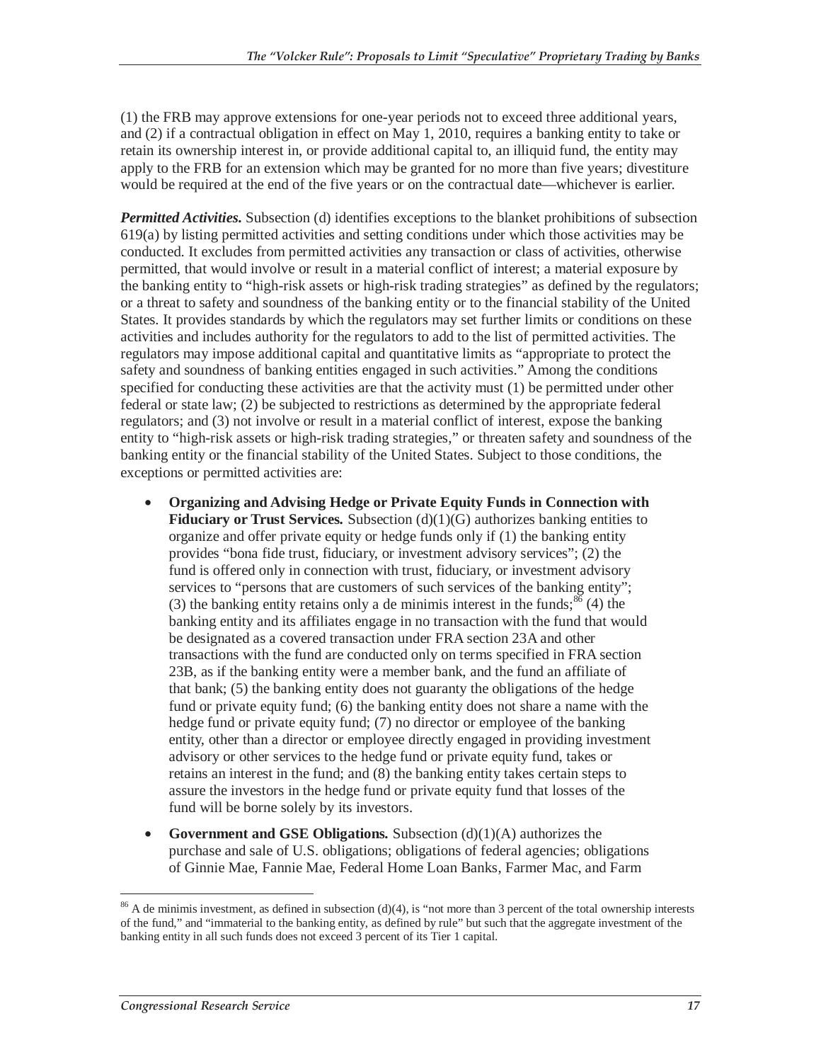(1) the FRB may approve extensions for one-year periods not to exceed three additional years, and (2) if a contractual obligation in effect on May 1, 2010, requires a banking entity to take or retain its ownership interest in, or provide additional capital to, an illiquid fund, the entity may apply to the FRB for an extension which may be granted for no more than five years; divestiture would be required at the end of the five years or on the contractual date—whichever is earlier.

***Permitted Activities.*** Subsection (d) identifies exceptions to the blanket prohibitions of subsection 619(a) by listing permitted activities and setting conditions under which those activities may be conducted. It excludes from permitted activities any transaction or class of activities, otherwise permitted, that would involve or result in a material conflict of interest; a material exposure by the banking entity to "high-risk assets or high-risk trading strategies" as defined by the regulators; or a threat to safety and soundness of the banking entity or to the financial stability of the United States. It provides standards by which the regulators may set further limits or conditions on these activities and includes authority for the regulators to add to the list of permitted activities. The regulators may impose additional capital and quantitative limits as "appropriate to protect the safety and soundness of banking entities engaged in such activities." Among the conditions specified for conducting these activities are that the activity must (1) be permitted under other federal or state law; (2) be subjected to restrictions as determined by the appropriate federal regulators; and (3) not involve or result in a material conflict of interest, expose the banking entity to "high-risk assets or high-risk trading strategies," or threaten safety and soundness of the banking entity or the financial stability of the United States. Subject to those conditions, the exceptions or permitted activities are:

- **Organizing and Advising Hedge or Private Equity Funds in Connection with Fiduciary or Trust Services.** Subsection (d)(1)(G) authorizes banking entities to organize and offer private equity or hedge funds only if (1) the banking entity provides "bona fide trust, fiduciary, or investment advisory services"; (2) the fund is offered only in connection with trust, fiduciary, or investment advisory services to "persons that are customers of such services of the banking entity"; (3) the banking entity retains only a de minimis interest in the funds;[86] (4) the banking entity and its affiliates engage in no transaction with the fund that would be designated as a covered transaction under FRA section 23A and other transactions with the fund are conducted only on terms specified in FRA section 23B, as if the banking entity were a member bank, and the fund an affiliate of that bank; (5) the banking entity does not guaranty the obligations of the hedge fund or private equity fund; (6) the banking entity does not share a name with the hedge fund or private equity fund; (7) no director or employee of the banking entity, other than a director or employee directly engaged in providing investment advisory or other services to the hedge fund or private equity fund, takes or retains an interest in the fund; and (8) the banking entity takes certain steps to assure the investors in the hedge fund or private equity fund that losses of the fund will be borne solely by its investors.
- **Government and GSE Obligations.** Subsection (d)(1)(A) authorizes the purchase and sale of U.S. obligations; obligations of federal agencies; obligations of Ginnie Mae, Fannie Mae, Federal Home Loan Banks, Farmer Mac, and Farm

---

[86] A de minimis investment, as defined in subsection (d)(4), is "not more than 3 percent of the total ownership interests of the fund," and "immaterial to the banking entity, as defined by rule" but such that the aggregate investment of the banking entity in all such funds does not exceed 3 percent of its Tier 1 capital.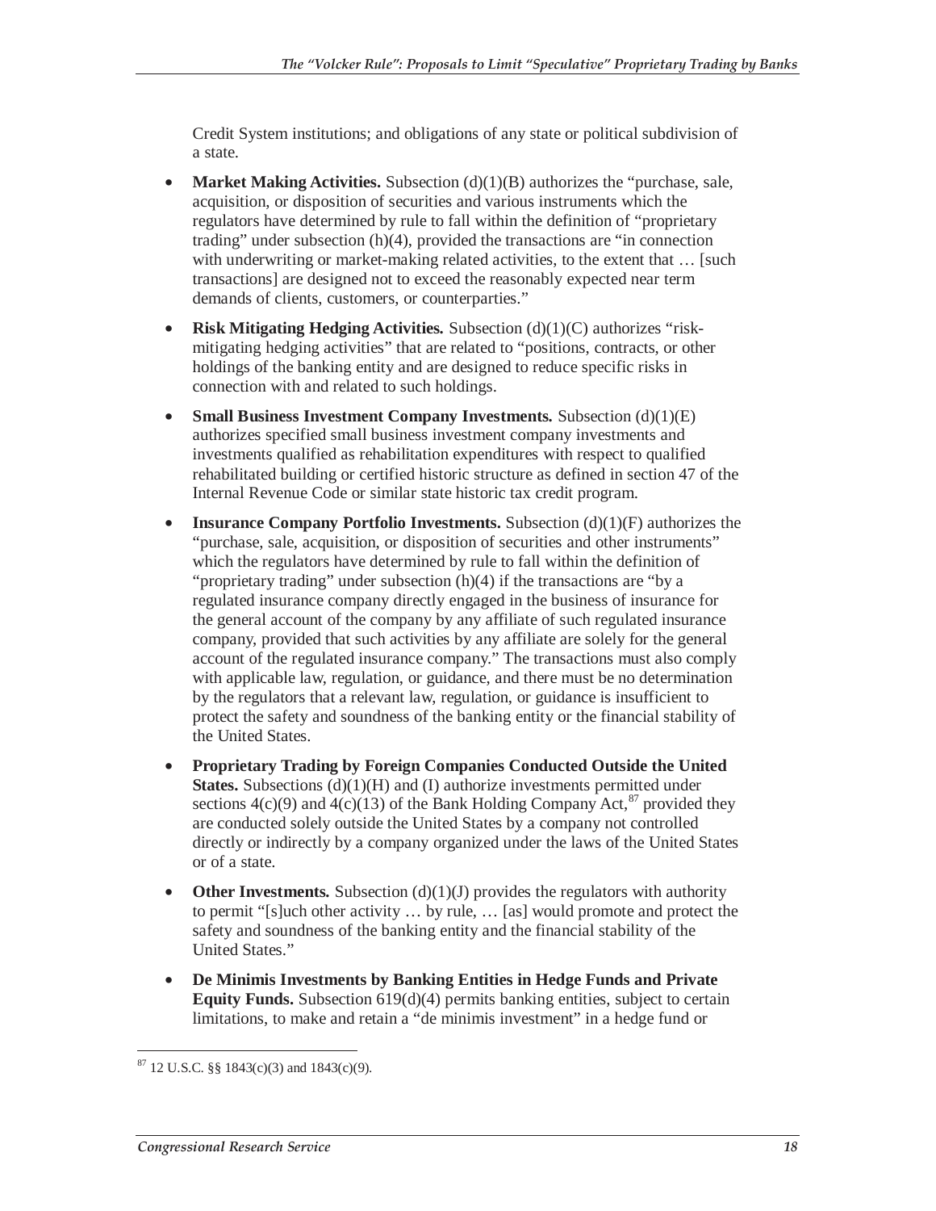Credit System institutions; and obligations of any state or political subdivision of a state.

- **Market Making Activities.** Subsection (d)(1)(B) authorizes the "purchase, sale, acquisition, or disposition of securities and various instruments which the regulators have determined by rule to fall within the definition of "proprietary trading" under subsection (h)(4), provided the transactions are "in connection with underwriting or market-making related activities, to the extent that … [such transactions] are designed not to exceed the reasonably expected near term demands of clients, customers, or counterparties."
- **Risk Mitigating Hedging Activities.** Subsection (d)(1)(C) authorizes "risk-mitigating hedging activities" that are related to "positions, contracts, or other holdings of the banking entity and are designed to reduce specific risks in connection with and related to such holdings.
- **Small Business Investment Company Investments.** Subsection (d)(1)(E) authorizes specified small business investment company investments and investments qualified as rehabilitation expenditures with respect to qualified rehabilitated building or certified historic structure as defined in section 47 of the Internal Revenue Code or similar state historic tax credit program.
- **Insurance Company Portfolio Investments.** Subsection (d)(1)(F) authorizes the "purchase, sale, acquisition, or disposition of securities and other instruments" which the regulators have determined by rule to fall within the definition of "proprietary trading" under subsection (h)(4) if the transactions are "by a regulated insurance company directly engaged in the business of insurance for the general account of the company by any affiliate of such regulated insurance company, provided that such activities by any affiliate are solely for the general account of the regulated insurance company." The transactions must also comply with applicable law, regulation, or guidance, and there must be no determination by the regulators that a relevant law, regulation, or guidance is insufficient to protect the safety and soundness of the banking entity or the financial stability of the United States.
- **Proprietary Trading by Foreign Companies Conducted Outside the United States.** Subsections (d)(1)(H) and (I) authorize investments permitted under sections 4(c)(9) and 4(c)(13) of the Bank Holding Company Act,[87] provided they are conducted solely outside the United States by a company not controlled directly or indirectly by a company organized under the laws of the United States or of a state.
- **Other Investments.** Subsection (d)(1)(J) provides the regulators with authority to permit "[s]uch other activity … by rule, … [as] would promote and protect the safety and soundness of the banking entity and the financial stability of the United States."
- **De Minimis Investments by Banking Entities in Hedge Funds and Private Equity Funds.** Subsection 619(d)(4) permits banking entities, subject to certain limitations, to make and retain a "de minimis investment" in a hedge fund or

---

[87] 12 U.S.C. §§ 1843(c)(3) and 1843(c)(9).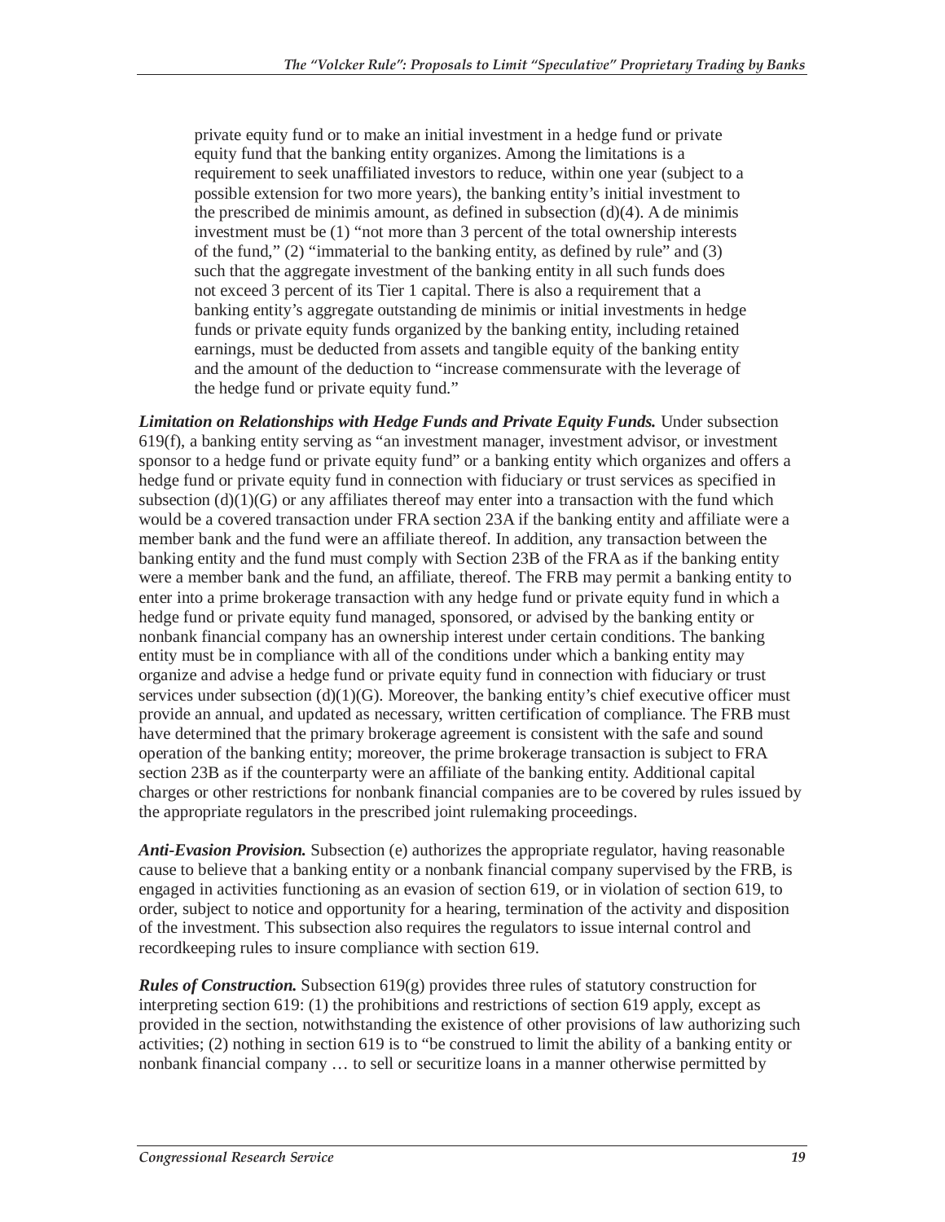> private equity fund or to make an initial investment in a hedge fund or private equity fund that the banking entity organizes. Among the limitations is a requirement to seek unaffiliated investors to reduce, within one year (subject to a possible extension for two more years), the banking entity's initial investment to the prescribed de minimis amount, as defined in subsection (d)(4). A de minimis investment must be (1) "not more than 3 percent of the total ownership interests of the fund," (2) "immaterial to the banking entity, as defined by rule" and (3) such that the aggregate investment of the banking entity in all such funds does not exceed 3 percent of its Tier 1 capital. There is also a requirement that a banking entity's aggregate outstanding de minimis or initial investments in hedge funds or private equity funds organized by the banking entity, including retained earnings, must be deducted from assets and tangible equity of the banking entity and the amount of the deduction to "increase commensurate with the leverage of the hedge fund or private equity fund."

***Limitation on Relationships with Hedge Funds and Private Equity Funds.*** Under subsection 619(f), a banking entity serving as "an investment manager, investment advisor, or investment sponsor to a hedge fund or private equity fund" or a banking entity which organizes and offers a hedge fund or private equity fund in connection with fiduciary or trust services as specified in subsection (d)(1)(G) or any affiliates thereof may enter into a transaction with the fund which would be a covered transaction under FRA section 23A if the banking entity and affiliate were a member bank and the fund were an affiliate thereof. In addition, any transaction between the banking entity and the fund must comply with Section 23B of the FRA as if the banking entity were a member bank and the fund, an affiliate, thereof. The FRB may permit a banking entity to enter into a prime brokerage transaction with any hedge fund or private equity fund in which a hedge fund or private equity fund managed, sponsored, or advised by the banking entity or nonbank financial company has an ownership interest under certain conditions. The banking entity must be in compliance with all of the conditions under which a banking entity may organize and advise a hedge fund or private equity fund in connection with fiduciary or trust services under subsection (d)(1)(G). Moreover, the banking entity's chief executive officer must provide an annual, and updated as necessary, written certification of compliance. The FRB must have determined that the primary brokerage agreement is consistent with the safe and sound operation of the banking entity; moreover, the prime brokerage transaction is subject to FRA section 23B as if the counterparty were an affiliate of the banking entity. Additional capital charges or other restrictions for nonbank financial companies are to be covered by rules issued by the appropriate regulators in the prescribed joint rulemaking proceedings.

***Anti-Evasion Provision.*** Subsection (e) authorizes the appropriate regulator, having reasonable cause to believe that a banking entity or a nonbank financial company supervised by the FRB, is engaged in activities functioning as an evasion of section 619, or in violation of section 619, to order, subject to notice and opportunity for a hearing, termination of the activity and disposition of the investment. This subsection also requires the regulators to issue internal control and recordkeeping rules to insure compliance with section 619.

***Rules of Construction.*** Subsection 619(g) provides three rules of statutory construction for interpreting section 619: (1) the prohibitions and restrictions of section 619 apply, except as provided in the section, notwithstanding the existence of other provisions of law authorizing such activities; (2) nothing in section 619 is to "be construed to limit the ability of a banking entity or nonbank financial company … to sell or securitize loans in a manner otherwise permitted by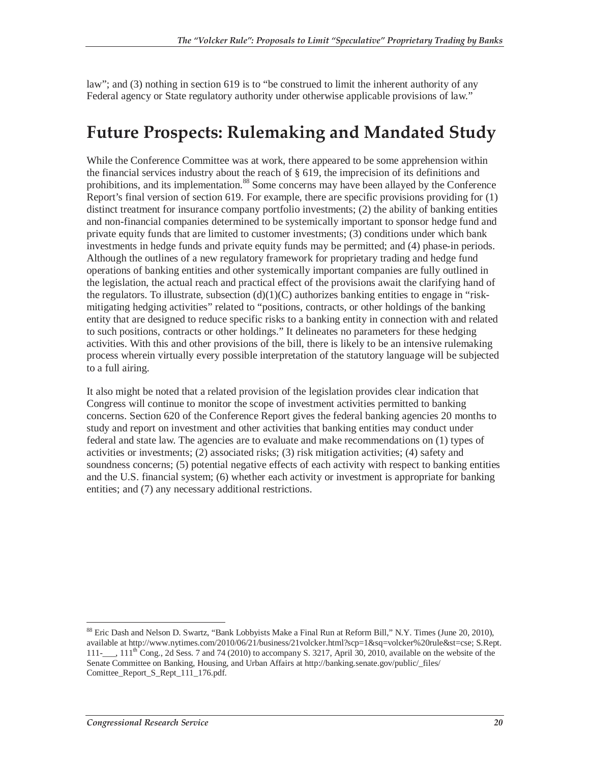law"; and (3) nothing in section 619 is to "be construed to limit the inherent authority of any Federal agency or State regulatory authority under otherwise applicable provisions of law."

# Future Prospects: Rulemaking and Mandated Study

While the Conference Committee was at work, there appeared to be some apprehension within the financial services industry about the reach of § 619, the imprecision of its definitions and prohibitions, and its implementation.[88] Some concerns may have been allayed by the Conference Report's final version of section 619. For example, there are specific provisions providing for (1) distinct treatment for insurance company portfolio investments; (2) the ability of banking entities and non-financial companies determined to be systemically important to sponsor hedge fund and private equity funds that are limited to customer investments; (3) conditions under which bank investments in hedge funds and private equity funds may be permitted; and (4) phase-in periods. Although the outlines of a new regulatory framework for proprietary trading and hedge fund operations of banking entities and other systemically important companies are fully outlined in the legislation, the actual reach and practical effect of the provisions await the clarifying hand of the regulators. To illustrate, subsection (d)(1)(C) authorizes banking entities to engage in "risk-mitigating hedging activities" related to "positions, contracts, or other holdings of the banking entity that are designed to reduce specific risks to a banking entity in connection with and related to such positions, contracts or other holdings." It delineates no parameters for these hedging activities. With this and other provisions of the bill, there is likely to be an intensive rulemaking process wherein virtually every possible interpretation of the statutory language will be subjected to a full airing.

It also might be noted that a related provision of the legislation provides clear indication that Congress will continue to monitor the scope of investment activities permitted to banking concerns. Section 620 of the Conference Report gives the federal banking agencies 20 months to study and report on investment and other activities that banking entities may conduct under federal and state law. The agencies are to evaluate and make recommendations on (1) types of activities or investments; (2) associated risks; (3) risk mitigation activities; (4) safety and soundness concerns; (5) potential negative effects of each activity with respect to banking entities and the U.S. financial system; (6) whether each activity or investment is appropriate for banking entities; and (7) any necessary additional restrictions.

---

[88] Eric Dash and Nelson D. Swartz, "Bank Lobbyists Make a Final Run at Reform Bill," N.Y. Times (June 20, 2010), available at http://www.nytimes.com/2010/06/21/business/21volcker.html?scp=1&sq=volcker%20rule&st=cse; S.Rept. 111-___, 111th Cong., 2d Sess. 7 and 74 (2010) to accompany S. 3217, April 30, 2010, available on the website of the Senate Committee on Banking, Housing, and Urban Affairs at http://banking.senate.gov/public/_files/Comittee_Report_S_Rept_111_176.pdf.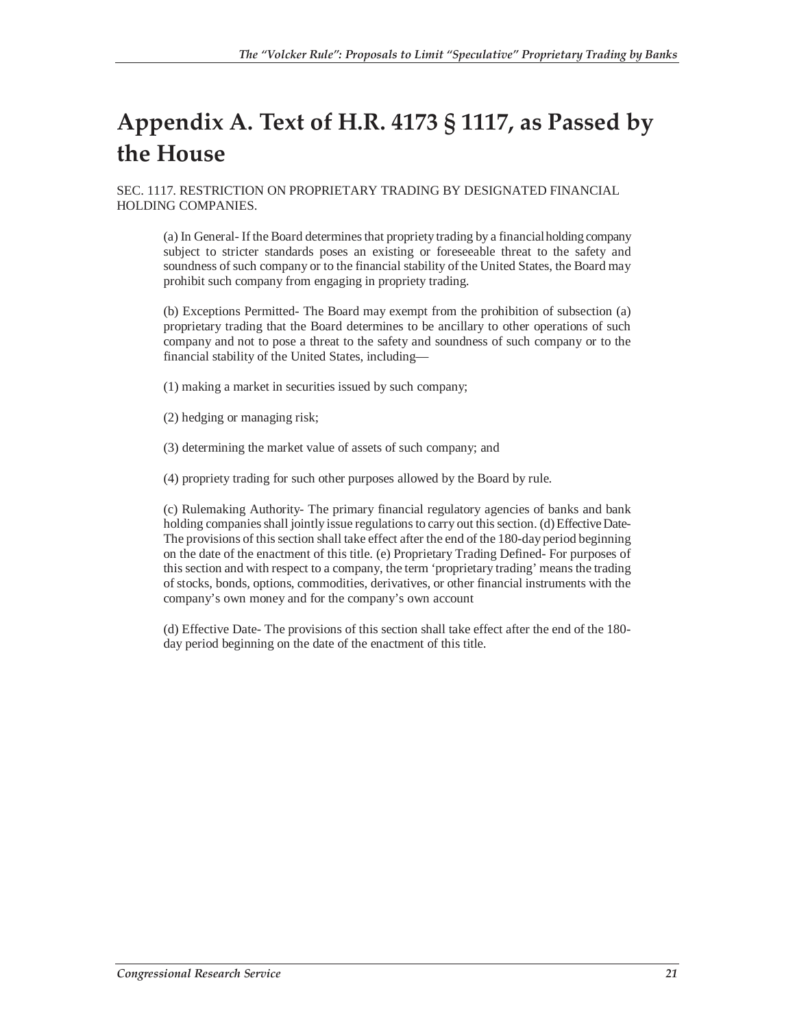# Appendix A. Text of H.R. 4173 § 1117, as Passed by the House

SEC. 1117. RESTRICTION ON PROPRIETARY TRADING BY DESIGNATED FINANCIAL HOLDING COMPANIES.

(a) In General- If the Board determines that propriety trading by a financial holding company subject to stricter standards poses an existing or foreseeable threat to the safety and soundness of such company or to the financial stability of the United States, the Board may prohibit such company from engaging in propriety trading.

(b) Exceptions Permitted- The Board may exempt from the prohibition of subsection (a) proprietary trading that the Board determines to be ancillary to other operations of such company and not to pose a threat to the safety and soundness of such company or to the financial stability of the United States, including—

(1) making a market in securities issued by such company;

(2) hedging or managing risk;

(3) determining the market value of assets of such company; and

(4) propriety trading for such other purposes allowed by the Board by rule.

(c) Rulemaking Authority- The primary financial regulatory agencies of banks and bank holding companies shall jointly issue regulations to carry out this section. (d) Effective Date- The provisions of this section shall take effect after the end of the 180-day period beginning on the date of the enactment of this title. (e) Proprietary Trading Defined- For purposes of this section and with respect to a company, the term 'proprietary trading' means the trading of stocks, bonds, options, commodities, derivatives, or other financial instruments with the company's own money and for the company's own account

(d) Effective Date- The provisions of this section shall take effect after the end of the 180-day period beginning on the date of the enactment of this title.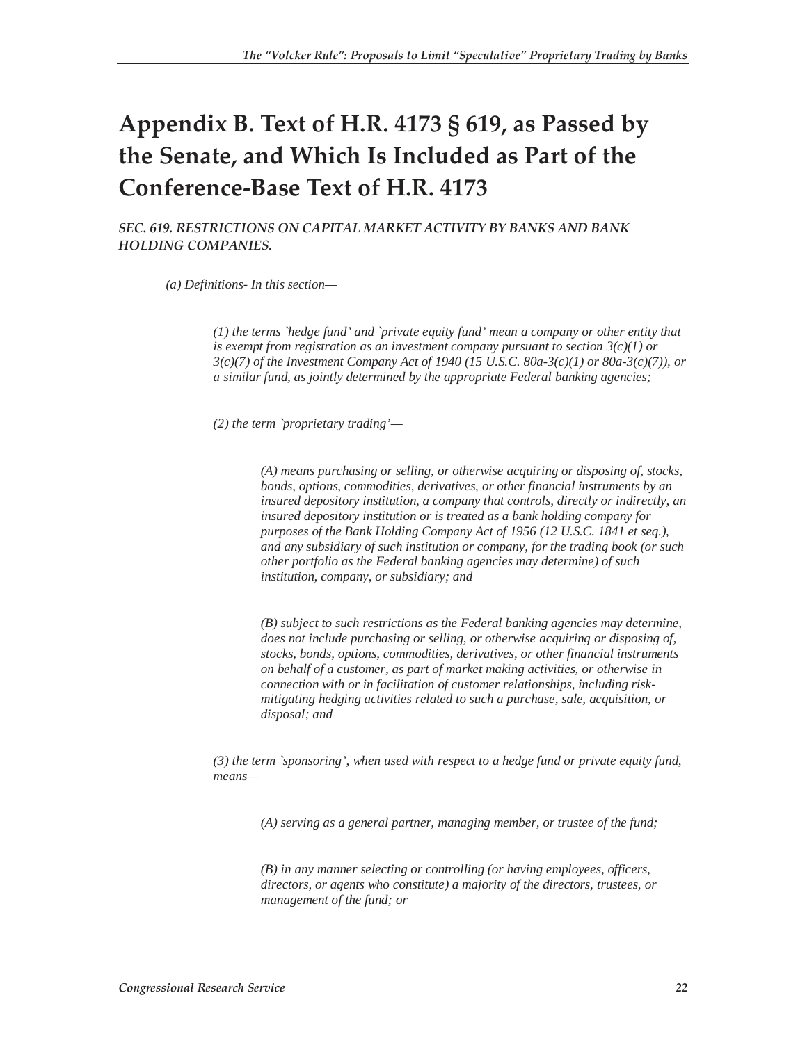# Appendix B. Text of H.R. 4173 § 619, as Passed by the Senate, and Which Is Included as Part of the Conference-Base Text of H.R. 4173

*SEC. 619. RESTRICTIONS ON CAPITAL MARKET ACTIVITY BY BANKS AND BANK HOLDING COMPANIES.*

*(a) Definitions- In this section—*

*(1) the terms `hedge fund' and `private equity fund' mean a company or other entity that is exempt from registration as an investment company pursuant to section 3(c)(1) or 3(c)(7) of the Investment Company Act of 1940 (15 U.S.C. 80a-3(c)(1) or 80a-3(c)(7)), or a similar fund, as jointly determined by the appropriate Federal banking agencies;*

*(2) the term `proprietary trading'—*

*(A) means purchasing or selling, or otherwise acquiring or disposing of, stocks, bonds, options, commodities, derivatives, or other financial instruments by an insured depository institution, a company that controls, directly or indirectly, an insured depository institution or is treated as a bank holding company for purposes of the Bank Holding Company Act of 1956 (12 U.S.C. 1841 et seq.), and any subsidiary of such institution or company, for the trading book (or such other portfolio as the Federal banking agencies may determine) of such institution, company, or subsidiary; and*

*(B) subject to such restrictions as the Federal banking agencies may determine, does not include purchasing or selling, or otherwise acquiring or disposing of, stocks, bonds, options, commodities, derivatives, or other financial instruments on behalf of a customer, as part of market making activities, or otherwise in connection with or in facilitation of customer relationships, including risk-mitigating hedging activities related to such a purchase, sale, acquisition, or disposal; and*

*(3) the term `sponsoring', when used with respect to a hedge fund or private equity fund, means—*

*(A) serving as a general partner, managing member, or trustee of the fund;*

*(B) in any manner selecting or controlling (or having employees, officers, directors, or agents who constitute) a majority of the directors, trustees, or management of the fund; or*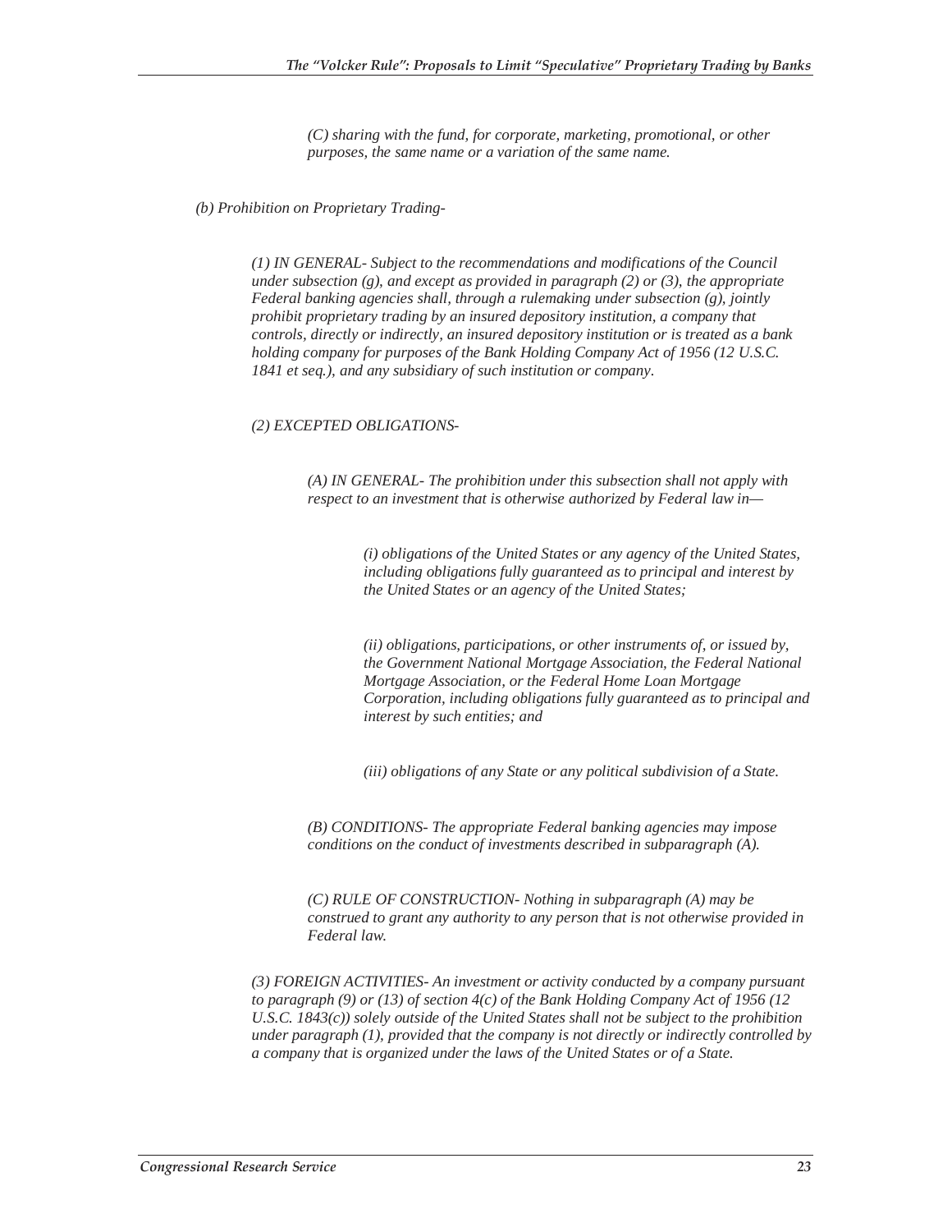*(C) sharing with the fund, for corporate, marketing, promotional, or other purposes, the same name or a variation of the same name.*

*(b) Prohibition on Proprietary Trading-*

*(1) IN GENERAL- Subject to the recommendations and modifications of the Council under subsection (g), and except as provided in paragraph (2) or (3), the appropriate Federal banking agencies shall, through a rulemaking under subsection (g), jointly prohibit proprietary trading by an insured depository institution, a company that controls, directly or indirectly, an insured depository institution or is treated as a bank holding company for purposes of the Bank Holding Company Act of 1956 (12 U.S.C. 1841 et seq.), and any subsidiary of such institution or company.*

*(2) EXCEPTED OBLIGATIONS-*

*(A) IN GENERAL- The prohibition under this subsection shall not apply with respect to an investment that is otherwise authorized by Federal law in—*

*(i) obligations of the United States or any agency of the United States, including obligations fully guaranteed as to principal and interest by the United States or an agency of the United States;*

*(ii) obligations, participations, or other instruments of, or issued by, the Government National Mortgage Association, the Federal National Mortgage Association, or the Federal Home Loan Mortgage Corporation, including obligations fully guaranteed as to principal and interest by such entities; and*

*(iii) obligations of any State or any political subdivision of a State.*

*(B) CONDITIONS- The appropriate Federal banking agencies may impose conditions on the conduct of investments described in subparagraph (A).*

*(C) RULE OF CONSTRUCTION- Nothing in subparagraph (A) may be construed to grant any authority to any person that is not otherwise provided in Federal law.*

*(3) FOREIGN ACTIVITIES- An investment or activity conducted by a company pursuant to paragraph (9) or (13) of section 4(c) of the Bank Holding Company Act of 1956 (12 U.S.C. 1843(c)) solely outside of the United States shall not be subject to the prohibition under paragraph (1), provided that the company is not directly or indirectly controlled by a company that is organized under the laws of the United States or of a State.*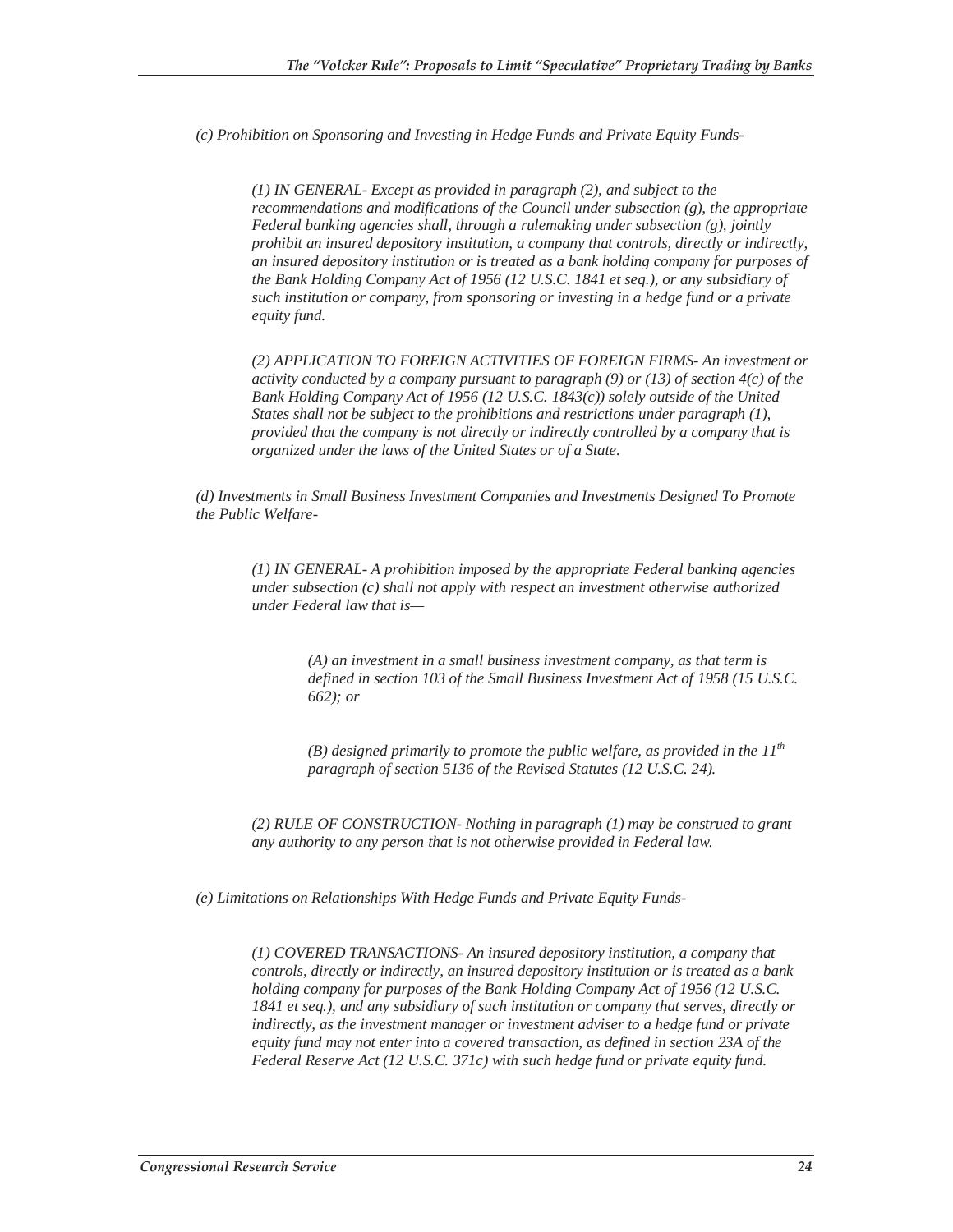*(c) Prohibition on Sponsoring and Investing in Hedge Funds and Private Equity Funds-*

> *(1) IN GENERAL- Except as provided in paragraph (2), and subject to the recommendations and modifications of the Council under subsection (g), the appropriate Federal banking agencies shall, through a rulemaking under subsection (g), jointly prohibit an insured depository institution, a company that controls, directly or indirectly, an insured depository institution or is treated as a bank holding company for purposes of the Bank Holding Company Act of 1956 (12 U.S.C. 1841 et seq.), or any subsidiary of such institution or company, from sponsoring or investing in a hedge fund or a private equity fund.*
>
> *(2) APPLICATION TO FOREIGN ACTIVITIES OF FOREIGN FIRMS- An investment or activity conducted by a company pursuant to paragraph (9) or (13) of section 4(c) of the Bank Holding Company Act of 1956 (12 U.S.C. 1843(c)) solely outside of the United States shall not be subject to the prohibitions and restrictions under paragraph (1), provided that the company is not directly or indirectly controlled by a company that is organized under the laws of the United States or of a State.*

*(d) Investments in Small Business Investment Companies and Investments Designed To Promote the Public Welfare-*

> *(1) IN GENERAL- A prohibition imposed by the appropriate Federal banking agencies under subsection (c) shall not apply with respect an investment otherwise authorized under Federal law that is—*
>
> > *(A) an investment in a small business investment company, as that term is defined in section 103 of the Small Business Investment Act of 1958 (15 U.S.C. 662); or*
> >
> > *(B) designed primarily to promote the public welfare, as provided in the 11th paragraph of section 5136 of the Revised Statutes (12 U.S.C. 24).*
>
> *(2) RULE OF CONSTRUCTION- Nothing in paragraph (1) may be construed to grant any authority to any person that is not otherwise provided in Federal law.*

*(e) Limitations on Relationships With Hedge Funds and Private Equity Funds-*

> *(1) COVERED TRANSACTIONS- An insured depository institution, a company that controls, directly or indirectly, an insured depository institution or is treated as a bank holding company for purposes of the Bank Holding Company Act of 1956 (12 U.S.C. 1841 et seq.), and any subsidiary of such institution or company that serves, directly or indirectly, as the investment manager or investment adviser to a hedge fund or private equity fund may not enter into a covered transaction, as defined in section 23A of the Federal Reserve Act (12 U.S.C. 371c) with such hedge fund or private equity fund.*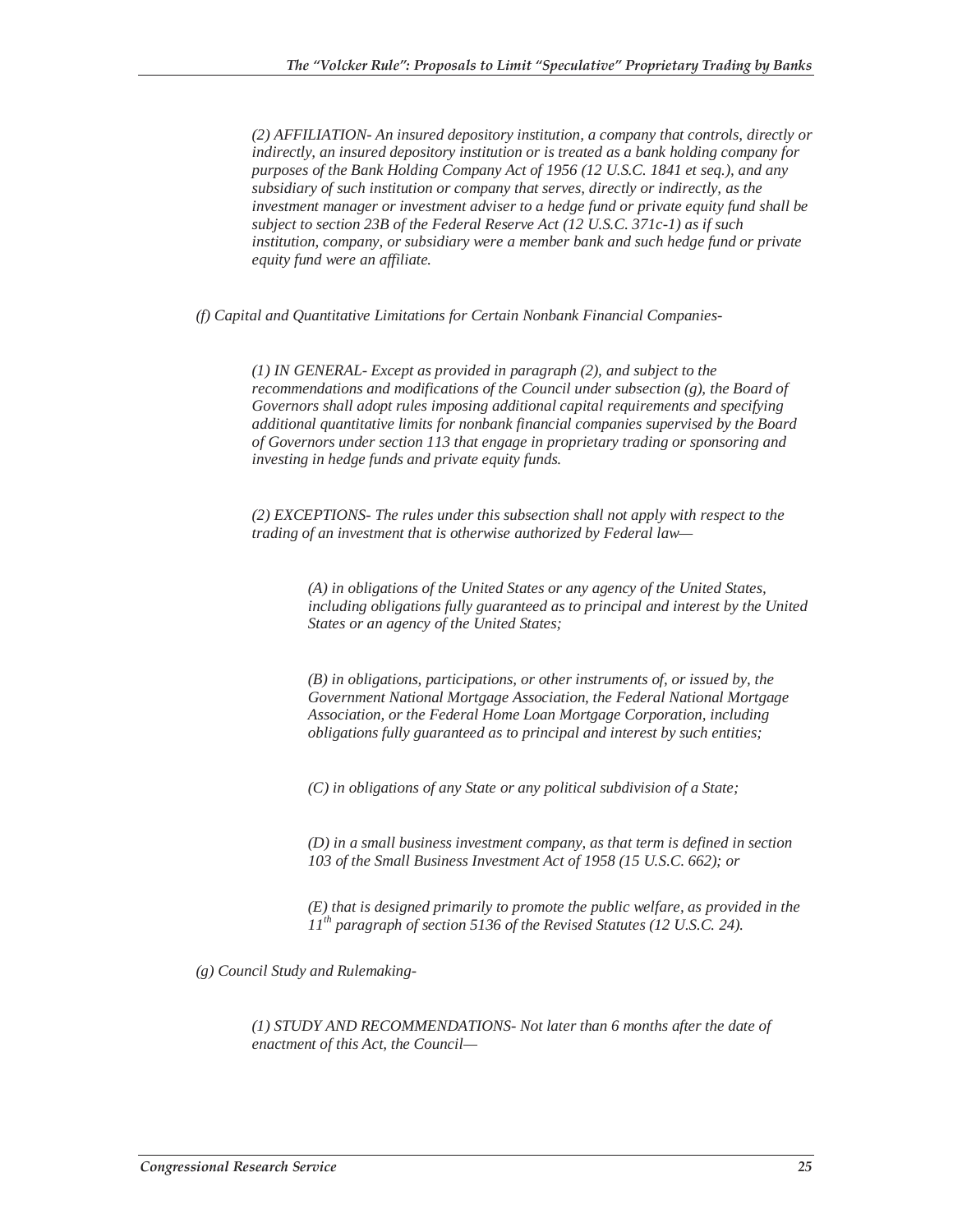*(2) AFFILIATION- An insured depository institution, a company that controls, directly or indirectly, an insured depository institution or is treated as a bank holding company for purposes of the Bank Holding Company Act of 1956 (12 U.S.C. 1841 et seq.), and any subsidiary of such institution or company that serves, directly or indirectly, as the investment manager or investment adviser to a hedge fund or private equity fund shall be subject to section 23B of the Federal Reserve Act (12 U.S.C. 371c-1) as if such institution, company, or subsidiary were a member bank and such hedge fund or private equity fund were an affiliate.*

*(f) Capital and Quantitative Limitations for Certain Nonbank Financial Companies-*

*(1) IN GENERAL- Except as provided in paragraph (2), and subject to the recommendations and modifications of the Council under subsection (g), the Board of Governors shall adopt rules imposing additional capital requirements and specifying additional quantitative limits for nonbank financial companies supervised by the Board of Governors under section 113 that engage in proprietary trading or sponsoring and investing in hedge funds and private equity funds.*

*(2) EXCEPTIONS- The rules under this subsection shall not apply with respect to the trading of an investment that is otherwise authorized by Federal law—*

*(A) in obligations of the United States or any agency of the United States, including obligations fully guaranteed as to principal and interest by the United States or an agency of the United States;*

*(B) in obligations, participations, or other instruments of, or issued by, the Government National Mortgage Association, the Federal National Mortgage Association, or the Federal Home Loan Mortgage Corporation, including obligations fully guaranteed as to principal and interest by such entities;*

*(C) in obligations of any State or any political subdivision of a State;*

*(D) in a small business investment company, as that term is defined in section 103 of the Small Business Investment Act of 1958 (15 U.S.C. 662); or*

*(E) that is designed primarily to promote the public welfare, as provided in the 11th paragraph of section 5136 of the Revised Statutes (12 U.S.C. 24).*

*(g) Council Study and Rulemaking-*

*(1) STUDY AND RECOMMENDATIONS- Not later than 6 months after the date of enactment of this Act, the Council—*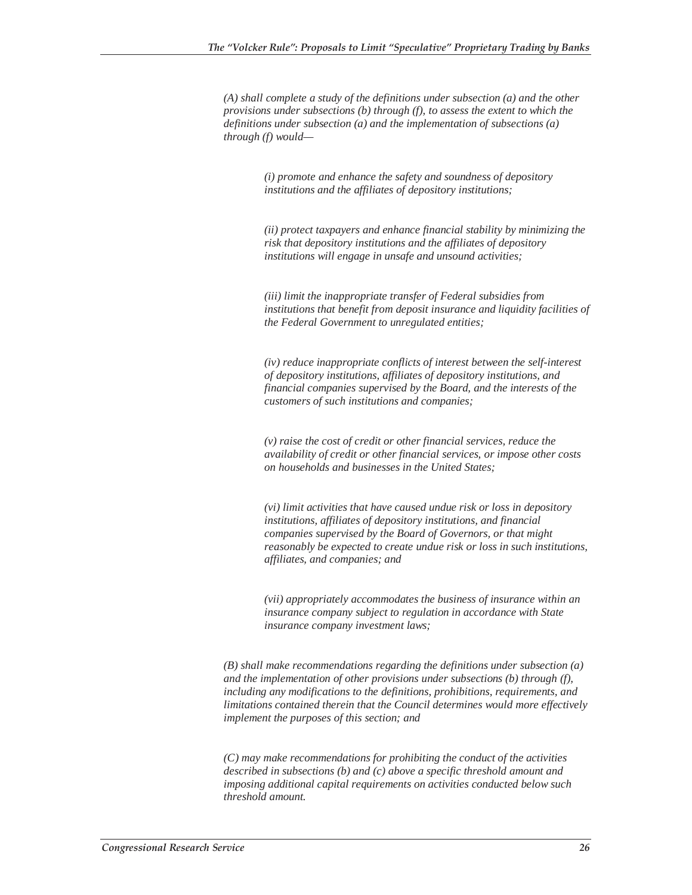*(A) shall complete a study of the definitions under subsection (a) and the other provisions under subsections (b) through (f), to assess the extent to which the definitions under subsection (a) and the implementation of subsections (a) through (f) would—*

> *(i) promote and enhance the safety and soundness of depository institutions and the affiliates of depository institutions;*
>
> *(ii) protect taxpayers and enhance financial stability by minimizing the risk that depository institutions and the affiliates of depository institutions will engage in unsafe and unsound activities;*
>
> *(iii) limit the inappropriate transfer of Federal subsidies from institutions that benefit from deposit insurance and liquidity facilities of the Federal Government to unregulated entities;*
>
> *(iv) reduce inappropriate conflicts of interest between the self-interest of depository institutions, affiliates of depository institutions, and financial companies supervised by the Board, and the interests of the customers of such institutions and companies;*
>
> *(v) raise the cost of credit or other financial services, reduce the availability of credit or other financial services, or impose other costs on households and businesses in the United States;*
>
> *(vi) limit activities that have caused undue risk or loss in depository institutions, affiliates of depository institutions, and financial companies supervised by the Board of Governors, or that might reasonably be expected to create undue risk or loss in such institutions, affiliates, and companies; and*
>
> *(vii) appropriately accommodates the business of insurance within an insurance company subject to regulation in accordance with State insurance company investment laws;*

*(B) shall make recommendations regarding the definitions under subsection (a) and the implementation of other provisions under subsections (b) through (f), including any modifications to the definitions, prohibitions, requirements, and limitations contained therein that the Council determines would more effectively implement the purposes of this section; and*

*(C) may make recommendations for prohibiting the conduct of the activities described in subsections (b) and (c) above a specific threshold amount and imposing additional capital requirements on activities conducted below such threshold amount.*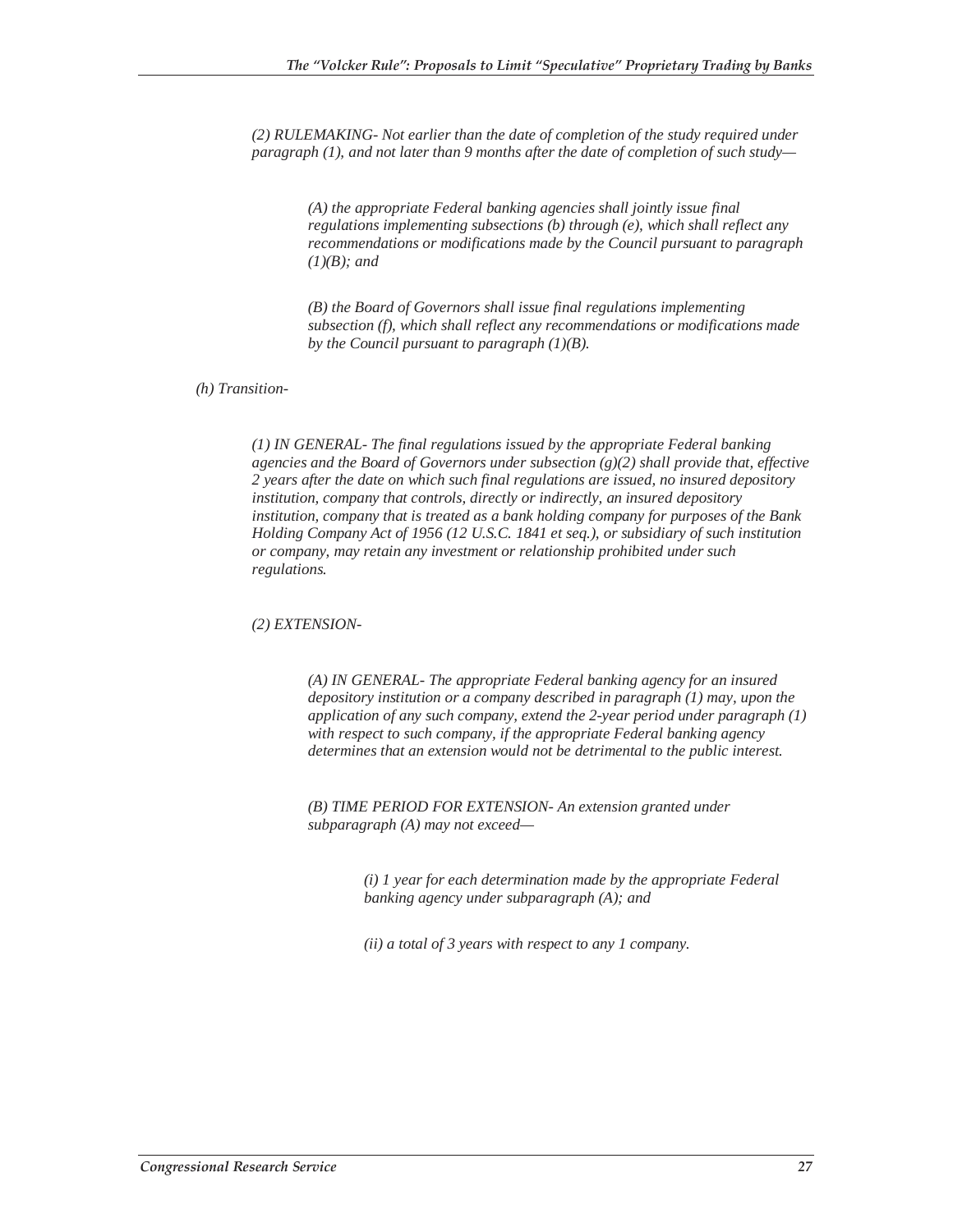*(2) RULEMAKING- Not earlier than the date of completion of the study required under paragraph (1), and not later than 9 months after the date of completion of such study—*

> *(A) the appropriate Federal banking agencies shall jointly issue final regulations implementing subsections (b) through (e), which shall reflect any recommendations or modifications made by the Council pursuant to paragraph (1)(B); and*
>
> *(B) the Board of Governors shall issue final regulations implementing subsection (f), which shall reflect any recommendations or modifications made by the Council pursuant to paragraph (1)(B).*

*(h) Transition-*

*(1) IN GENERAL- The final regulations issued by the appropriate Federal banking agencies and the Board of Governors under subsection (g)(2) shall provide that, effective 2 years after the date on which such final regulations are issued, no insured depository institution, company that controls, directly or indirectly, an insured depository institution, company that is treated as a bank holding company for purposes of the Bank Holding Company Act of 1956 (12 U.S.C. 1841 et seq.), or subsidiary of such institution or company, may retain any investment or relationship prohibited under such regulations.*

*(2) EXTENSION-*

> *(A) IN GENERAL- The appropriate Federal banking agency for an insured depository institution or a company described in paragraph (1) may, upon the application of any such company, extend the 2-year period under paragraph (1) with respect to such company, if the appropriate Federal banking agency determines that an extension would not be detrimental to the public interest.*
>
> *(B) TIME PERIOD FOR EXTENSION- An extension granted under subparagraph (A) may not exceed—*
>
> > *(i) 1 year for each determination made by the appropriate Federal banking agency under subparagraph (A); and*
> >
> > *(ii) a total of 3 years with respect to any 1 company.*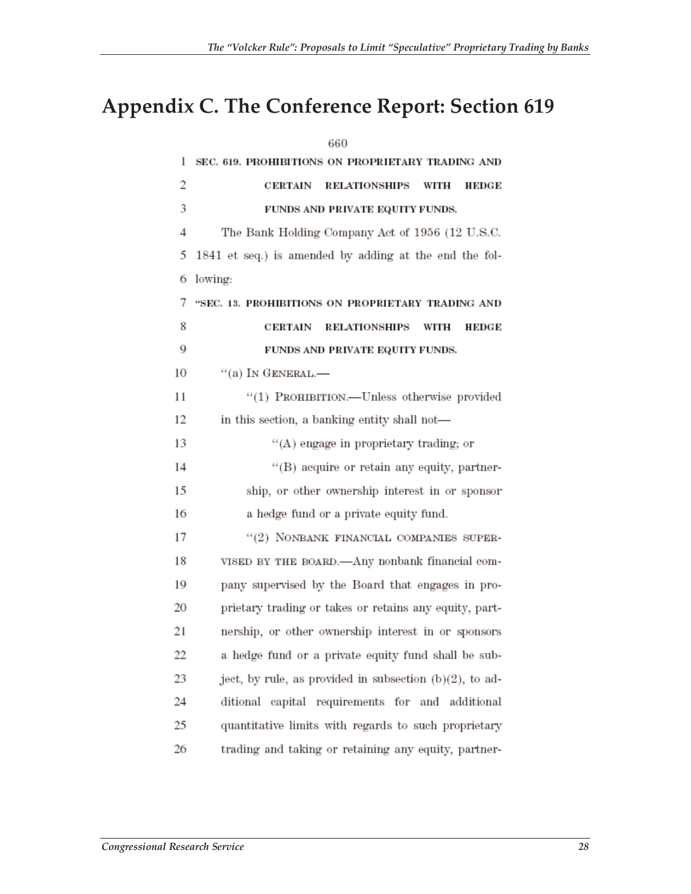# Appendix C. The Conference Report: Section 619

660

1 SEC. 619. PROHIBITIONS ON PROPRIETARY TRADING AND
2 CERTAIN RELATIONSHIPS WITH HEDGE
3 FUNDS AND PRIVATE EQUITY FUNDS.
4 The Bank Holding Company Act of 1956 (12 U.S.C.
5 1841 et seq.) is amended by adding at the end the fol-
6 lowing:
7 "SEC. 13. PROHIBITIONS ON PROPRIETARY TRADING AND
8 CERTAIN RELATIONSHIPS WITH HEDGE
9 FUNDS AND PRIVATE EQUITY FUNDS.
10 "(a) IN GENERAL.—
11 "(1) PROHIBITION.—Unless otherwise provided
12 in this section, a banking entity shall not—
13 "(A) engage in proprietary trading; or
14 "(B) acquire or retain any equity, partner-
15 ship, or other ownership interest in or sponsor
16 a hedge fund or a private equity fund.
17 "(2) NONBANK FINANCIAL COMPANIES SUPER-
18 VISED BY THE BOARD.—Any nonbank financial com-
19 pany supervised by the Board that engages in pro-
20 prietary trading or takes or retains any equity, part-
21 nership, or other ownership interest in or sponsors
22 a hedge fund or a private equity fund shall be sub-
23 ject, by rule, as provided in subsection (b)(2), to ad-
24 ditional capital requirements for and additional
25 quantitative limits with regards to such proprietary
26 trading and taking or retaining any equity, partner-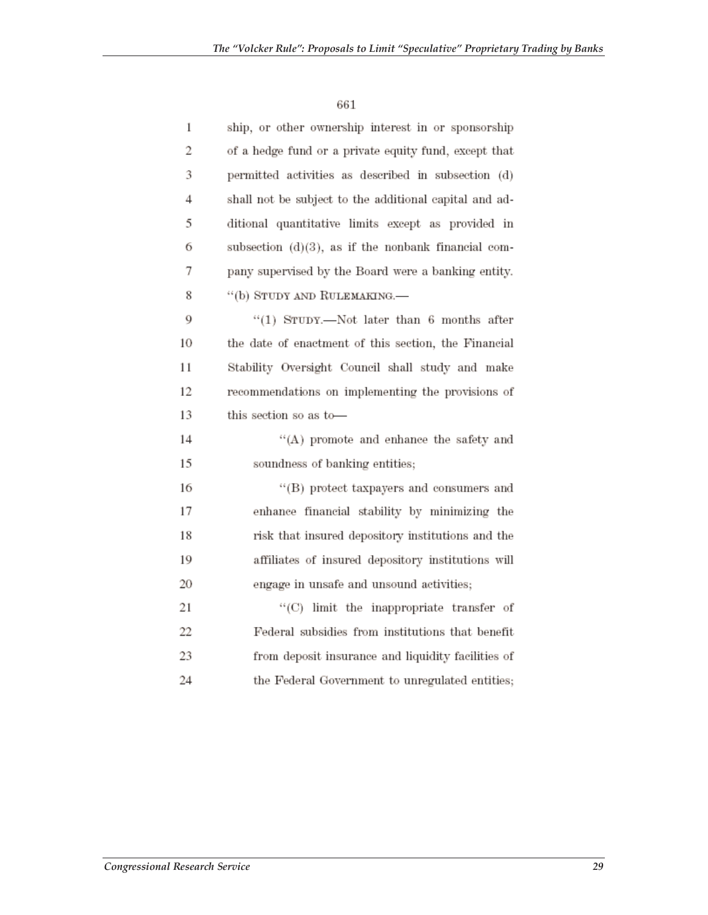661

ship, or other ownership interest in or sponsorship of a hedge fund or a private equity fund, except that permitted activities as described in subsection (d) shall not be subject to the additional capital and additional quantitative limits except as provided in subsection (d)(3), as if the nonbank financial company supervised by the Board were a banking entity.

"(b) STUDY AND RULEMAKING.—

"(1) STUDY.—Not later than 6 months after the date of enactment of this section, the Financial Stability Oversight Council shall study and make recommendations on implementing the provisions of this section so as to—

"(A) promote and enhance the safety and soundness of banking entities;

"(B) protect taxpayers and consumers and enhance financial stability by minimizing the risk that insured depository institutions and the affiliates of insured depository institutions will engage in unsafe and unsound activities;

"(C) limit the inappropriate transfer of Federal subsidies from institutions that benefit from deposit insurance and liquidity facilities of the Federal Government to unregulated entities;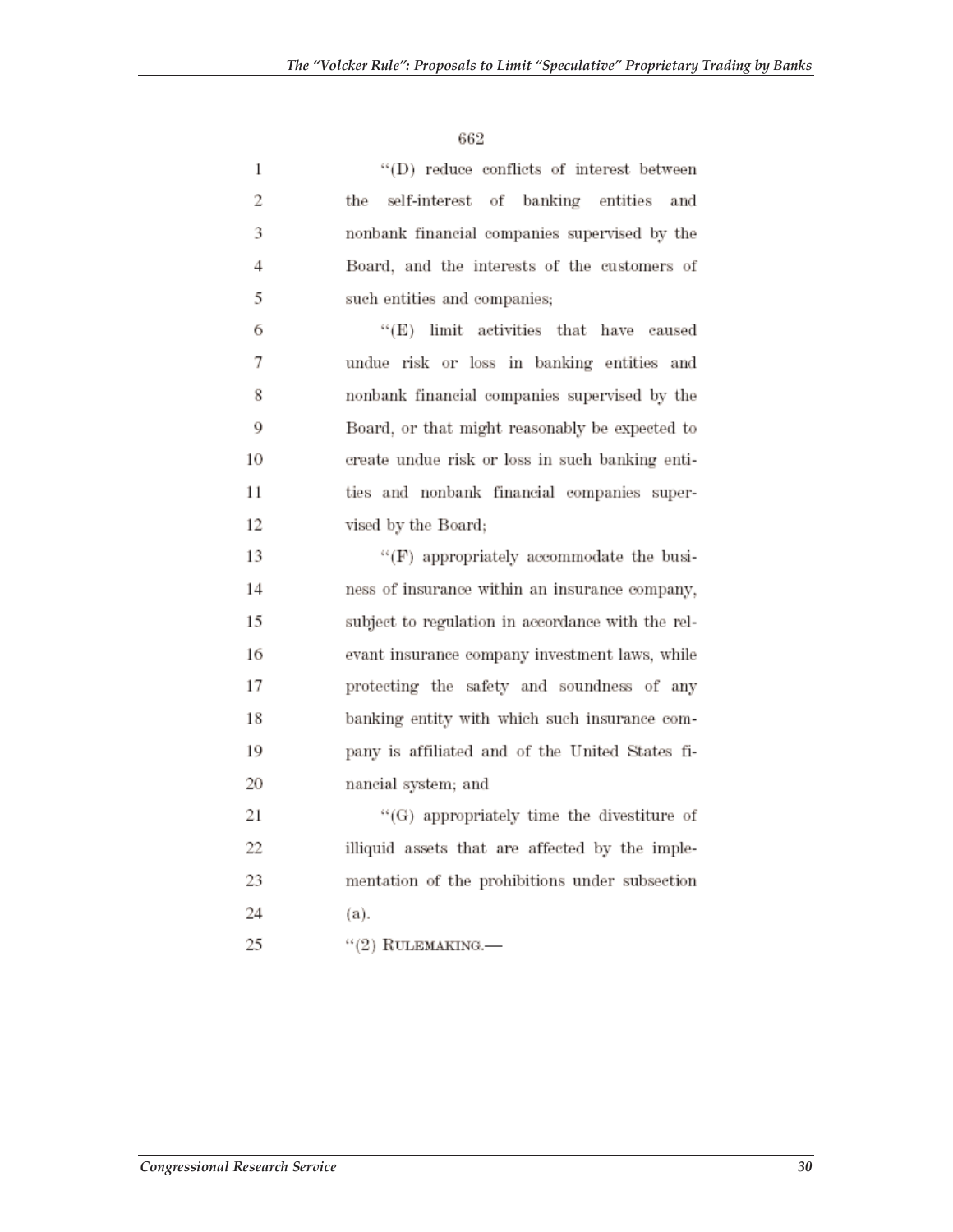662

"(D) reduce conflicts of interest between the self-interest of banking entities and nonbank financial companies supervised by the Board, and the interests of the customers of such entities and companies;

"(E) limit activities that have caused undue risk or loss in banking entities and nonbank financial companies supervised by the Board, or that might reasonably be expected to create undue risk or loss in such banking entities and nonbank financial companies supervised by the Board;

"(F) appropriately accommodate the business of insurance within an insurance company, subject to regulation in accordance with the relevant insurance company investment laws, while protecting the safety and soundness of any banking entity with which such insurance company is affiliated and of the United States financial system; and

"(G) appropriately time the divestiture of illiquid assets that are affected by the implementation of the prohibitions under subsection (a).

"(2) RULEMAKING.—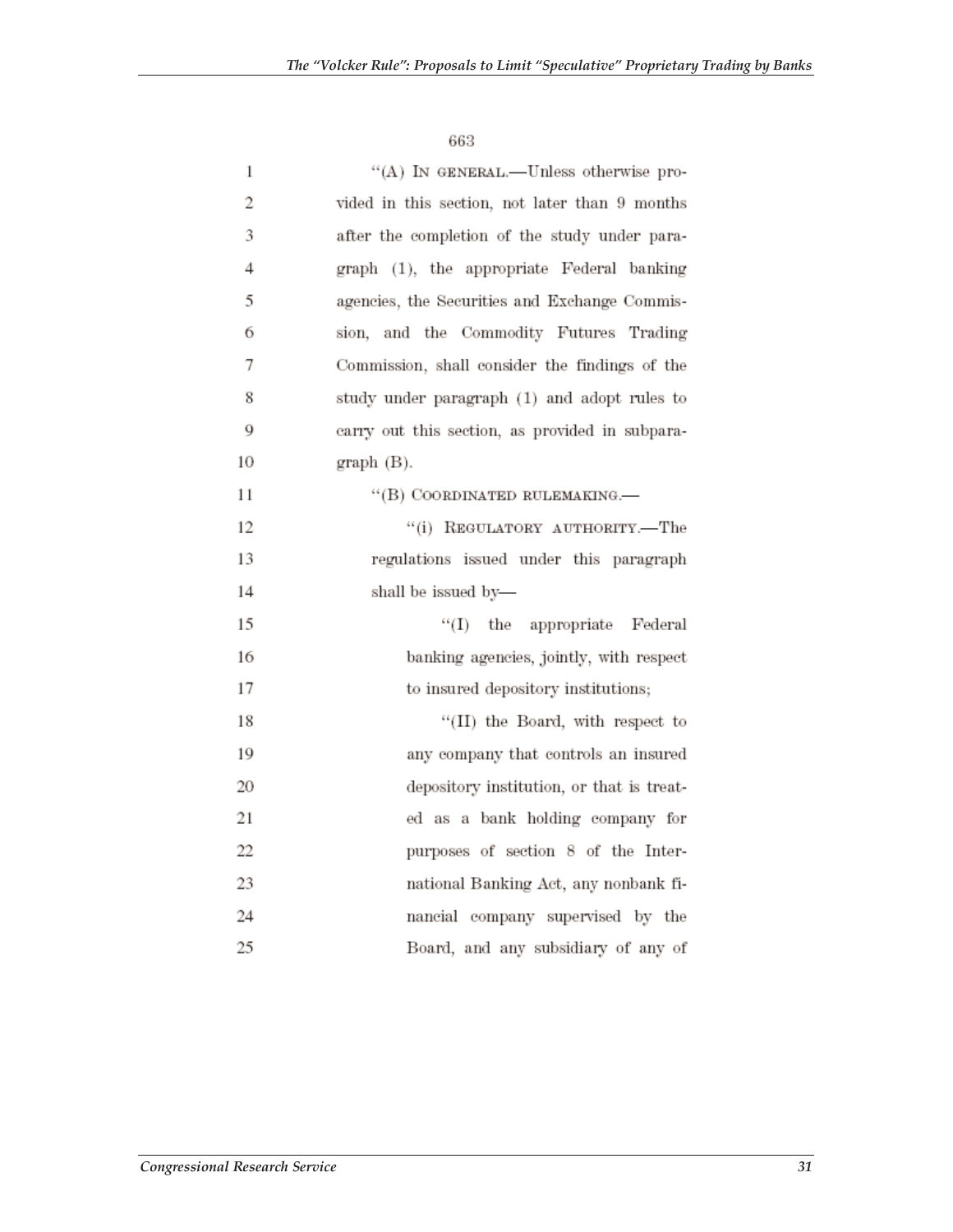663

“(A) IN GENERAL.—Unless otherwise provided in this section, not later than 9 months after the completion of the study under paragraph (1), the appropriate Federal banking agencies, the Securities and Exchange Commission, and the Commodity Futures Trading Commission, shall consider the findings of the study under paragraph (1) and adopt rules to carry out this section, as provided in subparagraph (B).

“(B) COORDINATED RULEMAKING.—

“(i) REGULATORY AUTHORITY.—The regulations issued under this paragraph shall be issued by—

“(I) the appropriate Federal banking agencies, jointly, with respect to insured depository institutions;

“(II) the Board, with respect to any company that controls an insured depository institution, or that is treated as a bank holding company for purposes of section 8 of the International Banking Act, any nonbank financial company supervised by the Board, and any subsidiary of any of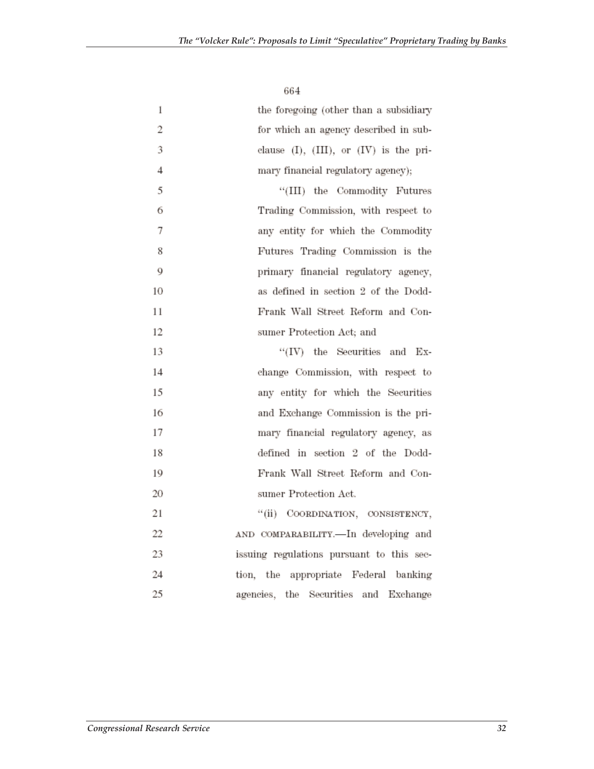664

1 the foregoing (other than a subsidiary
2 for which an agency described in sub-
3 clause (I), (III), or (IV) is the pri-
4 mary financial regulatory agency);

5 "(III) the Commodity Futures
6 Trading Commission, with respect to
7 any entity for which the Commodity
8 Futures Trading Commission is the
9 primary financial regulatory agency,
10 as defined in section 2 of the Dodd-
11 Frank Wall Street Reform and Con-
12 sumer Protection Act; and

13 "(IV) the Securities and Ex-
14 change Commission, with respect to
15 any entity for which the Securities
16 and Exchange Commission is the pri-
17 mary financial regulatory agency, as
18 defined in section 2 of the Dodd-
19 Frank Wall Street Reform and Con-
20 sumer Protection Act.

21 "(ii) COORDINATION, CONSISTENCY,
22 AND COMPARABILITY.—In developing and
23 issuing regulations pursuant to this sec-
24 tion, the appropriate Federal banking
25 agencies, the Securities and Exchange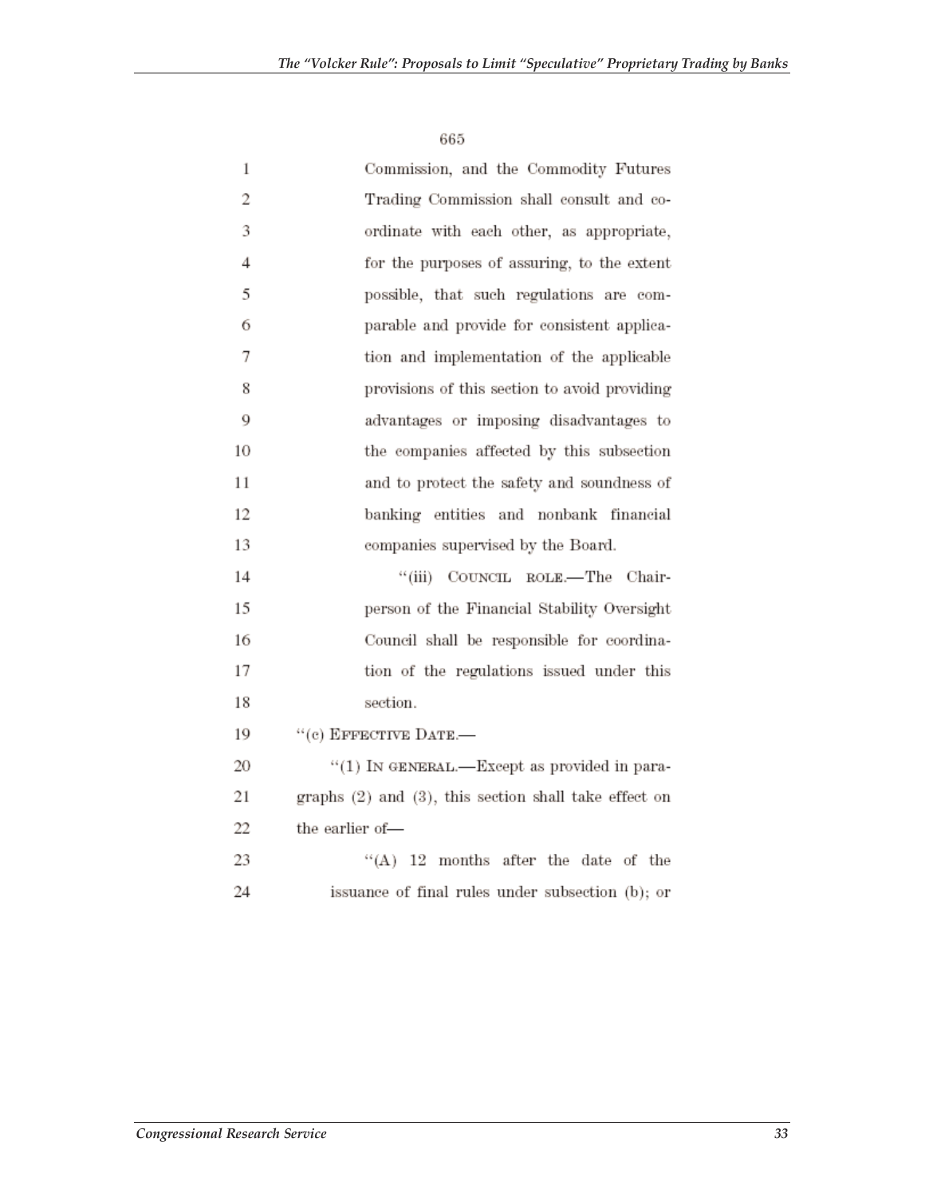Commission, and the Commodity Futures Trading Commission shall consult and coordinate with each other, as appropriate, for the purposes of assuring, to the extent possible, that such regulations are comparable and provide for consistent application and implementation of the applicable provisions of this section to avoid providing advantages or imposing disadvantages to the companies affected by this subsection and to protect the safety and soundness of banking entities and nonbank financial companies supervised by the Board.

"(iii) COUNCIL ROLE.—The Chairperson of the Financial Stability Oversight Council shall be responsible for coordination of the regulations issued under this section.

"(c) EFFECTIVE DATE.—

"(1) IN GENERAL.—Except as provided in paragraphs (2) and (3), this section shall take effect on the earlier of—

"(A) 12 months after the date of the issuance of final rules under subsection (b); or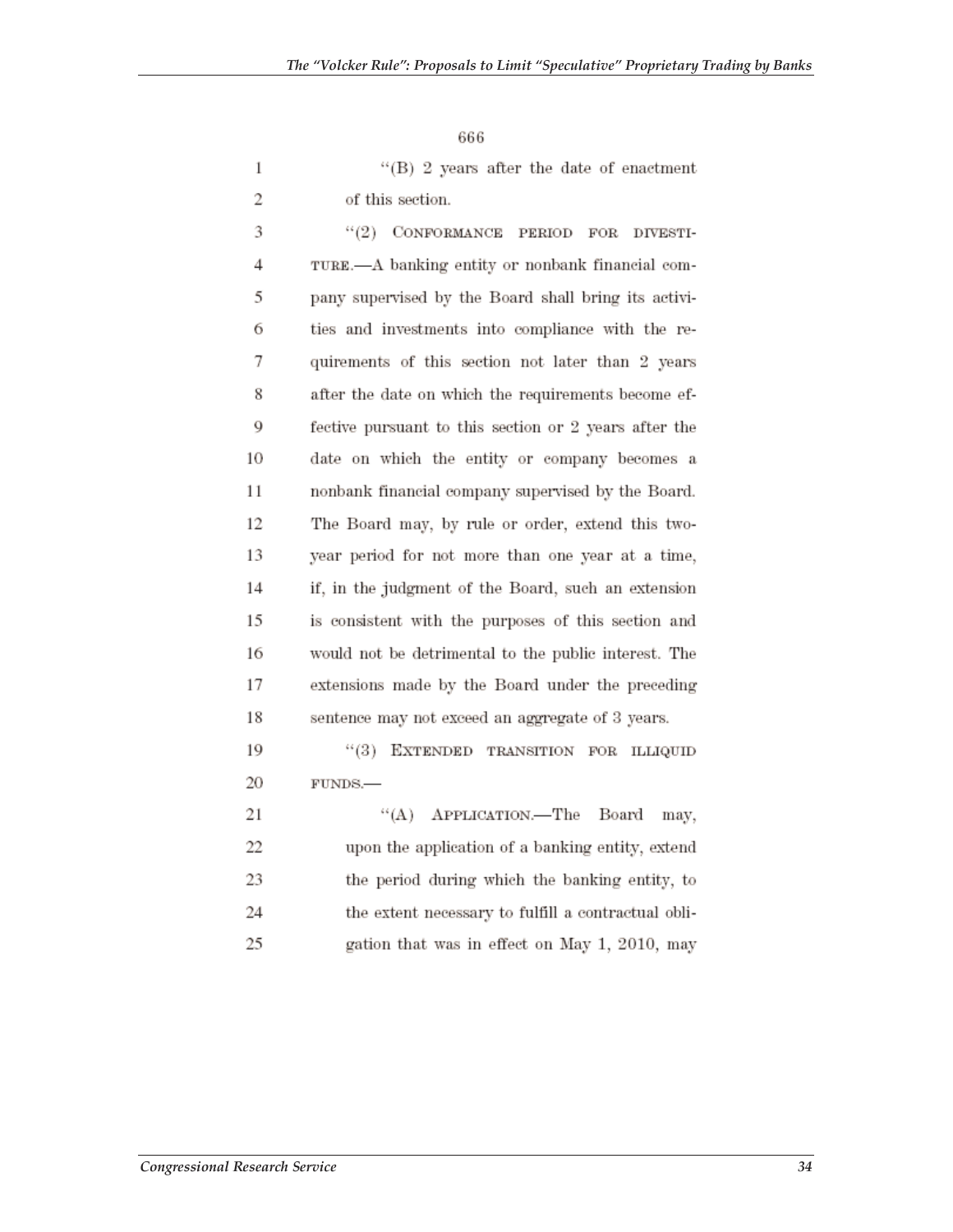"(B) 2 years after the date of enactment of this section.

"(2) CONFORMANCE PERIOD FOR DIVESTITURE.—A banking entity or nonbank financial company supervised by the Board shall bring its activities and investments into compliance with the requirements of this section not later than 2 years after the date on which the requirements become effective pursuant to this section or 2 years after the date on which the entity or company becomes a nonbank financial company supervised by the Board. The Board may, by rule or order, extend this two-year period for not more than one year at a time, if, in the judgment of the Board, such an extension is consistent with the purposes of this section and would not be detrimental to the public interest. The extensions made by the Board under the preceding sentence may not exceed an aggregate of 3 years.

"(3) EXTENDED TRANSITION FOR ILLIQUID FUNDS.—

"(A) APPLICATION.—The Board may, upon the application of a banking entity, extend the period during which the banking entity, to the extent necessary to fulfill a contractual obligation that was in effect on May 1, 2010, may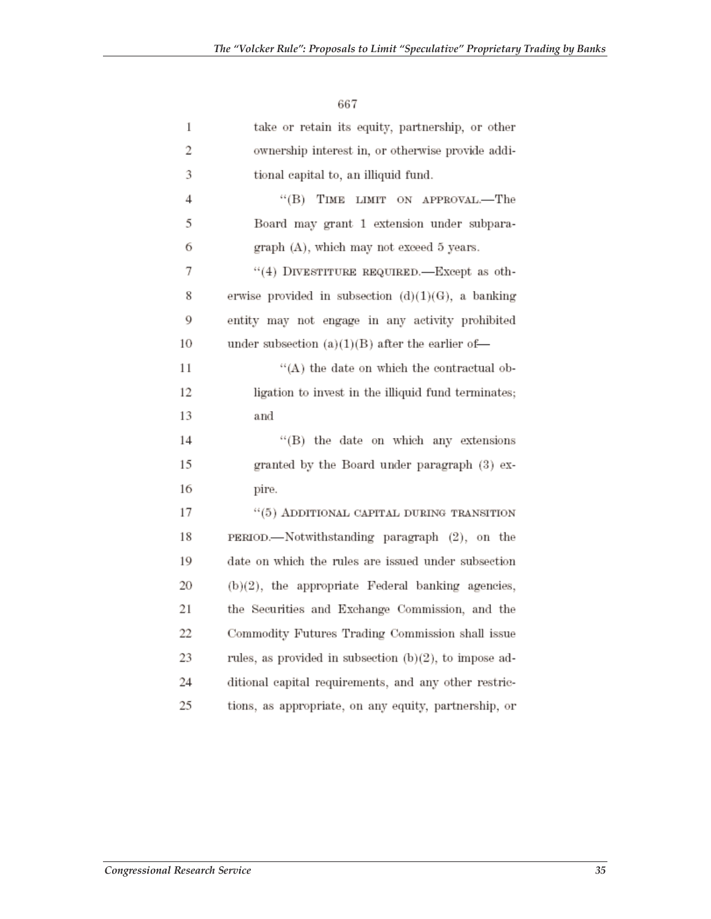take or retain its equity, partnership, or other ownership interest in, or otherwise provide additional capital to, an illiquid fund.

"(B) TIME LIMIT ON APPROVAL.—The Board may grant 1 extension under subparagraph (A), which may not exceed 5 years.

"(4) DIVESTITURE REQUIRED.—Except as otherwise provided in subsection (d)(1)(G), a banking entity may not engage in any activity prohibited under subsection (a)(1)(B) after the earlier of—

"(A) the date on which the contractual obligation to invest in the illiquid fund terminates; and

"(B) the date on which any extensions granted by the Board under paragraph (3) expire.

"(5) ADDITIONAL CAPITAL DURING TRANSITION PERIOD.—Notwithstanding paragraph (2), on the date on which the rules are issued under subsection (b)(2), the appropriate Federal banking agencies, the Securities and Exchange Commission, and the Commodity Futures Trading Commission shall issue rules, as provided in subsection (b)(2), to impose additional capital requirements, and any other restrictions, as appropriate, on any equity, partnership, or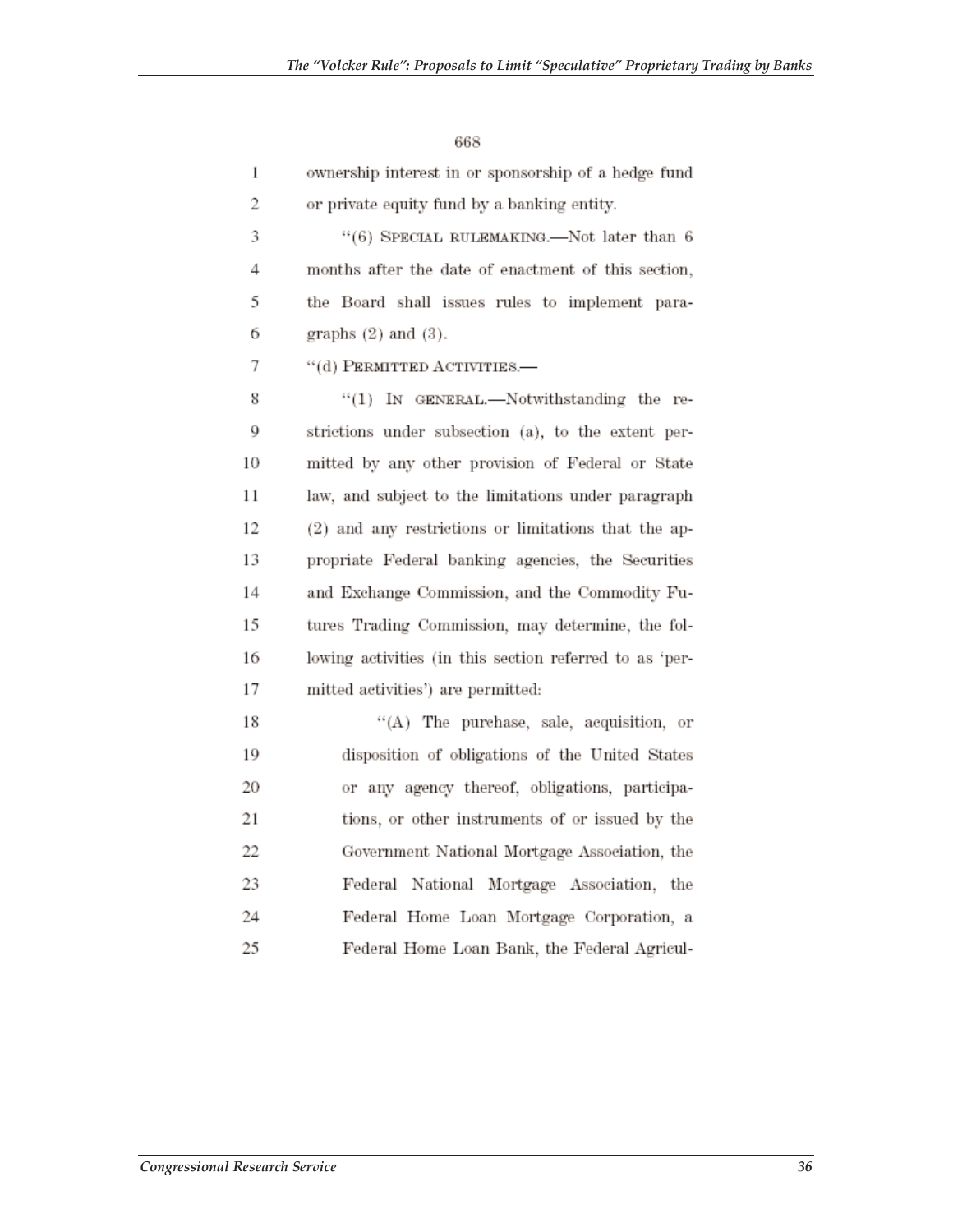668

ownership interest in or sponsorship of a hedge fund or private equity fund by a banking entity.

"(6) SPECIAL RULEMAKING.—Not later than 6 months after the date of enactment of this section, the Board shall issues rules to implement paragraphs (2) and (3).

"(d) PERMITTED ACTIVITIES.—

"(1) IN GENERAL.—Notwithstanding the restrictions under subsection (a), to the extent permitted by any other provision of Federal or State law, and subject to the limitations under paragraph (2) and any restrictions or limitations that the appropriate Federal banking agencies, the Securities and Exchange Commission, and the Commodity Futures Trading Commission, may determine, the following activities (in this section referred to as 'permitted activities') are permitted:

"(A) The purchase, sale, acquisition, or disposition of obligations of the United States or any agency thereof, obligations, participations, or other instruments of or issued by the Government National Mortgage Association, the Federal National Mortgage Association, the Federal Home Loan Mortgage Corporation, a Federal Home Loan Bank, the Federal Agricul-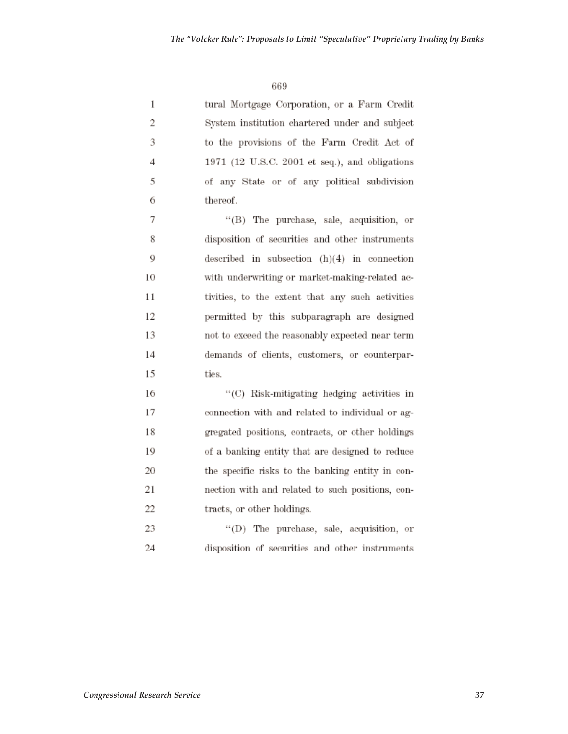669

tural Mortgage Corporation, or a Farm Credit System institution chartered under and subject to the provisions of the Farm Credit Act of 1971 (12 U.S.C. 2001 et seq.), and obligations of any State or of any political subdivision thereof.

"(B) The purchase, sale, acquisition, or disposition of securities and other instruments described in subsection (h)(4) in connection with underwriting or market-making-related activities, to the extent that any such activities permitted by this subparagraph are designed not to exceed the reasonably expected near term demands of clients, customers, or counterparties.

"(C) Risk-mitigating hedging activities in connection with and related to individual or aggregated positions, contracts, or other holdings of a banking entity that are designed to reduce the specific risks to the banking entity in connection with and related to such positions, contracts, or other holdings.

"(D) The purchase, sale, acquisition, or disposition of securities and other instruments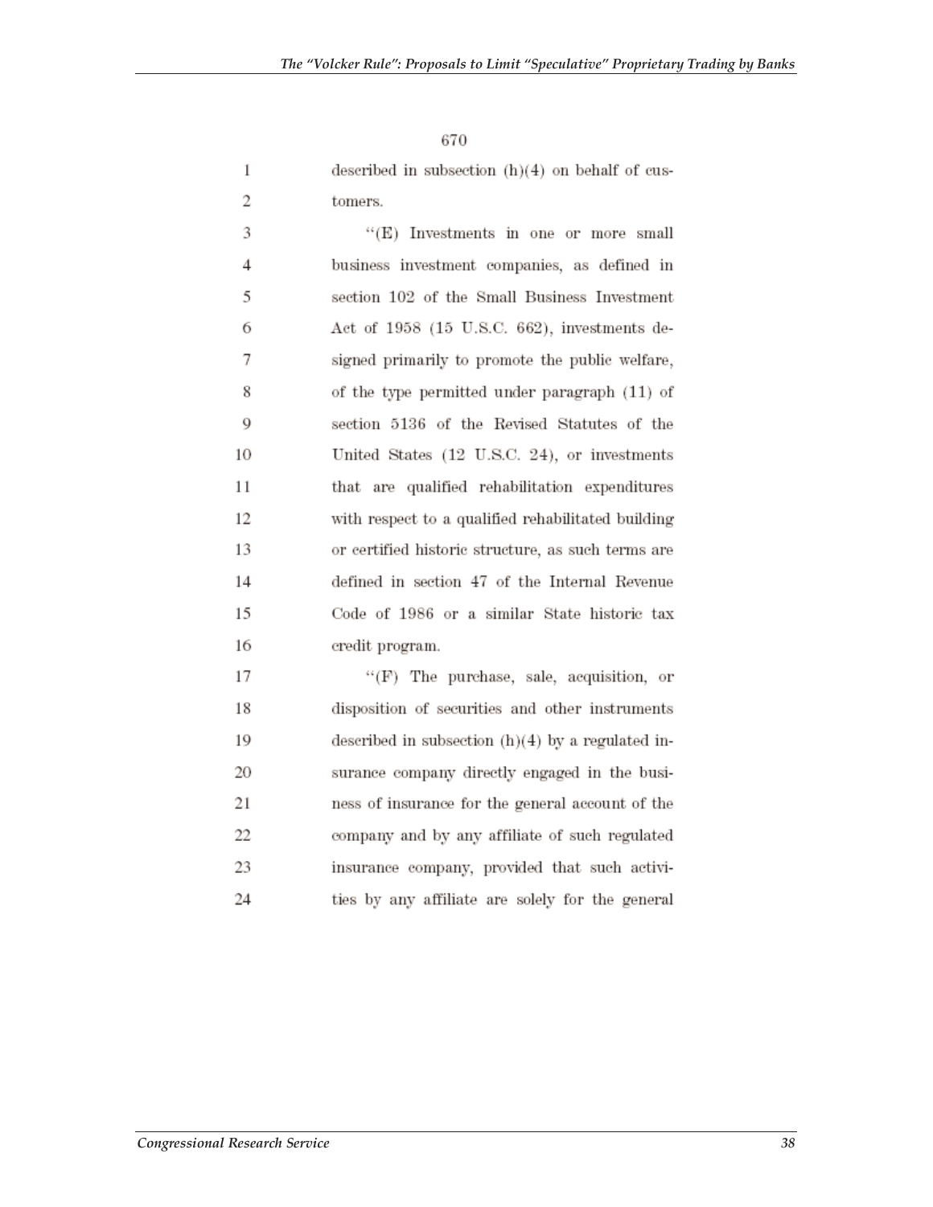670

described in subsection (h)(4) on behalf of customers.

"(E) Investments in one or more small business investment companies, as defined in section 102 of the Small Business Investment Act of 1958 (15 U.S.C. 662), investments designed primarily to promote the public welfare, of the type permitted under paragraph (11) of section 5136 of the Revised Statutes of the United States (12 U.S.C. 24), or investments that are qualified rehabilitation expenditures with respect to a qualified rehabilitated building or certified historic structure, as such terms are defined in section 47 of the Internal Revenue Code of 1986 or a similar State historic tax credit program.

"(F) The purchase, sale, acquisition, or disposition of securities and other instruments described in subsection (h)(4) by a regulated insurance company directly engaged in the business of insurance for the general account of the company and by any affiliate of such regulated insurance company, provided that such activities by any affiliate are solely for the general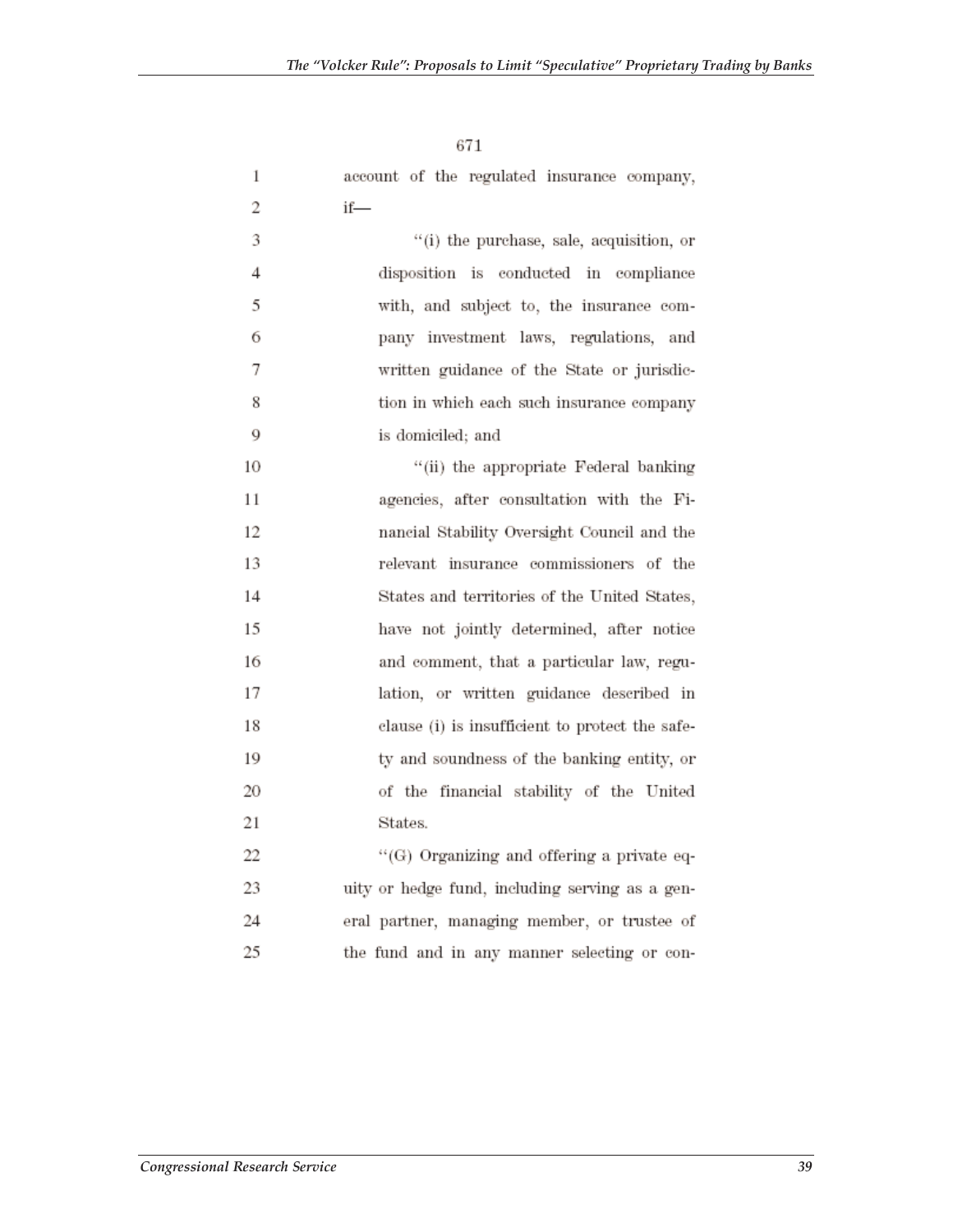671

account of the regulated insurance company, if—

"(i) the purchase, sale, acquisition, or disposition is conducted in compliance with, and subject to, the insurance company investment laws, regulations, and written guidance of the State or jurisdiction in which each such insurance company is domiciled; and

"(ii) the appropriate Federal banking agencies, after consultation with the Financial Stability Oversight Council and the relevant insurance commissioners of the States and territories of the United States, have not jointly determined, after notice and comment, that a particular law, regulation, or written guidance described in clause (i) is insufficient to protect the safety and soundness of the banking entity, or of the financial stability of the United States.

"(G) Organizing and offering a private equity or hedge fund, including serving as a general partner, managing member, or trustee of the fund and in any manner selecting or con-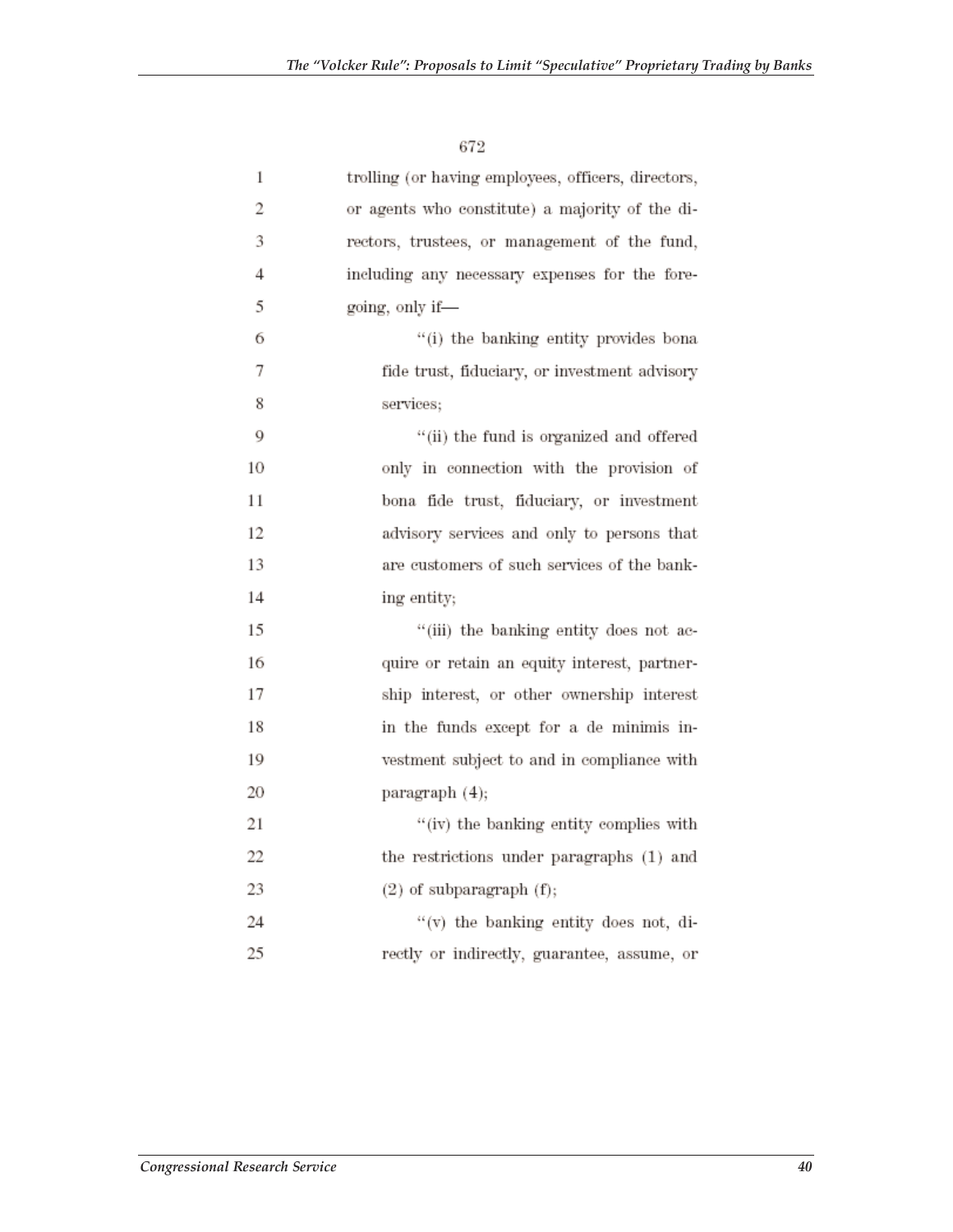trolling (or having employees, officers, directors, or agents who constitute) a majority of the directors, trustees, or management of the fund, including any necessary expenses for the foregoing, only if—

"(i) the banking entity provides bona fide trust, fiduciary, or investment advisory services;

"(ii) the fund is organized and offered only in connection with the provision of bona fide trust, fiduciary, or investment advisory services and only to persons that are customers of such services of the banking entity;

"(iii) the banking entity does not acquire or retain an equity interest, partnership interest, or other ownership interest in the funds except for a de minimis investment subject to and in compliance with paragraph (4);

"(iv) the banking entity complies with the restrictions under paragraphs (1) and (2) of subparagraph (f);

"(v) the banking entity does not, directly or indirectly, guarantee, assume, or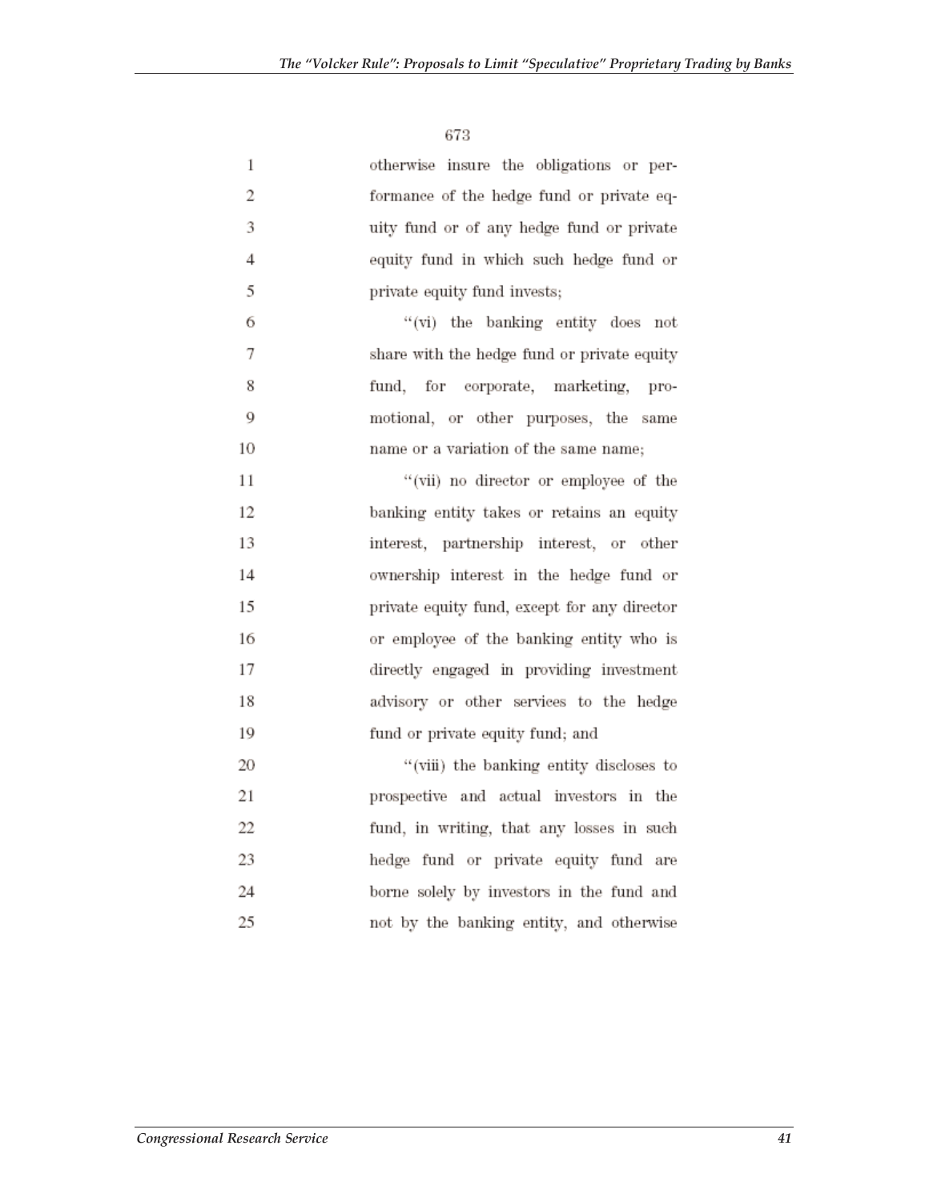otherwise insure the obligations or performance of the hedge fund or private equity fund or of any hedge fund or private equity fund in which such hedge fund or private equity fund invests;

"(vi) the banking entity does not share with the hedge fund or private equity fund, for corporate, marketing, promotional, or other purposes, the same name or a variation of the same name;

"(vii) no director or employee of the banking entity takes or retains an equity interest, partnership interest, or other ownership interest in the hedge fund or private equity fund, except for any director or employee of the banking entity who is directly engaged in providing investment advisory or other services to the hedge fund or private equity fund; and

"(viii) the banking entity discloses to prospective and actual investors in the fund, in writing, that any losses in such hedge fund or private equity fund are borne solely by investors in the fund and not by the banking entity, and otherwise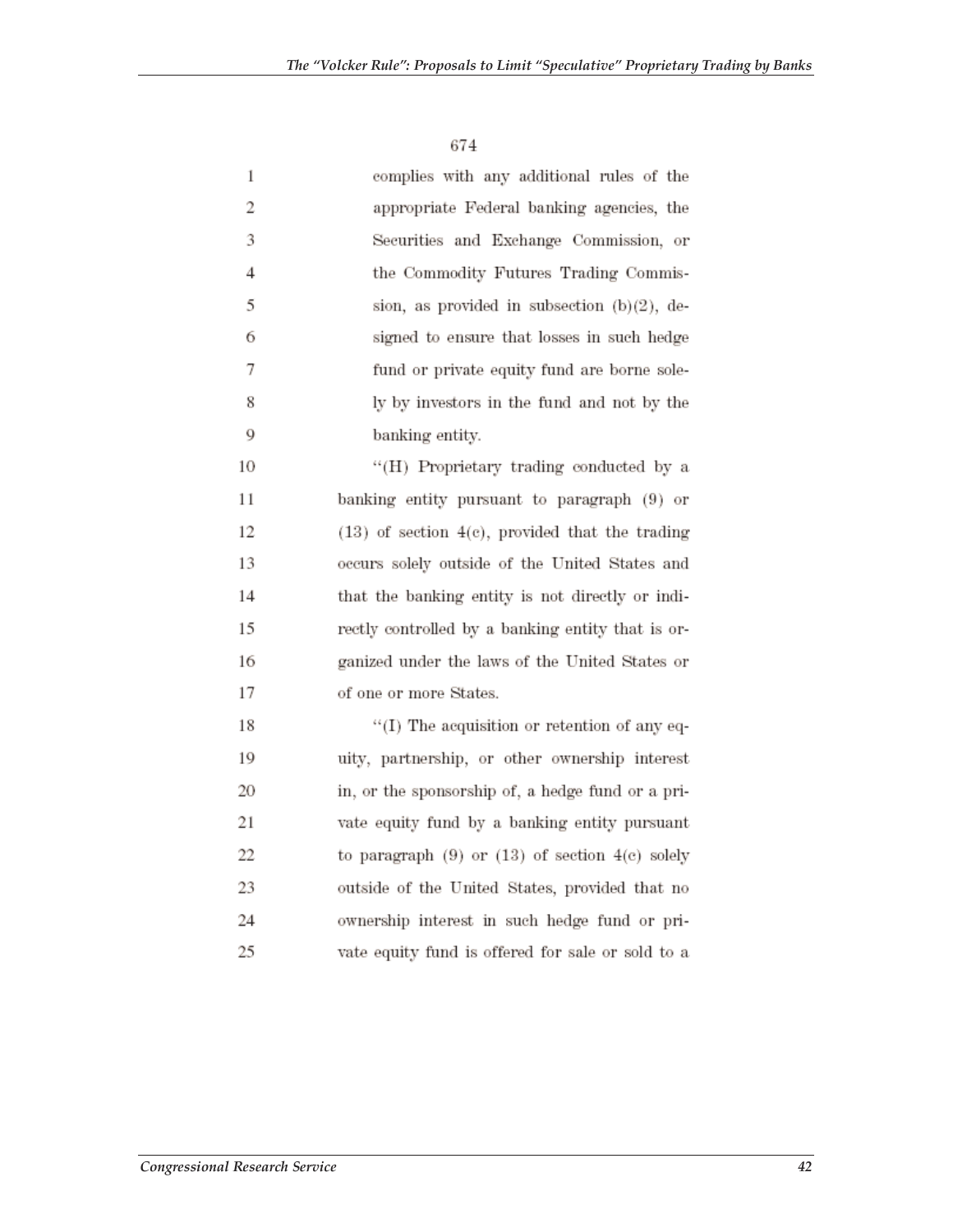674

1 complies with any additional rules of the
2 appropriate Federal banking agencies, the
3 Securities and Exchange Commission, or
4 the Commodity Futures Trading Commis-
5 sion, as provided in subsection (b)(2), de-
6 signed to ensure that losses in such hedge
7 fund or private equity fund are borne sole-
8 ly by investors in the fund and not by the
9 banking entity.

10 "(H) Proprietary trading conducted by a
11 banking entity pursuant to paragraph (9) or
12 (13) of section 4(c), provided that the trading
13 occurs solely outside of the United States and
14 that the banking entity is not directly or indi-
15 rectly controlled by a banking entity that is or-
16 ganized under the laws of the United States or
17 of one or more States.

18 "(I) The acquisition or retention of any eq-
19 uity, partnership, or other ownership interest
20 in, or the sponsorship of, a hedge fund or a pri-
21 vate equity fund by a banking entity pursuant
22 to paragraph (9) or (13) of section 4(c) solely
23 outside of the United States, provided that no
24 ownership interest in such hedge fund or pri-
25 vate equity fund is offered for sale or sold to a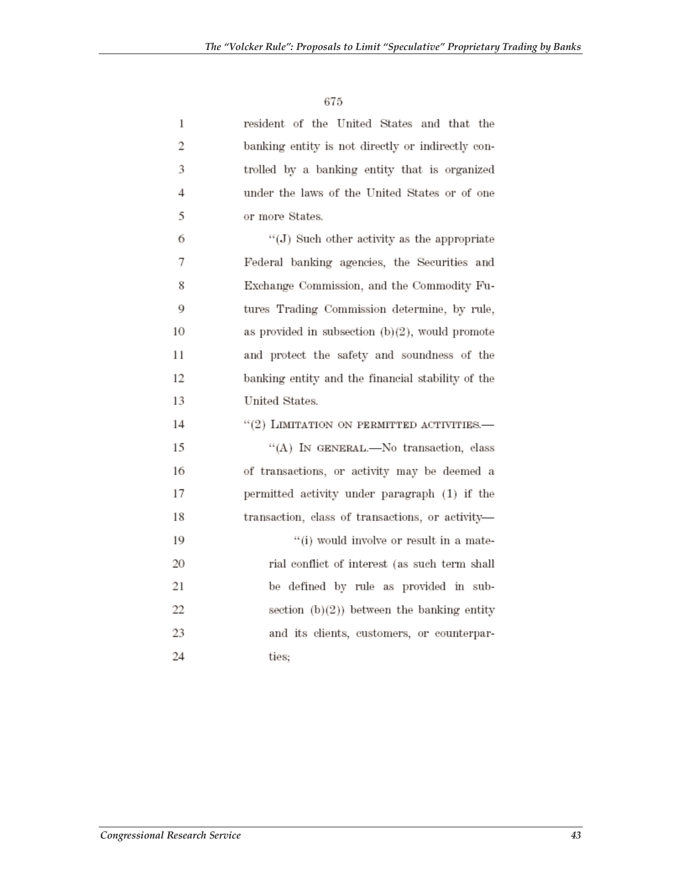resident of the United States and that the banking entity is not directly or indirectly controlled by a banking entity that is organized under the laws of the United States or of one or more States.

"(J) Such other activity as the appropriate Federal banking agencies, the Securities and Exchange Commission, and the Commodity Futures Trading Commission determine, by rule, as provided in subsection (b)(2), would promote and protect the safety and soundness of the banking entity and the financial stability of the United States.

"(2) LIMITATION ON PERMITTED ACTIVITIES.—

"(A) IN GENERAL.—No transaction, class of transactions, or activity may be deemed a permitted activity under paragraph (1) if the transaction, class of transactions, or activity—

"(i) would involve or result in a material conflict of interest (as such term shall be defined by rule as provided in subsection (b)(2)) between the banking entity and its clients, customers, or counterparties;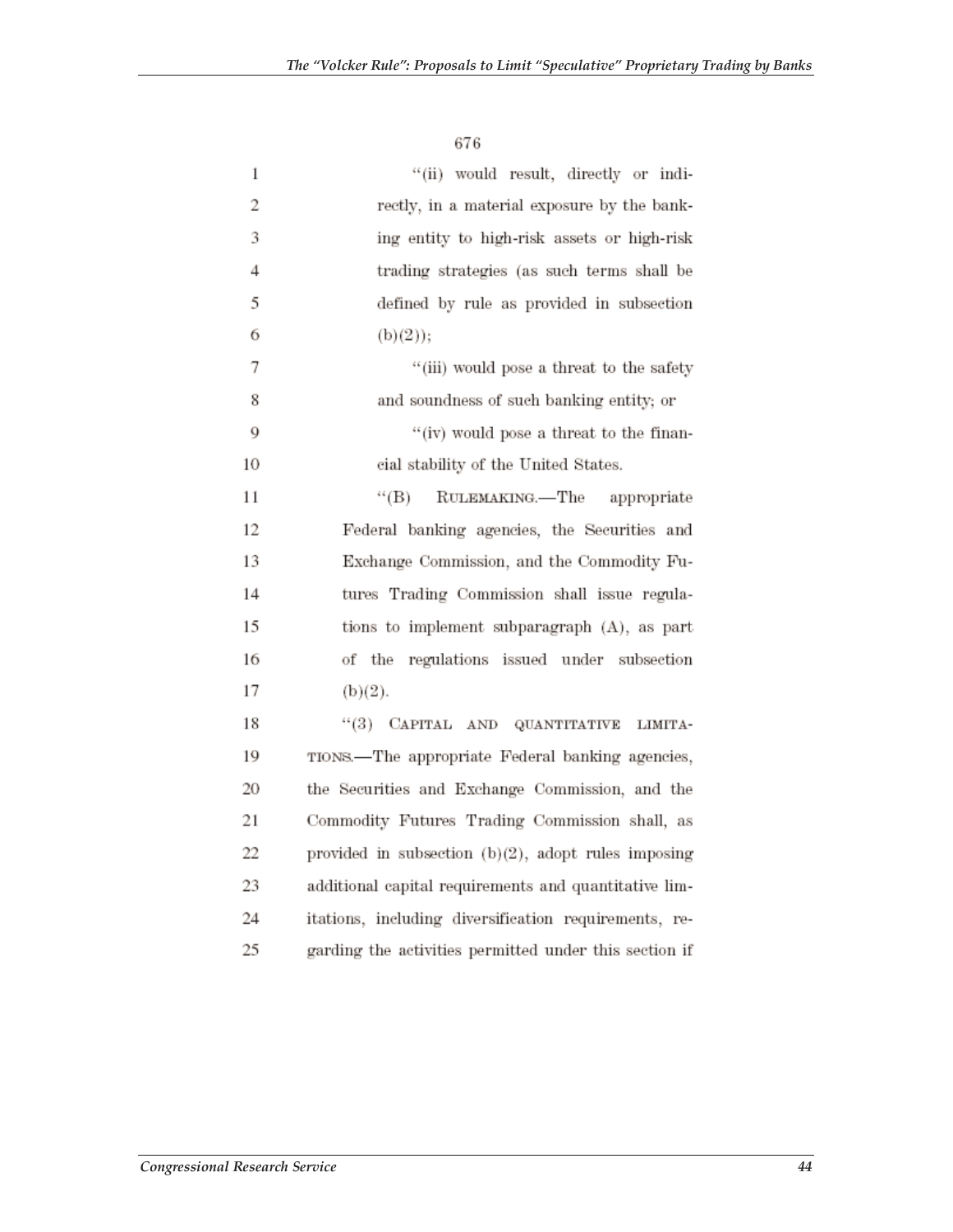676

"(ii) would result, directly or indirectly, in a material exposure by the banking entity to high-risk assets or high-risk trading strategies (as such terms shall be defined by rule as provided in subsection (b)(2));

"(iii) would pose a threat to the safety and soundness of such banking entity; or

"(iv) would pose a threat to the financial stability of the United States.

"(B) RULEMAKING.—The appropriate Federal banking agencies, the Securities and Exchange Commission, and the Commodity Futures Trading Commission shall issue regulations to implement subparagraph (A), as part of the regulations issued under subsection (b)(2).

"(3) CAPITAL AND QUANTITATIVE LIMITATIONS.—The appropriate Federal banking agencies, the Securities and Exchange Commission, and the Commodity Futures Trading Commission shall, as provided in subsection (b)(2), adopt rules imposing additional capital requirements and quantitative limitations, including diversification requirements, regarding the activities permitted under this section if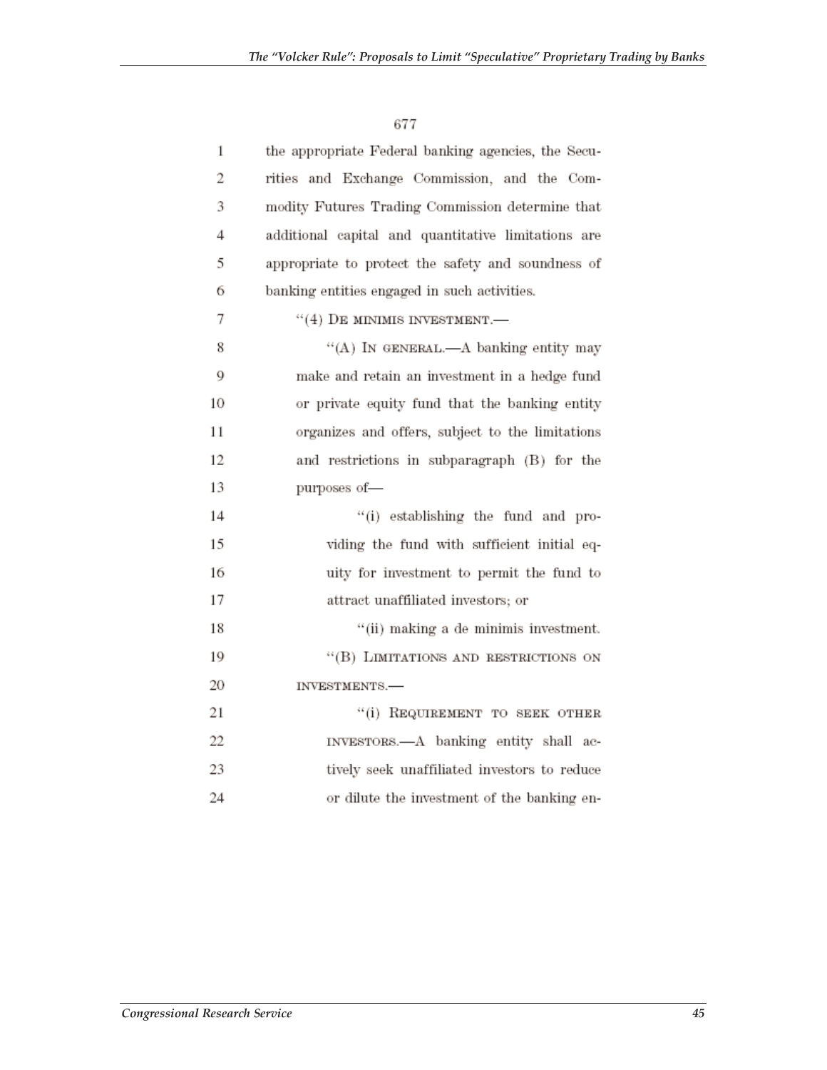677

1 the appropriate Federal banking agencies, the Secu-
2 rities and Exchange Commission, and the Com-
3 modity Futures Trading Commission determine that
4 additional capital and quantitative limitations are
5 appropriate to protect the safety and soundness of
6 banking entities engaged in such activities.

7 "(4) DE MINIMIS INVESTMENT.—

8 "(A) IN GENERAL.—A banking entity may
9 make and retain an investment in a hedge fund
10 or private equity fund that the banking entity
11 organizes and offers, subject to the limitations
12 and restrictions in subparagraph (B) for the
13 purposes of—

14 "(i) establishing the fund and pro-
15 viding the fund with sufficient initial eq-
16 uity for investment to permit the fund to
17 attract unaffiliated investors; or

18 "(ii) making a de minimis investment.

19 "(B) LIMITATIONS AND RESTRICTIONS ON
20 INVESTMENTS.—

21 "(i) REQUIREMENT TO SEEK OTHER
22 INVESTORS.—A banking entity shall ac-
23 tively seek unaffiliated investors to reduce
24 or dilute the investment of the banking en-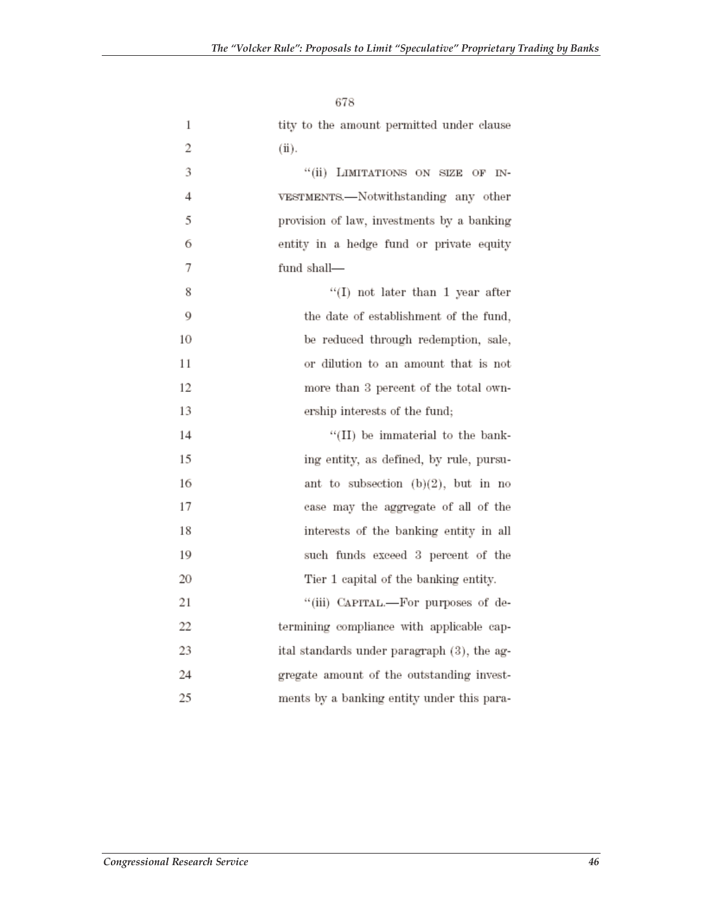678

1 tity to the amount permitted under clause
2 (ii).

3 "(ii) LIMITATIONS ON SIZE OF IN-
4 VESTMENTS.—Notwithstanding any other
5 provision of law, investments by a banking
6 entity in a hedge fund or private equity
7 fund shall—

8 "(I) not later than 1 year after
9 the date of establishment of the fund,
10 be reduced through redemption, sale,
11 or dilution to an amount that is not
12 more than 3 percent of the total own-
13 ership interests of the fund;

14 "(II) be immaterial to the bank-
15 ing entity, as defined, by rule, pursu-
16 ant to subsection (b)(2), but in no
17 case may the aggregate of all of the
18 interests of the banking entity in all
19 such funds exceed 3 percent of the
20 Tier 1 capital of the banking entity.

21 "(iii) CAPITAL.—For purposes of de-
22 termining compliance with applicable cap-
23 ital standards under paragraph (3), the ag-
24 gregate amount of the outstanding invest-
25 ments by a banking entity under this para-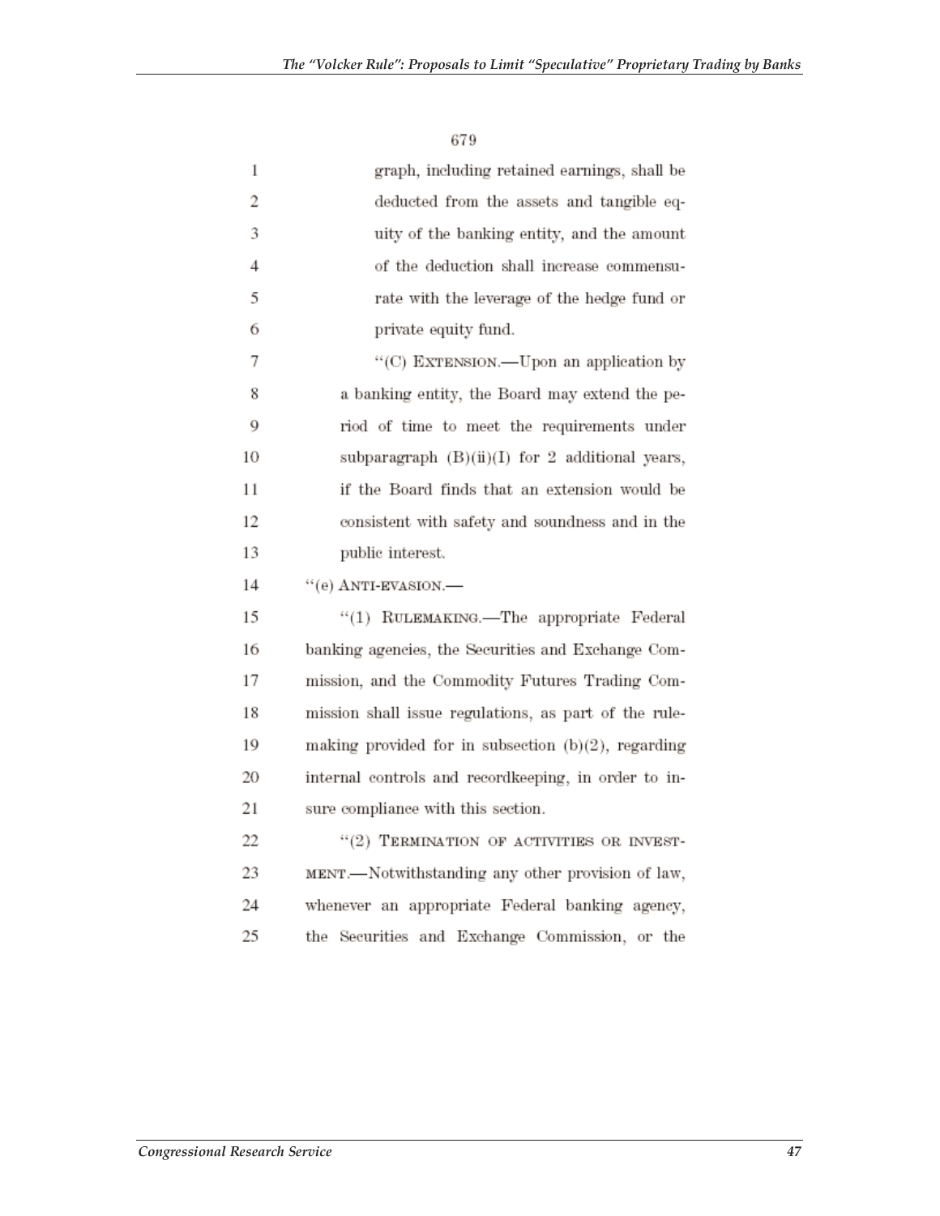graph, including retained earnings, shall be deducted from the assets and tangible equity of the banking entity, and the amount of the deduction shall increase commensurate with the leverage of the hedge fund or private equity fund.

"(C) EXTENSION.—Upon an application by a banking entity, the Board may extend the period of time to meet the requirements under subparagraph (B)(ii)(I) for 2 additional years, if the Board finds that an extension would be consistent with safety and soundness and in the public interest.

"(e) ANTI-EVASION.—

"(1) RULEMAKING.—The appropriate Federal banking agencies, the Securities and Exchange Commission, and the Commodity Futures Trading Commission shall issue regulations, as part of the rulemaking provided for in subsection (b)(2), regarding internal controls and recordkeeping, in order to insure compliance with this section.

"(2) TERMINATION OF ACTIVITIES OR INVESTMENT.—Notwithstanding any other provision of law, whenever an appropriate Federal banking agency, the Securities and Exchange Commission, or the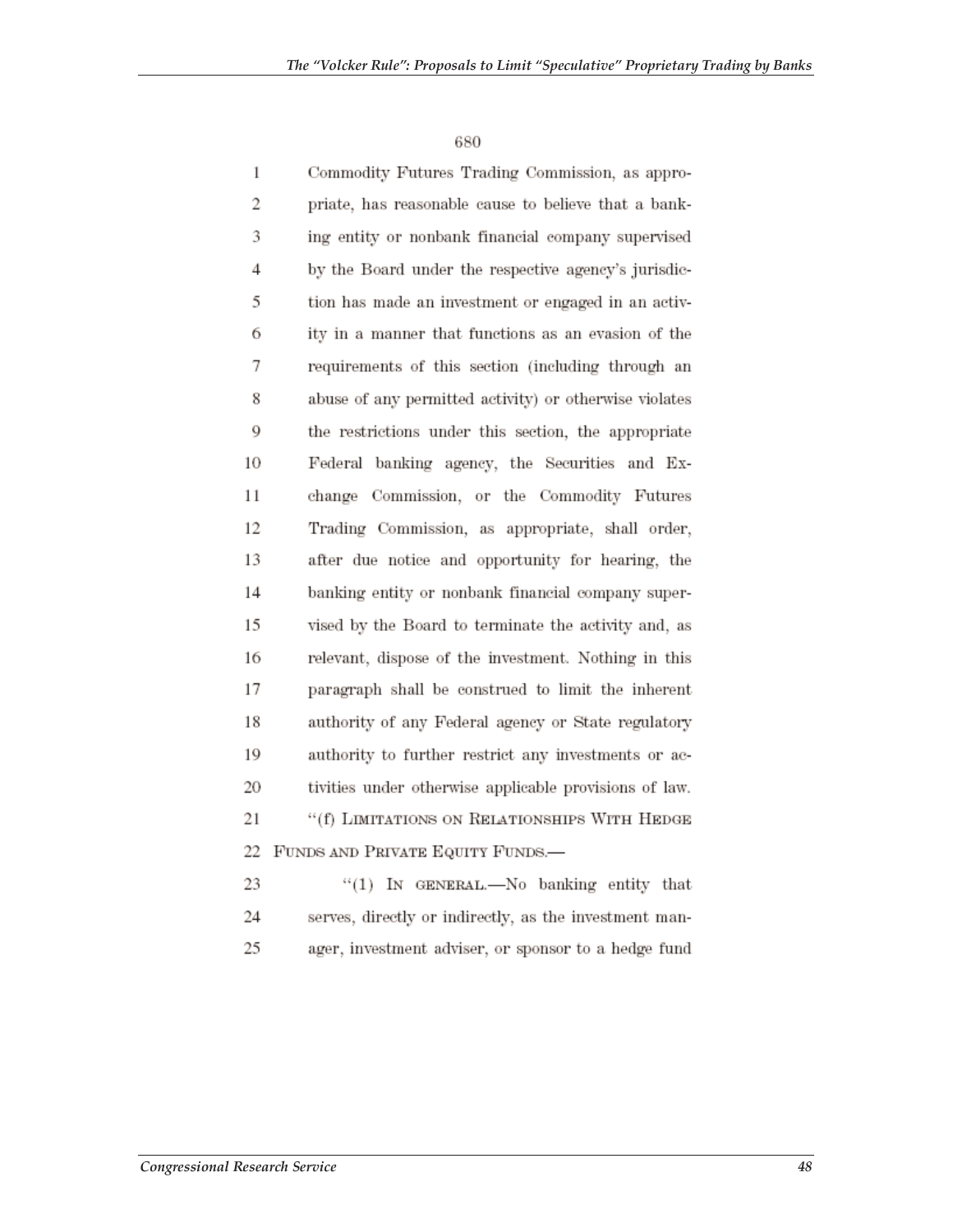680

Commodity Futures Trading Commission, as appropriate, has reasonable cause to believe that a banking entity or nonbank financial company supervised by the Board under the respective agency's jurisdiction has made an investment or engaged in an activity in a manner that functions as an evasion of the requirements of this section (including through an abuse of any permitted activity) or otherwise violates the restrictions under this section, the appropriate Federal banking agency, the Securities and Exchange Commission, or the Commodity Futures Trading Commission, as appropriate, shall order, after due notice and opportunity for hearing, the banking entity or nonbank financial company supervised by the Board to terminate the activity and, as relevant, dispose of the investment. Nothing in this paragraph shall be construed to limit the inherent authority of any Federal agency or State regulatory authority to further restrict any investments or activities under otherwise applicable provisions of law.

"(f) LIMITATIONS ON RELATIONSHIPS WITH HEDGE FUNDS AND PRIVATE EQUITY FUNDS.—

"(1) IN GENERAL.—No banking entity that serves, directly or indirectly, as the investment manager, investment adviser, or sponsor to a hedge fund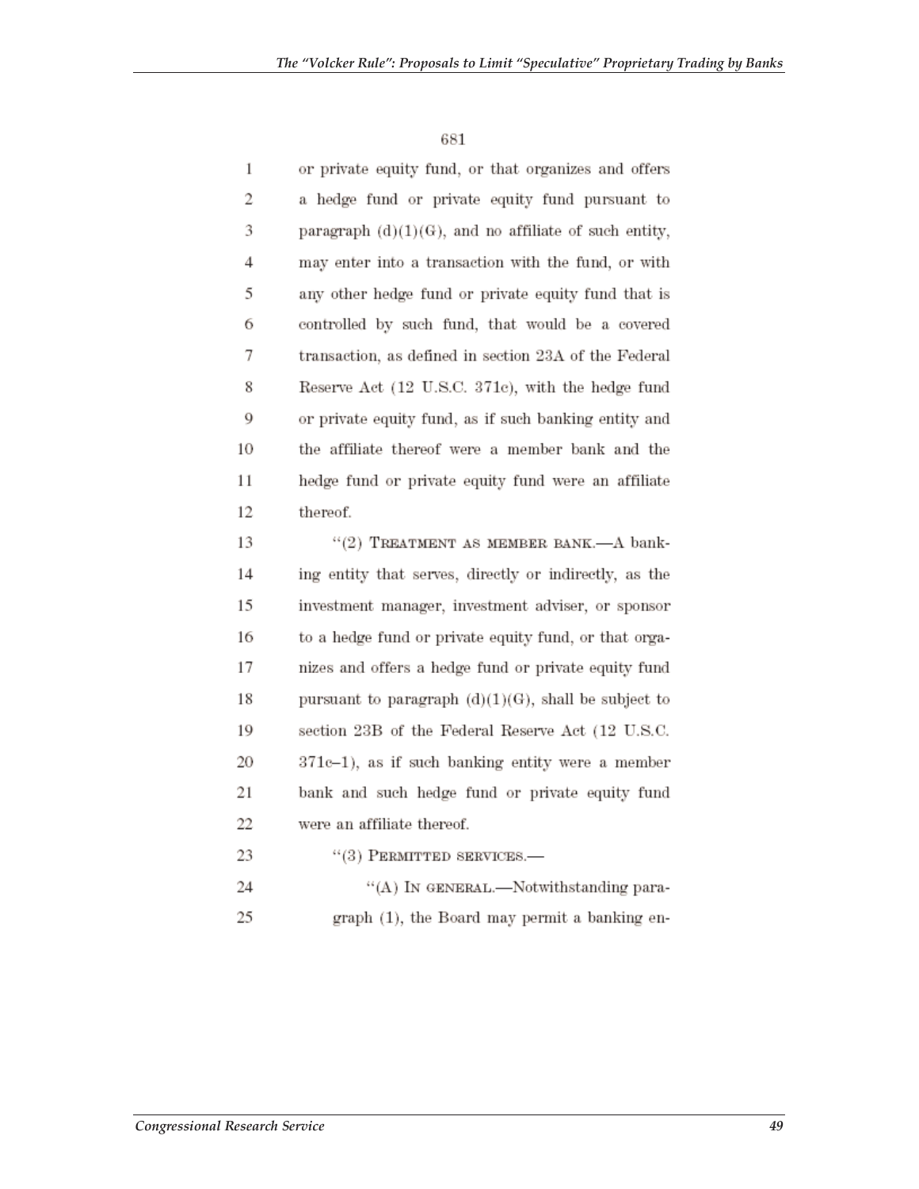or private equity fund, or that organizes and offers a hedge fund or private equity fund pursuant to paragraph (d)(1)(G), and no affiliate of such entity, may enter into a transaction with the fund, or with any other hedge fund or private equity fund that is controlled by such fund, that would be a covered transaction, as defined in section 23A of the Federal Reserve Act (12 U.S.C. 371c), with the hedge fund or private equity fund, as if such banking entity and the affiliate thereof were a member bank and the hedge fund or private equity fund were an affiliate thereof.

"(2) TREATMENT AS MEMBER BANK.—A banking entity that serves, directly or indirectly, as the investment manager, investment adviser, or sponsor to a hedge fund or private equity fund, or that organizes and offers a hedge fund or private equity fund pursuant to paragraph (d)(1)(G), shall be subject to section 23B of the Federal Reserve Act (12 U.S.C. 371c–1), as if such banking entity were a member bank and such hedge fund or private equity fund were an affiliate thereof.

"(3) PERMITTED SERVICES.—

"(A) IN GENERAL.—Notwithstanding paragraph (1), the Board may permit a banking en-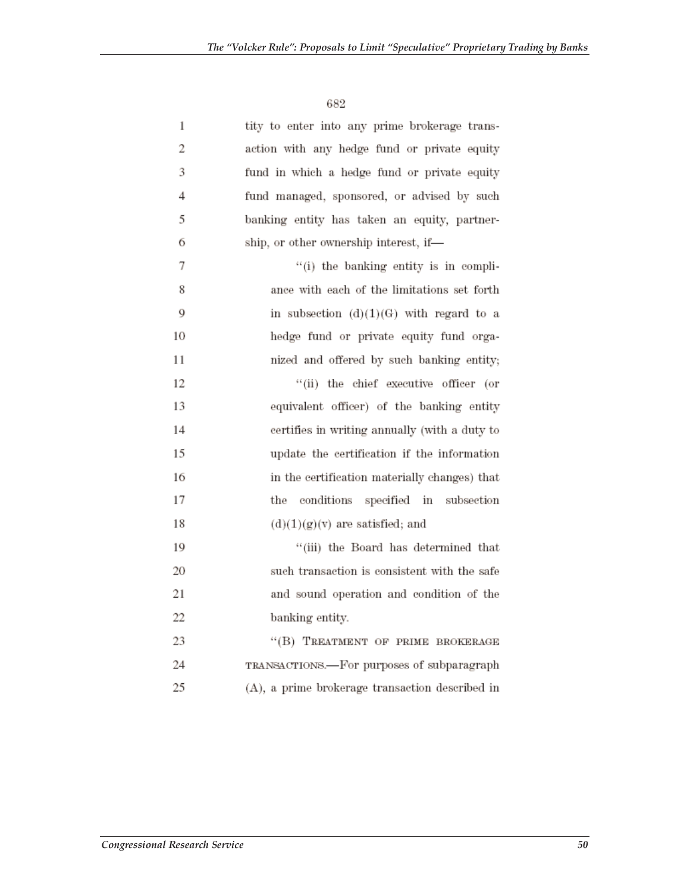tity to enter into any prime brokerage transaction with any hedge fund or private equity fund in which a hedge fund or private equity fund managed, sponsored, or advised by such banking entity has taken an equity, partnership, or other ownership interest, if—

"(i) the banking entity is in compliance with each of the limitations set forth in subsection (d)(1)(G) with regard to a hedge fund or private equity fund organized and offered by such banking entity;

"(ii) the chief executive officer (or equivalent officer) of the banking entity certifies in writing annually (with a duty to update the certification if the information in the certification materially changes) that the conditions specified in subsection (d)(1)(g)(v) are satisfied; and

"(iii) the Board has determined that such transaction is consistent with the safe and sound operation and condition of the banking entity.

"(B) TREATMENT OF PRIME BROKERAGE TRANSACTIONS.—For purposes of subparagraph (A), a prime brokerage transaction described in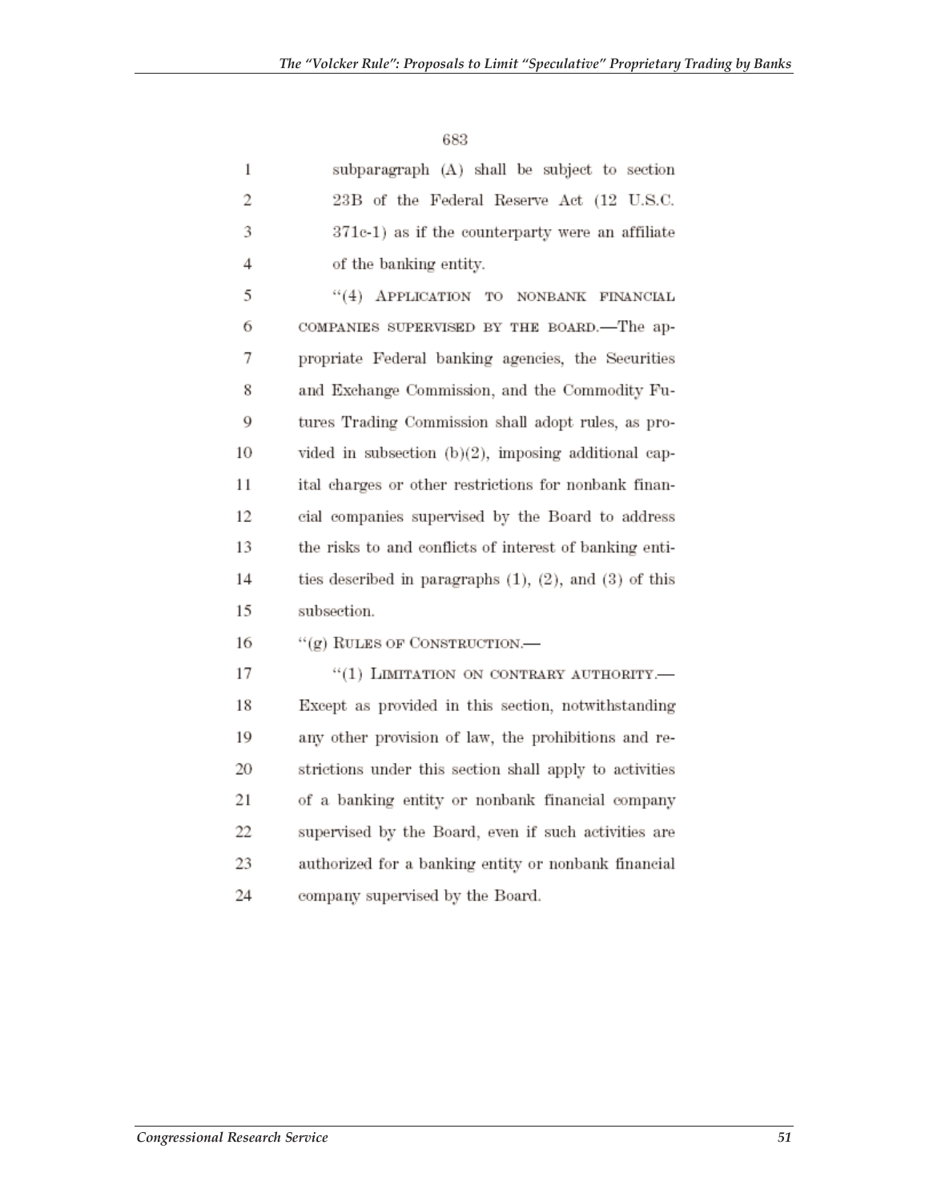683

1 subparagraph (A) shall be subject to section
2 23B of the Federal Reserve Act (12 U.S.C.
3 371c-1) as if the counterparty were an affiliate
4 of the banking entity.

5 "(4) APPLICATION TO NONBANK FINANCIAL
6 COMPANIES SUPERVISED BY THE BOARD.—The ap-
7 propriate Federal banking agencies, the Securities
8 and Exchange Commission, and the Commodity Fu-
9 tures Trading Commission shall adopt rules, as pro-
10 vided in subsection (b)(2), imposing additional cap-
11 ital charges or other restrictions for nonbank finan-
12 cial companies supervised by the Board to address
13 the risks to and conflicts of interest of banking enti-
14 ties described in paragraphs (1), (2), and (3) of this
15 subsection.

16 "(g) RULES OF CONSTRUCTION.—

17 "(1) LIMITATION ON CONTRARY AUTHORITY.—
18 Except as provided in this section, notwithstanding
19 any other provision of law, the prohibitions and re-
20 strictions under this section shall apply to activities
21 of a banking entity or nonbank financial company
22 supervised by the Board, even if such activities are
23 authorized for a banking entity or nonbank financial
24 company supervised by the Board.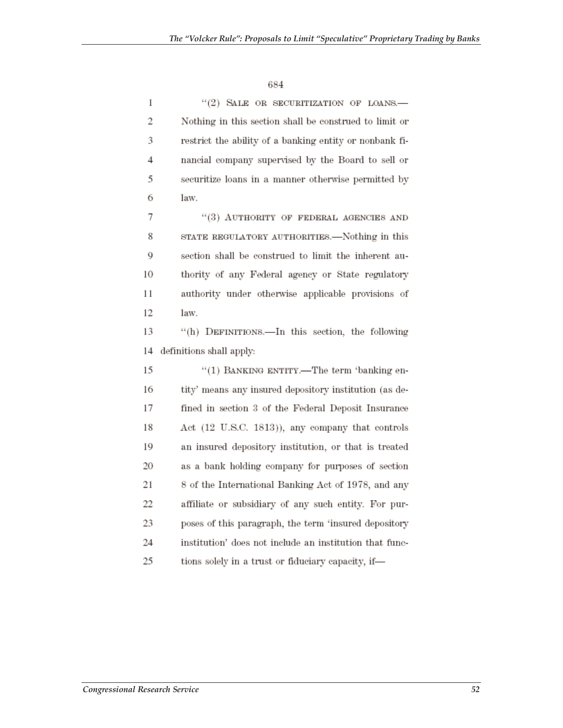684

"(2) SALE OR SECURITIZATION OF LOANS.—Nothing in this section shall be construed to limit or restrict the ability of a banking entity or nonbank financial company supervised by the Board to sell or securitize loans in a manner otherwise permitted by law.

"(3) AUTHORITY OF FEDERAL AGENCIES AND STATE REGULATORY AUTHORITIES.—Nothing in this section shall be construed to limit the inherent authority of any Federal agency or State regulatory authority under otherwise applicable provisions of law.

"(h) DEFINITIONS.—In this section, the following definitions shall apply:

"(1) BANKING ENTITY.—The term 'banking entity' means any insured depository institution (as defined in section 3 of the Federal Deposit Insurance Act (12 U.S.C. 1813)), any company that controls an insured depository institution, or that is treated as a bank holding company for purposes of section 8 of the International Banking Act of 1978, and any affiliate or subsidiary of any such entity. For purposes of this paragraph, the term 'insured depository institution' does not include an institution that functions solely in a trust or fiduciary capacity, if—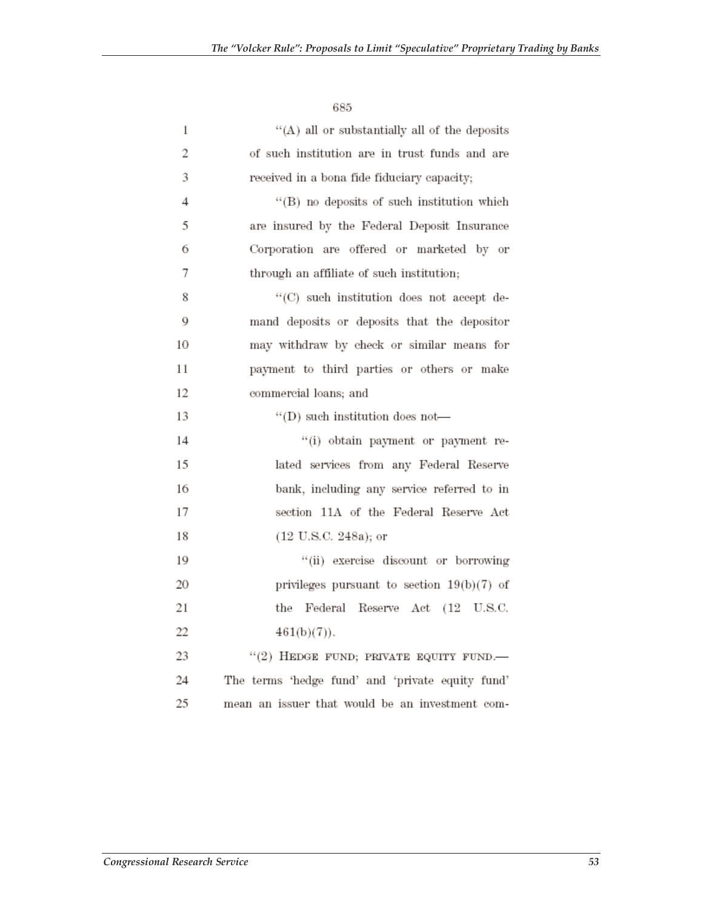685

"(A) all or substantially all of the deposits of such institution are in trust funds and are received in a bona fide fiduciary capacity;

"(B) no deposits of such institution which are insured by the Federal Deposit Insurance Corporation are offered or marketed by or through an affiliate of such institution;

"(C) such institution does not accept demand deposits or deposits that the depositor may withdraw by check or similar means for payment to third parties or others or make commercial loans; and

"(D) such institution does not—

"(i) obtain payment or payment related services from any Federal Reserve bank, including any service referred to in section 11A of the Federal Reserve Act (12 U.S.C. 248a); or

"(ii) exercise discount or borrowing privileges pursuant to section 19(b)(7) of the Federal Reserve Act (12 U.S.C. 461(b)(7)).

"(2) HEDGE FUND; PRIVATE EQUITY FUND.—The terms 'hedge fund' and 'private equity fund' mean an issuer that would be an investment com-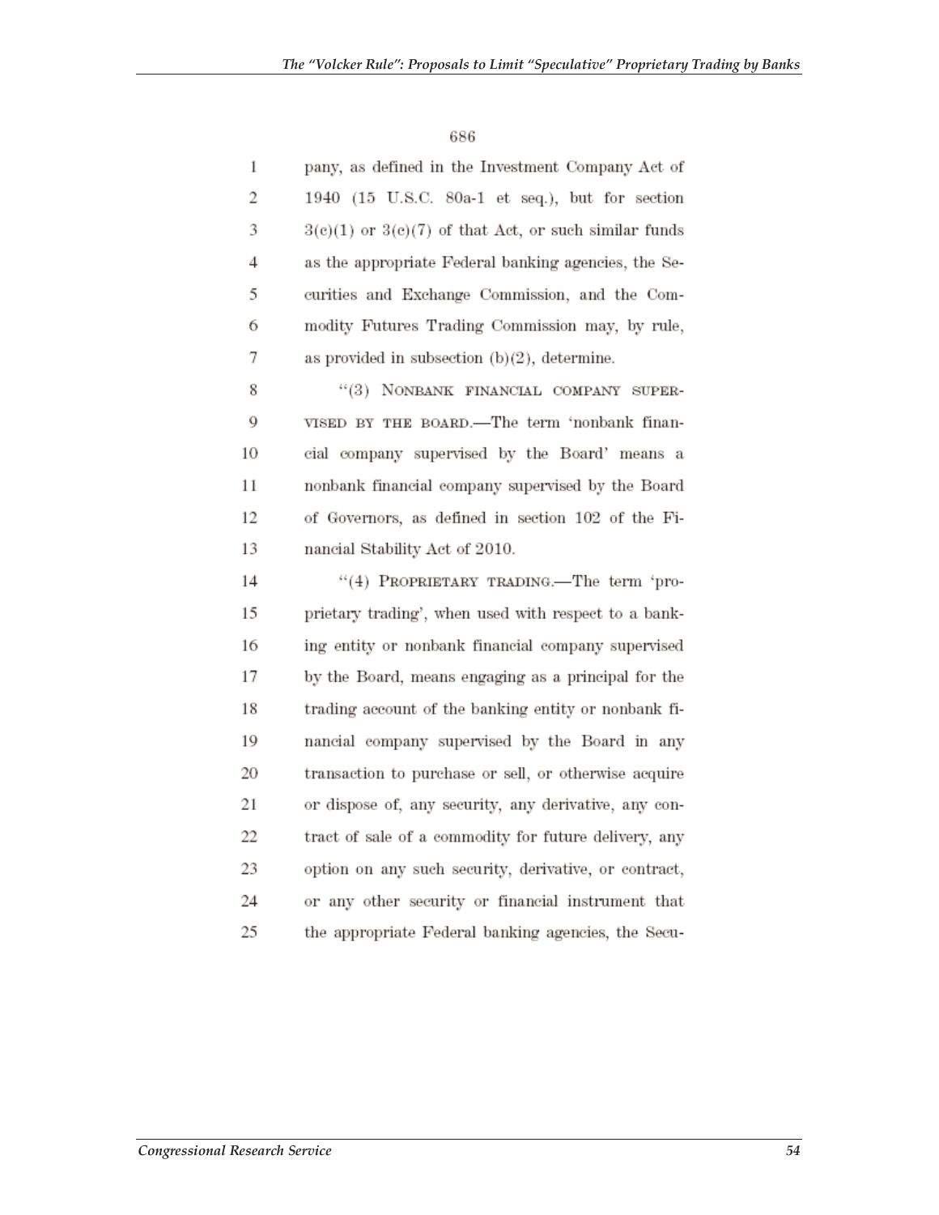686

pany, as defined in the Investment Company Act of 1940 (15 U.S.C. 80a-1 et seq.), but for section 3(c)(1) or 3(c)(7) of that Act, or such similar funds as the appropriate Federal banking agencies, the Securities and Exchange Commission, and the Commodity Futures Trading Commission may, by rule, as provided in subsection (b)(2), determine.

"(3) NONBANK FINANCIAL COMPANY SUPERVISED BY THE BOARD.—The term 'nonbank financial company supervised by the Board' means a nonbank financial company supervised by the Board of Governors, as defined in section 102 of the Financial Stability Act of 2010.

"(4) PROPRIETARY TRADING.—The term 'proprietary trading', when used with respect to a banking entity or nonbank financial company supervised by the Board, means engaging as a principal for the trading account of the banking entity or nonbank financial company supervised by the Board in any transaction to purchase or sell, or otherwise acquire or dispose of, any security, any derivative, any contract of sale of a commodity for future delivery, any option on any such security, derivative, or contract, or any other security or financial instrument that the appropriate Federal banking agencies, the Secu-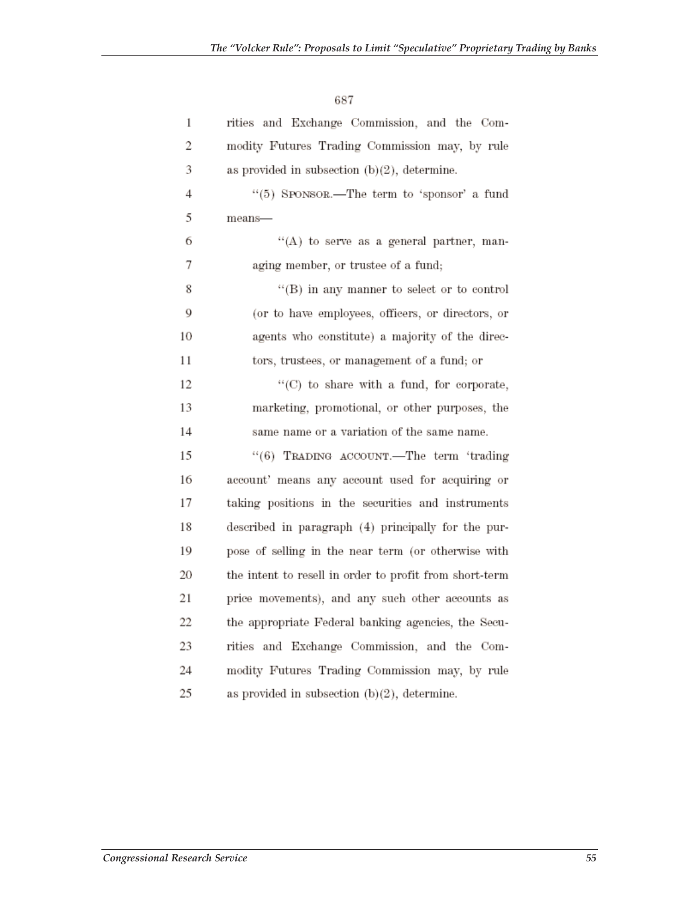687

rities and Exchange Commission, and the Commodity Futures Trading Commission may, by rule as provided in subsection (b)(2), determine.

"(5) SPONSOR.—The term to 'sponsor' a fund means—

"(A) to serve as a general partner, managing member, or trustee of a fund;

"(B) in any manner to select or to control (or to have employees, officers, or directors, or agents who constitute) a majority of the directors, trustees, or management of a fund; or

"(C) to share with a fund, for corporate, marketing, promotional, or other purposes, the same name or a variation of the same name.

"(6) TRADING ACCOUNT.—The term 'trading account' means any account used for acquiring or taking positions in the securities and instruments described in paragraph (4) principally for the purpose of selling in the near term (or otherwise with the intent to resell in order to profit from short-term price movements), and any such other accounts as the appropriate Federal banking agencies, the Securities and Exchange Commission, and the Commodity Futures Trading Commission may, by rule as provided in subsection (b)(2), determine.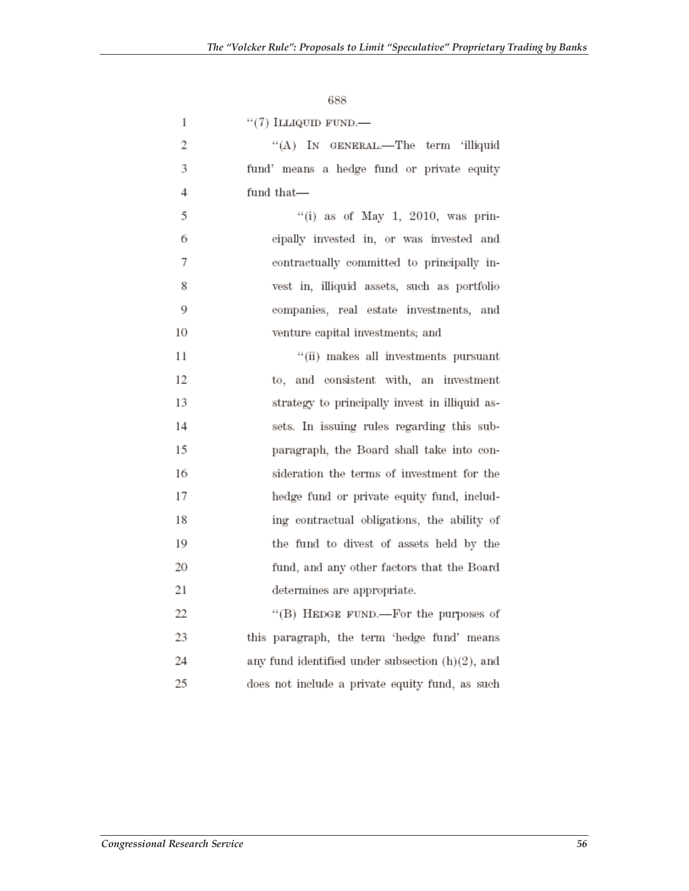688

"(7) ILLIQUID FUND.—

"(A) IN GENERAL.—The term 'illiquid fund' means a hedge fund or private equity fund that—

"(i) as of May 1, 2010, was principally invested in, or was invested and contractually committed to principally invest in, illiquid assets, such as portfolio companies, real estate investments, and venture capital investments; and

"(ii) makes all investments pursuant to, and consistent with, an investment strategy to principally invest in illiquid assets. In issuing rules regarding this subparagraph, the Board shall take into consideration the terms of investment for the hedge fund or private equity fund, including contractual obligations, the ability of the fund to divest of assets held by the fund, and any other factors that the Board determines are appropriate.

"(B) HEDGE FUND.—For the purposes of this paragraph, the term 'hedge fund' means any fund identified under subsection (h)(2), and does not include a private equity fund, as such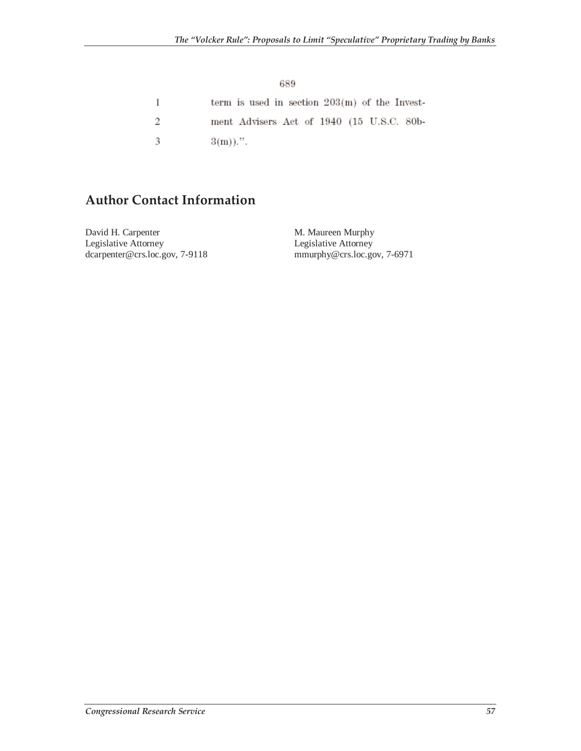689

1 term is used in section 203(m) of the Invest-

2 ment Advisers Act of 1940 (15 U.S.C. 80b-

3 3(m)).".

## Author Contact Information

David H. Carpenter
Legislative Attorney
dcarpenter@crs.loc.gov, 7-9118

M. Maureen Murphy
Legislative Attorney
mmurphy@crs.loc.gov, 7-6971